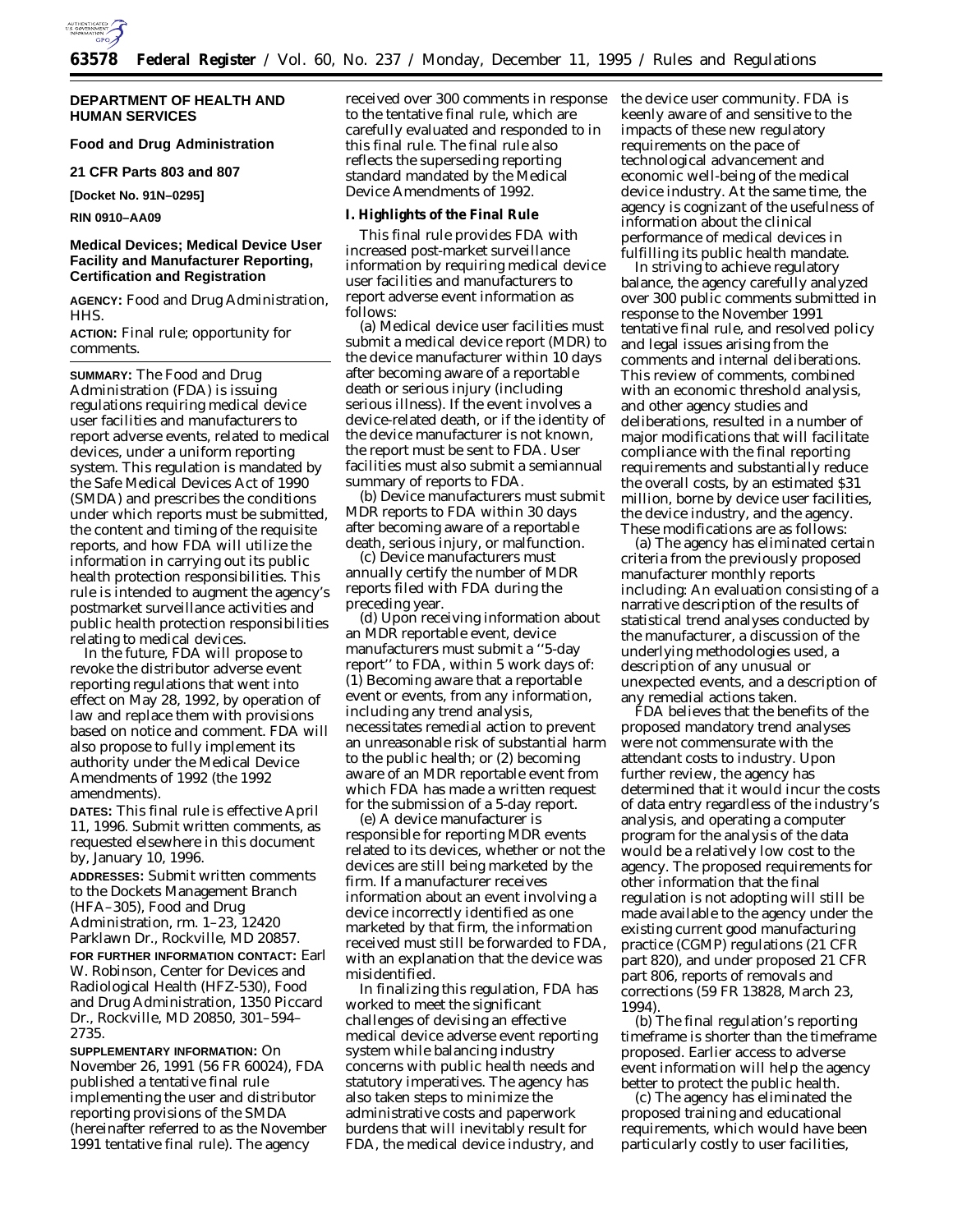**DEPARTMENT OF HEALTH AND HUMAN SERVICES**

**Food and Drug Administration**

**21 CFR Parts 803 and 807**

**[Docket No. 91N–0295]**

**RIN 0910–AA09**

# Medical Devices; Medical Device User Facility and Manufacturer Reporting, Certification and Registration

**AGENCY:** Food and Drug Administration, HHS.

**ACTION:** Final rule; opportunity for comments.

**SUMMARY:** The Food and Drug Administration (FDA) is issuing regulations requiring medical device user facilities and manufacturers to report adverse events, related to medical devices, under a uniform reporting system. This regulation is mandated by the Safe Medical Devices Act of 1990 (SMDA) and prescribes the conditions under which reports must be submitted, the content and timing of the requisite reports, and how FDA will utilize the information in carrying out its public health protection responsibilities. This rule is intended to augment the agency's postmarket surveillance activities and public health protection responsibilities relating to medical devices.

In the future, FDA will propose to revoke the distributor adverse event reporting regulations that went into effect on May 28, 1992, by operation of law and replace them with provisions based on notice and comment. FDA will also propose to fully implement its authority under the Medical Device Amendments of 1992 (the 1992 amendments).

**DATES:** This final rule is effective April 11, 1996. Submit written comments, as requested elsewhere in this document by, January 10, 1996.

**ADDRESSES:** Submit written comments to the Dockets Management Branch (HFA–305), Food and Drug Administration, rm. 1–23, 12420 Parklawn Dr., Rockville, MD 20857.

**FOR FURTHER INFORMATION CONTACT:** Earl W. Robinson, Center for Devices and Radiological Health (HFZ-530), Food and Drug Administration, 1350 Piccard Dr., Rockville, MD 20850, 301–594–2735.

**SUPPLEMENTARY INFORMATION:** On November 26, 1991 (56 FR 60024), FDA published a tentative final rule implementing the user and distributor reporting provisions of the SMDA (hereinafter referred to as the November 1991 tentative final rule). The agency received over 300 comments in response to the tentative final rule, which are carefully evaluated and responded to in this final rule. The final rule also reflects the superseding reporting standard mandated by the Medical Device Amendments of 1992.

## I. Highlights of the Final Rule

This final rule provides FDA with increased post-market surveillance information by requiring medical device user facilities and manufacturers to report adverse event information as follows:

(a) Medical device user facilities must submit a medical device report (MDR) to the device manufacturer within 10 days after becoming aware of a reportable death or serious injury (including serious illness). If the event involves a device-related death, or if the identity of the device manufacturer is not known, the report must be sent to FDA. User facilities must also submit a semiannual summary of reports to FDA.

(b) Device manufacturers must submit MDR reports to FDA within 30 days after becoming aware of a reportable death, serious injury, or malfunction.

(c) Device manufacturers must annually certify the number of MDR reports filed with FDA during the preceding year.

(d) Upon receiving information about an MDR reportable event, device manufacturers must submit a ''5-day report'' to FDA, within 5 work days of: (1) Becoming aware that a reportable event or events, from any information, including any trend analysis, necessitates remedial action to prevent an unreasonable risk of substantial harm to the public health; or (2) becoming aware of an MDR reportable event from which FDA has made a written request for the submission of a 5-day report.

(e) A device manufacturer is responsible for reporting MDR events related to its devices, whether or not the devices are still being marketed by the firm. If a manufacturer receives information about an event involving a device incorrectly identified as one marketed by that firm, the information received must still be forwarded to FDA, with an explanation that the device was misidentified.

In finalizing this regulation, FDA has worked to meet the significant challenges of devising an effective medical device adverse event reporting system while balancing industry concerns with public health needs and statutory imperatives. The agency has also taken steps to minimize the administrative costs and paperwork burdens that will inevitably result for FDA, the medical device industry, and the device user community. FDA is keenly aware of and sensitive to the impacts of these new regulatory requirements on the pace of technological advancement and economic well-being of the medical device industry. At the same time, the agency is cognizant of the usefulness of information about the clinical performance of medical devices in fulfilling its public health mandate.

In striving to achieve regulatory balance, the agency carefully analyzed over 300 public comments submitted in response to the November 1991 tentative final rule, and resolved policy and legal issues arising from the comments and internal deliberations. This review of comments, combined with an economic threshold analysis, and other agency studies and deliberations, resulted in a number of major modifications that will facilitate compliance with the final reporting requirements and substantially reduce the overall costs, by an estimated $31 million, borne by device user facilities, the device industry, and the agency. These modifications are as follows:

(a) The agency has eliminated certain criteria from the previously proposed manufacturer monthly reports including: An evaluation consisting of a narrative description of the results of statistical trend analyses conducted by the manufacturer, a discussion of the underlying methodologies used, a description of any unusual or unexpected events, and a description of any remedial actions taken.

FDA believes that the benefits of the proposed mandatory trend analyses were not commensurate with the attendant costs to industry. Upon further review, the agency has determined that it would incur the costs of data entry regardless of the industry's analysis, and operating a computer program for the analysis of the data would be a relatively low cost to the agency. The proposed requirements for other information that the final regulation is not adopting will still be made available to the agency under the existing current good manufacturing practice (CGMP) regulations (21 CFR part 820), and under proposed 21 CFR part 806, reports of removals and corrections (59 FR 13828, March 23, 1994).

(b) The final regulation's reporting timeframe is shorter than the timeframe proposed. Earlier access to adverse event information will help the agency better to protect the public health.

(c) The agency has eliminated the proposed training and educational requirements, which would have been particularly costly to user facilities,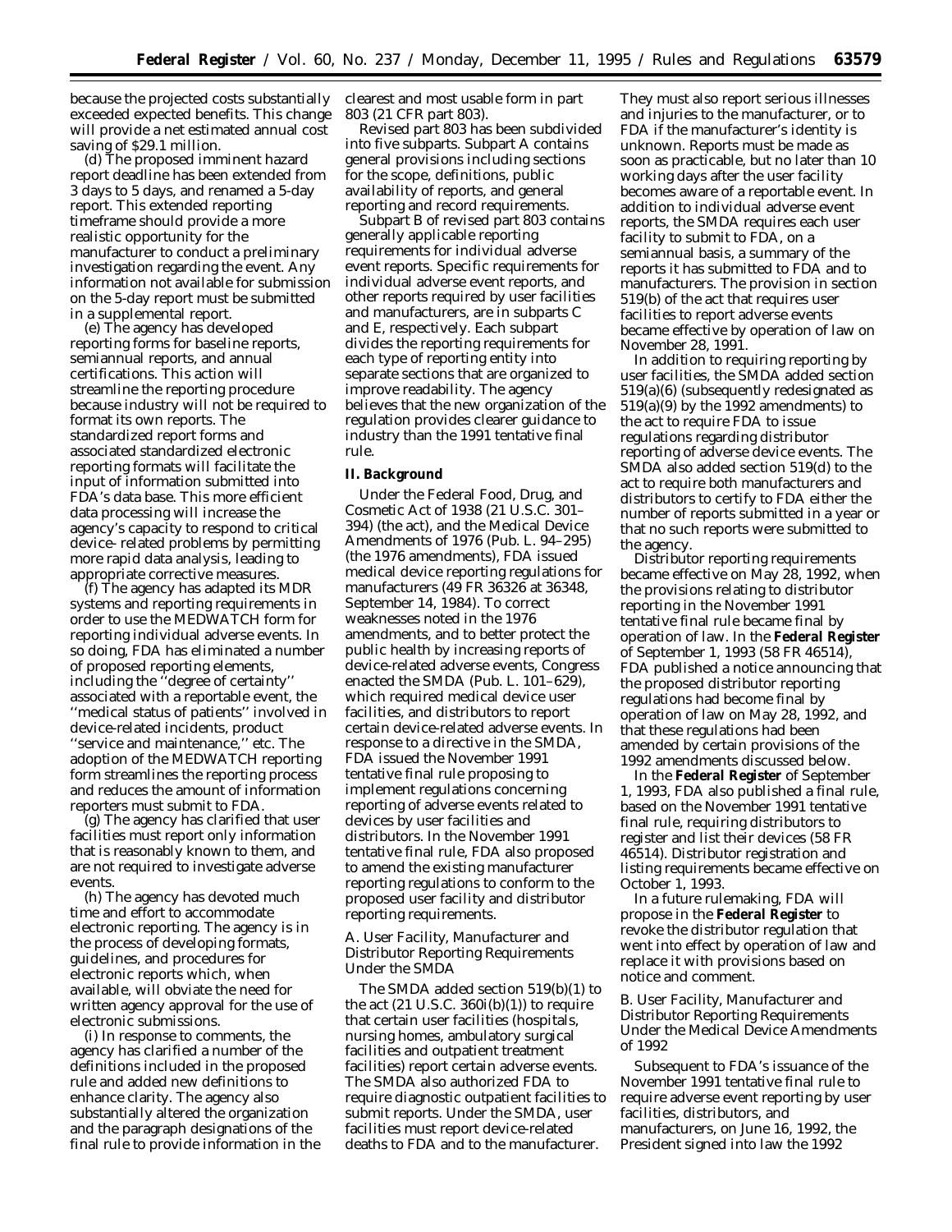because the projected costs substantially exceeded expected benefits. This change will provide a net estimated annual cost saving of $29.1 million.

(d) The proposed imminent hazard report deadline has been extended from 3 days to 5 days, and renamed a 5-day report. This extended reporting timeframe should provide a more realistic opportunity for the manufacturer to conduct a preliminary investigation regarding the event. Any information not available for submission on the 5-day report must be submitted in a supplemental report.

(e) The agency has developed reporting forms for baseline reports, semiannual reports, and annual certifications. This action will streamline the reporting procedure because industry will not be required to format its own reports. The standardized report forms and associated standardized electronic reporting formats will facilitate the input of information submitted into FDA's data base. This more efficient data processing will increase the agency's capacity to respond to critical device- related problems by permitting more rapid data analysis, leading to appropriate corrective measures.

(f) The agency has adapted its MDR systems and reporting requirements in order to use the MEDWATCH form for reporting individual adverse events. In so doing, FDA has eliminated a number of proposed reporting elements, including the ''degree of certainty'' associated with a reportable event, the ''medical status of patients'' involved in device-related incidents, product ''service and maintenance,'' etc. The adoption of the MEDWATCH reporting form streamlines the reporting process and reduces the amount of information reporters must submit to FDA.

(g) The agency has clarified that user facilities must report only information that is reasonably known to them, and are not required to investigate adverse events.

(h) The agency has devoted much time and effort to accommodate electronic reporting. The agency is in the process of developing formats, guidelines, and procedures for electronic reports which, when available, will obviate the need for written agency approval for the use of electronic submissions.

(i) In response to comments, the agency has clarified a number of the definitions included in the proposed rule and added new definitions to enhance clarity. The agency also substantially altered the organization and the paragraph designations of the final rule to provide information in the clearest and most usable form in part 803 (21 CFR part 803).

Revised part 803 has been subdivided into five subparts. Subpart A contains general provisions including sections for the scope, definitions, public availability of reports, and general reporting and record requirements.

Subpart B of revised part 803 contains generally applicable reporting requirements for individual adverse event reports. Specific requirements for individual adverse event reports, and other reports required by user facilities and manufacturers, are in subparts C and E, respectively. Each subpart divides the reporting requirements for each type of reporting entity into separate sections that are organized to improve readability. The agency believes that the new organization of the regulation provides clearer guidance to industry than the 1991 tentative final rule.

## II. Background

Under the Federal Food, Drug, and Cosmetic Act of 1938 (21 U.S.C. 301–394) (the act), and the Medical Device Amendments of 1976 (Pub. L. 94–295) (the 1976 amendments), FDA issued medical device reporting regulations for manufacturers (49 FR 36326 at 36348, September 14, 1984). To correct weaknesses noted in the 1976 amendments, and to better protect the public health by increasing reports of device-related adverse events, Congress enacted the SMDA (Pub. L. 101–629), which required medical device user facilities, and distributors to report certain device-related adverse events. In response to a directive in the SMDA, FDA issued the November 1991 tentative final rule proposing to implement regulations concerning reporting of adverse events related to devices by user facilities and distributors. In the November 1991 tentative final rule, FDA also proposed to amend the existing manufacturer reporting regulations to conform to the proposed user facility and distributor reporting requirements.

### *A. User Facility, Manufacturer and Distributor Reporting Requirements Under the SMDA*

The SMDA added section 519(b)(1) to the act (21 U.S.C. 360i(b)(1)) to require that certain user facilities (hospitals, nursing homes, ambulatory surgical facilities and outpatient treatment facilities) report certain adverse events. The SMDA also authorized FDA to require diagnostic outpatient facilities to submit reports. Under the SMDA, user facilities must report device-related deaths to FDA and to the manufacturer. They must also report serious illnesses and injuries to the manufacturer, or to FDA if the manufacturer's identity is unknown. Reports must be made as soon as practicable, but no later than 10 working days after the user facility becomes aware of a reportable event. In addition to individual adverse event reports, the SMDA requires each user facility to submit to FDA, on a semiannual basis, a summary of the reports it has submitted to FDA and to manufacturers. The provision in section 519(b) of the act that requires user facilities to report adverse events became effective by operation of law on November 28, 1991.

In addition to requiring reporting by user facilities, the SMDA added section 519(a)(6) (subsequently redesignated as 519(a)(9) by the 1992 amendments) to the act to require FDA to issue regulations regarding distributor reporting of adverse device events. The SMDA also added section 519(d) to the act to require both manufacturers and distributors to certify to FDA either the number of reports submitted in a year or that no such reports were submitted to the agency.

Distributor reporting requirements became effective on May 28, 1992, when the provisions relating to distributor reporting in the November 1991 tentative final rule became final by operation of law. In the **Federal Register** of September 1, 1993 (58 FR 46514), FDA published a notice announcing that the proposed distributor reporting regulations had become final by operation of law on May 28, 1992, and that these regulations had been amended by certain provisions of the 1992 amendments discussed below.

In the **Federal Register** of September 1, 1993, FDA also published a final rule, based on the November 1991 tentative final rule, requiring distributors to register and list their devices (58 FR 46514). Distributor registration and listing requirements became effective on October 1, 1993.

In a future rulemaking, FDA will propose in the **Federal Register** to revoke the distributor regulation that went into effect by operation of law and replace it with provisions based on notice and comment.

### *B. User Facility, Manufacturer and Distributor Reporting Requirements Under the Medical Device Amendments of 1992*

Subsequent to FDA's issuance of the November 1991 tentative final rule to require adverse event reporting by user facilities, distributors, and manufacturers, on June 16, 1992, the President signed into law the 1992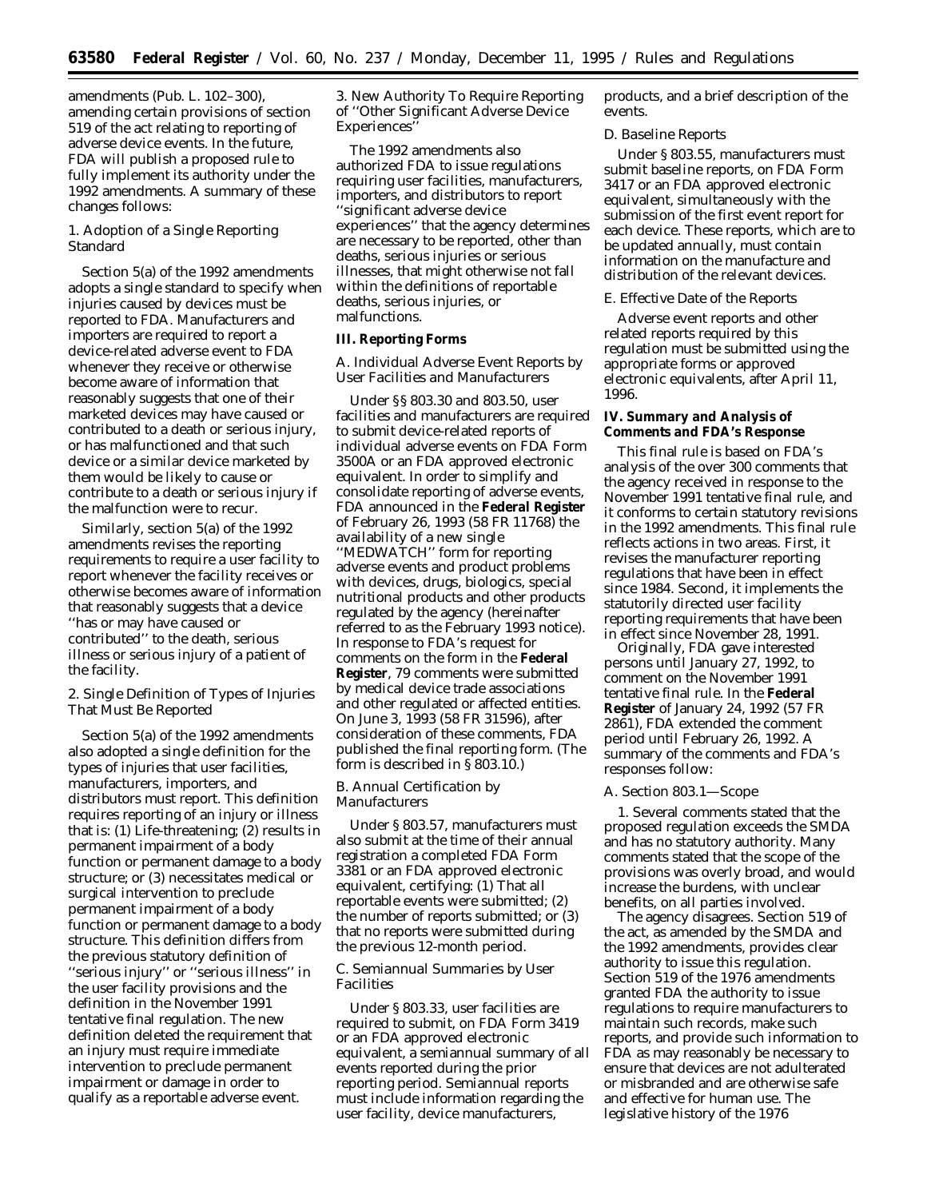amendments (Pub. L. 102–300), amending certain provisions of section 519 of the act relating to reporting of adverse device events. In the future, FDA will publish a proposed rule to fully implement its authority under the 1992 amendments. A summary of these changes follows:

1. Adoption of a Single Reporting Standard

Section 5(a) of the 1992 amendments adopts a single standard to specify when injuries caused by devices must be reported to FDA. Manufacturers and importers are required to report a device-related adverse event to FDA whenever they receive or otherwise become aware of information that reasonably suggests that one of their marketed devices may have caused or contributed to a death or serious injury, or has malfunctioned and that such device or a similar device marketed by them would be likely to cause or contribute to a death or serious injury if the malfunction were to recur.

Similarly, section 5(a) of the 1992 amendments revises the reporting requirements to require a user facility to report whenever the facility receives or otherwise becomes aware of information that reasonably suggests that a device ''has or may have caused or contributed'' to the death, serious illness or serious injury of a patient of the facility.

2. Single Definition of Types of Injuries That Must Be Reported

Section 5(a) of the 1992 amendments also adopted a single definition for the types of injuries that user facilities, manufacturers, importers, and distributors must report. This definition requires reporting of an injury or illness that is: (1) Life-threatening; (2) results in permanent impairment of a body function or permanent damage to a body structure; or (3) necessitates medical or surgical intervention to preclude permanent impairment of a body function or permanent damage to a body structure. This definition differs from the previous statutory definition of ''serious injury'' or ''serious illness'' in the user facility provisions and the definition in the November 1991 tentative final regulation. The new definition deleted the requirement that an injury must require immediate intervention to preclude permanent impairment or damage in order to qualify as a reportable adverse event.

3. New Authority To Require Reporting of ''Other Significant Adverse Device Experiences''

The 1992 amendments also authorized FDA to issue regulations requiring user facilities, manufacturers, importers, and distributors to report ''significant adverse device experiences'' that the agency determines are necessary to be reported, other than deaths, serious injuries or serious illnesses, that might otherwise not fall within the definitions of reportable deaths, serious injuries, or malfunctions.

## III. Reporting Forms

A. Individual Adverse Event Reports by User Facilities and Manufacturers

Under §§ 803.30 and 803.50, user facilities and manufacturers are required to submit device-related reports of individual adverse events on FDA Form 3500A or an FDA approved electronic equivalent. In order to simplify and consolidate reporting of adverse events, FDA announced in the **Federal Register** of February 26, 1993 (58 FR 11768) the availability of a new single ''MEDWATCH'' form for reporting adverse events and product problems with devices, drugs, biologics, special nutritional products and other products regulated by the agency (hereinafter referred to as the February 1993 notice). In response to FDA's request for comments on the form in the **Federal Register**, 79 comments were submitted by medical device trade associations and other regulated or affected entities. On June 3, 1993 (58 FR 31596), after consideration of these comments, FDA published the final reporting form. (The form is described in § 803.10.)

B. Annual Certification by Manufacturers

Under § 803.57, manufacturers must also submit at the time of their annual registration a completed FDA Form 3381 or an FDA approved electronic equivalent, certifying: (1) That all reportable events were submitted; (2) the number of reports submitted; or (3) that no reports were submitted during the previous 12-month period.

C. Semiannual Summaries by User Facilities

Under § 803.33, user facilities are required to submit, on FDA Form 3419 or an FDA approved electronic equivalent, a semiannual summary of all events reported during the prior reporting period. Semiannual reports must include information regarding the user facility, device manufacturers, products, and a brief description of the events.

D. Baseline Reports

Under § 803.55, manufacturers must submit baseline reports, on FDA Form 3417 or an FDA approved electronic equivalent, simultaneously with the submission of the first event report for each device. These reports, which are to be updated annually, must contain information on the manufacture and distribution of the relevant devices.

E. Effective Date of the Reports

Adverse event reports and other related reports required by this regulation must be submitted using the appropriate forms or approved electronic equivalents, after April 11, 1996.

## IV. Summary and Analysis of Comments and FDA's Response

This final rule is based on FDA's analysis of the over 300 comments that the agency received in response to the November 1991 tentative final rule, and it conforms to certain statutory revisions in the 1992 amendments. This final rule reflects actions in two areas. First, it revises the manufacturer reporting regulations that have been in effect since 1984. Second, it implements the statutorily directed user facility reporting requirements that have been in effect since November 28, 1991.

Originally, FDA gave interested persons until January 27, 1992, to comment on the November 1991 tentative final rule. In the **Federal Register** of January 24, 1992 (57 FR 2861), FDA extended the comment period until February 26, 1992. A summary of the comments and FDA's responses follow:

A. Section 803.1—Scope

1. Several comments stated that the proposed regulation exceeds the SMDA and has no statutory authority. Many comments stated that the scope of the provisions was overly broad, and would increase the burdens, with unclear benefits, on all parties involved.

The agency disagrees. Section 519 of the act, as amended by the SMDA and the 1992 amendments, provides clear authority to issue this regulation. Section 519 of the 1976 amendments granted FDA the authority to issue regulations to require manufacturers to maintain such records, make such reports, and provide such information to FDA as may reasonably be necessary to ensure that devices are not adulterated or misbranded and are otherwise safe and effective for human use. The legislative history of the 1976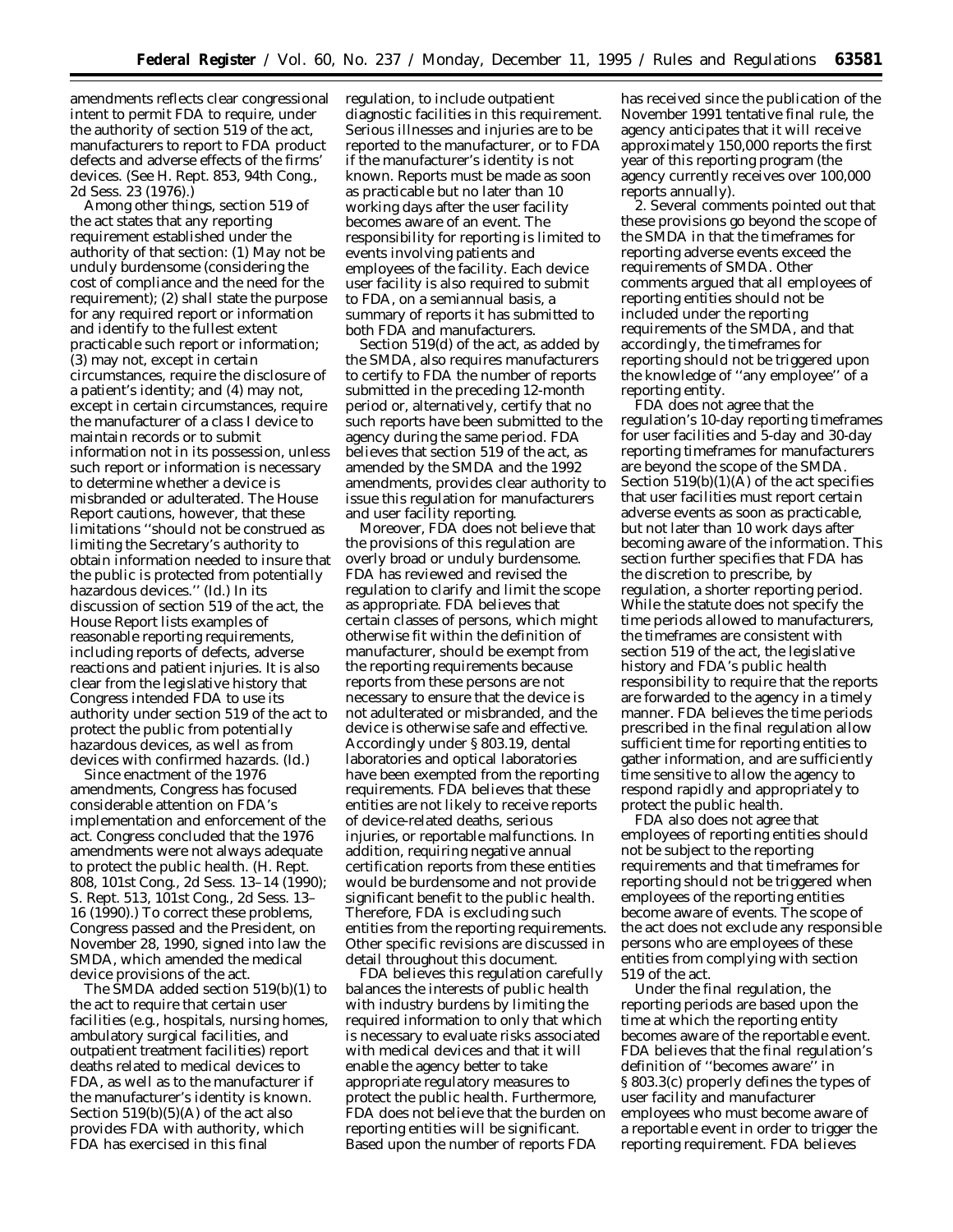amendments reflects clear congressional intent to permit FDA to require, under the authority of section 519 of the act, manufacturers to report to FDA product defects and adverse effects of the firms' devices. (See H. Rept. 853, 94th Cong., 2d Sess. 23 (1976).)

Among other things, section 519 of the act states that any reporting requirement established under the authority of that section: (1) May not be unduly burdensome (considering the cost of compliance and the need for the requirement); (2) shall state the purpose for any required report or information and identify to the fullest extent practicable such report or information; (3) may not, except in certain circumstances, require the disclosure of a patient's identity; and (4) may not, except in certain circumstances, require the manufacturer of a class I device to maintain records or to submit information not in its possession, unless such report or information is necessary to determine whether a device is misbranded or adulterated. The House Report cautions, however, that these limitations ''should not be construed as limiting the Secretary's authority to obtain information needed to insure that the public is protected from potentially hazardous devices.'' (Id.) In its discussion of section 519 of the act, the House Report lists examples of reasonable reporting requirements, including reports of defects, adverse reactions and patient injuries. It is also clear from the legislative history that Congress intended FDA to use its authority under section 519 of the act to protect the public from potentially hazardous devices, as well as from devices with confirmed hazards. (Id.)

Since enactment of the 1976 amendments, Congress has focused considerable attention on FDA's implementation and enforcement of the act. Congress concluded that the 1976 amendments were not always adequate to protect the public health. (H. Rept. 808, 101st Cong., 2d Sess. 13–14 (1990); S. Rept. 513, 101st Cong., 2d Sess. 13–16 (1990).) To correct these problems, Congress passed and the President, on November 28, 1990, signed into law the SMDA, which amended the medical device provisions of the act.

The SMDA added section 519(b)(1) to the act to require that certain user facilities (e.g., hospitals, nursing homes, ambulatory surgical facilities, and outpatient treatment facilities) report deaths related to medical devices to FDA, as well as to the manufacturer if the manufacturer's identity is known. Section 519(b)(5)(A) of the act also provides FDA with authority, which FDA has exercised in this final regulation, to include outpatient diagnostic facilities in this requirement. Serious illnesses and injuries are to be reported to the manufacturer, or to FDA if the manufacturer's identity is not known. Reports must be made as soon as practicable but no later than 10 working days after the user facility becomes aware of an event. The responsibility for reporting is limited to events involving patients and employees of the facility. Each device user facility is also required to submit to FDA, on a semiannual basis, a summary of reports it has submitted to both FDA and manufacturers.

Section 519(d) of the act, as added by the SMDA, also requires manufacturers to certify to FDA the number of reports submitted in the preceding 12-month period or, alternatively, certify that no such reports have been submitted to the agency during the same period. FDA believes that section 519 of the act, as amended by the SMDA and the 1992 amendments, provides clear authority to issue this regulation for manufacturers and user facility reporting.

Moreover, FDA does not believe that the provisions of this regulation are overly broad or unduly burdensome. FDA has reviewed and revised the regulation to clarify and limit the scope as appropriate. FDA believes that certain classes of persons, which might otherwise fit within the definition of manufacturer, should be exempt from the reporting requirements because reports from these persons are not necessary to ensure that the device is not adulterated or misbranded, and the device is otherwise safe and effective. Accordingly under § 803.19, dental laboratories and optical laboratories have been exempted from the reporting requirements. FDA believes that these entities are not likely to receive reports of device-related deaths, serious injuries, or reportable malfunctions. In addition, requiring negative annual certification reports from these entities would be burdensome and not provide significant benefit to the public health. Therefore, FDA is excluding such entities from the reporting requirements. Other specific revisions are discussed in detail throughout this document.

FDA believes this regulation carefully balances the interests of public health with industry burdens by limiting the required information to only that which is necessary to evaluate risks associated with medical devices and that it will enable the agency better to take appropriate regulatory measures to protect the public health. Furthermore, FDA does not believe that the burden on reporting entities will be significant. Based upon the number of reports FDA has received since the publication of the November 1991 tentative final rule, the agency anticipates that it will receive approximately 150,000 reports the first year of this reporting program (the agency currently receives over 100,000 reports annually).

2. Several comments pointed out that these provisions go beyond the scope of the SMDA in that the timeframes for reporting adverse events exceed the requirements of SMDA. Other comments argued that all employees of reporting entities should not be included under the reporting requirements of the SMDA, and that accordingly, the timeframes for reporting should not be triggered upon the knowledge of ''any employee'' of a reporting entity.

FDA does not agree that the regulation's 10-day reporting timeframes for user facilities and 5-day and 30-day reporting timeframes for manufacturers are beyond the scope of the SMDA. Section 519(b)(1)(A) of the act specifies that user facilities must report certain adverse events as soon as practicable, but not later than 10 work days after becoming aware of the information. This section further specifies that FDA has the discretion to prescribe, by regulation, a shorter reporting period. While the statute does not specify the time periods allowed to manufacturers, the timeframes are consistent with section 519 of the act, the legislative history and FDA's public health responsibility to require that the reports are forwarded to the agency in a timely manner. FDA believes the time periods prescribed in the final regulation allow sufficient time for reporting entities to gather information, and are sufficiently time sensitive to allow the agency to respond rapidly and appropriately to protect the public health.

FDA also does not agree that employees of reporting entities should not be subject to the reporting requirements and that timeframes for reporting should not be triggered when employees of the reporting entities become aware of events. The scope of the act does not exclude any responsible persons who are employees of these entities from complying with section 519 of the act.

Under the final regulation, the reporting periods are based upon the time at which the reporting entity becomes aware of the reportable event. FDA believes that the final regulation's definition of ''becomes aware'' in § 803.3(c) properly defines the types of user facility and manufacturer employees who must become aware of a reportable event in order to trigger the reporting requirement. FDA believes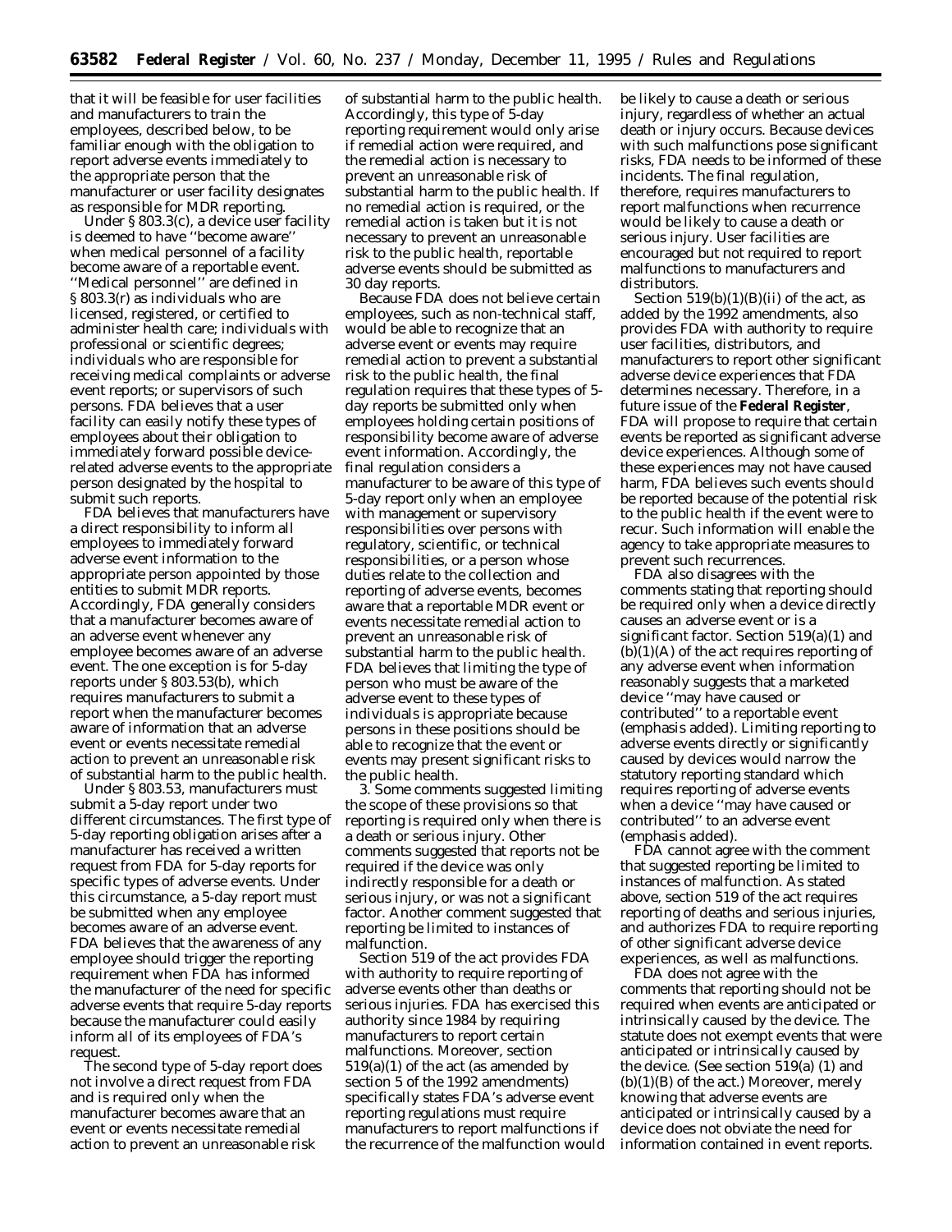that it will be feasible for user facilities and manufacturers to train the employees, described below, to be familiar enough with the obligation to report adverse events immediately to the appropriate person that the manufacturer or user facility designates as responsible for MDR reporting.

Under § 803.3(c), a device user facility is deemed to have ''become aware'' when medical personnel of a facility become aware of a reportable event. ''Medical personnel'' are defined in § 803.3(r) as individuals who are licensed, registered, or certified to administer health care; individuals with professional or scientific degrees; individuals who are responsible for receiving medical complaints or adverse event reports; or supervisors of such persons. FDA believes that a user facility can easily notify these types of employees about their obligation to immediately forward possible device-related adverse events to the appropriate person designated by the hospital to submit such reports.

FDA believes that manufacturers have a direct responsibility to inform all employees to immediately forward adverse event information to the appropriate person appointed by those entities to submit MDR reports. Accordingly, FDA generally considers that a manufacturer becomes aware of an adverse event whenever any employee becomes aware of an adverse event. The one exception is for 5-day reports under § 803.53(b), which requires manufacturers to submit a report when the manufacturer becomes aware of information that an adverse event or events necessitate remedial action to prevent an unreasonable risk of substantial harm to the public health.

Under § 803.53, manufacturers must submit a 5-day report under two different circumstances. The first type of 5-day reporting obligation arises after a manufacturer has received a written request from FDA for 5-day reports for specific types of adverse events. Under this circumstance, a 5-day report must be submitted when any employee becomes aware of an adverse event. FDA believes that the awareness of any employee should trigger the reporting requirement when FDA has informed the manufacturer of the need for specific adverse events that require 5-day reports because the manufacturer could easily inform all of its employees of FDA's request.

The second type of 5-day report does not involve a direct request from FDA and is required only when the manufacturer becomes aware that an event or events necessitate remedial action to prevent an unreasonable risk of substantial harm to the public health. Accordingly, this type of 5-day reporting requirement would only arise if remedial action were required, and the remedial action is necessary to prevent an unreasonable risk of substantial harm to the public health. If no remedial action is required, or the remedial action is taken but it is not necessary to prevent an unreasonable risk to the public health, reportable adverse events should be submitted as 30 day reports.

Because FDA does not believe certain employees, such as non-technical staff, would be able to recognize that an adverse event or events may require remedial action to prevent a substantial risk to the public health, the final regulation requires that these types of 5-day reports be submitted only when employees holding certain positions of responsibility become aware of adverse event information. Accordingly, the final regulation considers a manufacturer to be aware of this type of 5-day report only when an employee with management or supervisory responsibilities over persons with regulatory, scientific, or technical responsibilities, or a person whose duties relate to the collection and reporting of adverse events, becomes aware that a reportable MDR event or events necessitate remedial action to prevent an unreasonable risk of substantial harm to the public health. FDA believes that limiting the type of person who must be aware of the adverse event to these types of individuals is appropriate because persons in these positions should be able to recognize that the event or events may present significant risks to the public health.

3. Some comments suggested limiting the scope of these provisions so that reporting is required only when there is a death or serious injury. Other comments suggested that reports not be required if the device was only indirectly responsible for a death or serious injury, or was not a significant factor. Another comment suggested that reporting be limited to instances of malfunction.

Section 519 of the act provides FDA with authority to require reporting of adverse events other than deaths or serious injuries. FDA has exercised this authority since 1984 by requiring manufacturers to report certain malfunctions. Moreover, section 519(a)(1) of the act (as amended by section 5 of the 1992 amendments) specifically states FDA's adverse event reporting regulations must require manufacturers to report malfunctions if the recurrence of the malfunction would be likely to cause a death or serious injury, regardless of whether an actual death or injury occurs. Because devices with such malfunctions pose significant risks, FDA needs to be informed of these incidents. The final regulation, therefore, requires manufacturers to report malfunctions when recurrence would be likely to cause a death or serious injury. User facilities are encouraged but not required to report malfunctions to manufacturers and distributors.

Section 519(b)(1)(B)(ii) of the act, as added by the 1992 amendments, also provides FDA with authority to require user facilities, distributors, and manufacturers to report other significant adverse device experiences that FDA determines necessary. Therefore, in a future issue of the **Federal Register**, FDA will propose to require that certain events be reported as significant adverse device experiences. Although some of these experiences may not have caused harm, FDA believes such events should be reported because of the potential risk to the public health if the event were to recur. Such information will enable the agency to take appropriate measures to prevent such recurrences.

FDA also disagrees with the comments stating that reporting should be required only when a device directly causes an adverse event or is a significant factor. Section 519(a)(1) and (b)(1)(A) of the act requires reporting of any adverse event when information reasonably suggests that a marketed device ''may have caused or contributed'' to a reportable event (emphasis added). Limiting reporting to adverse events directly or significantly caused by devices would narrow the statutory reporting standard which requires reporting of adverse events when a device ''may have caused or contributed'' to an adverse event (emphasis added).

FDA cannot agree with the comment that suggested reporting be limited to instances of malfunction. As stated above, section 519 of the act requires reporting of deaths and serious injuries, and authorizes FDA to require reporting of other significant adverse device experiences, as well as malfunctions.

FDA does not agree with the comments that reporting should not be required when events are anticipated or intrinsically caused by the device. The statute does not exempt events that were anticipated or intrinsically caused by the device. (See section 519(a) (1) and (b)(1)(B) of the act.) Moreover, merely knowing that adverse events are anticipated or intrinsically caused by a device does not obviate the need for information contained in event reports.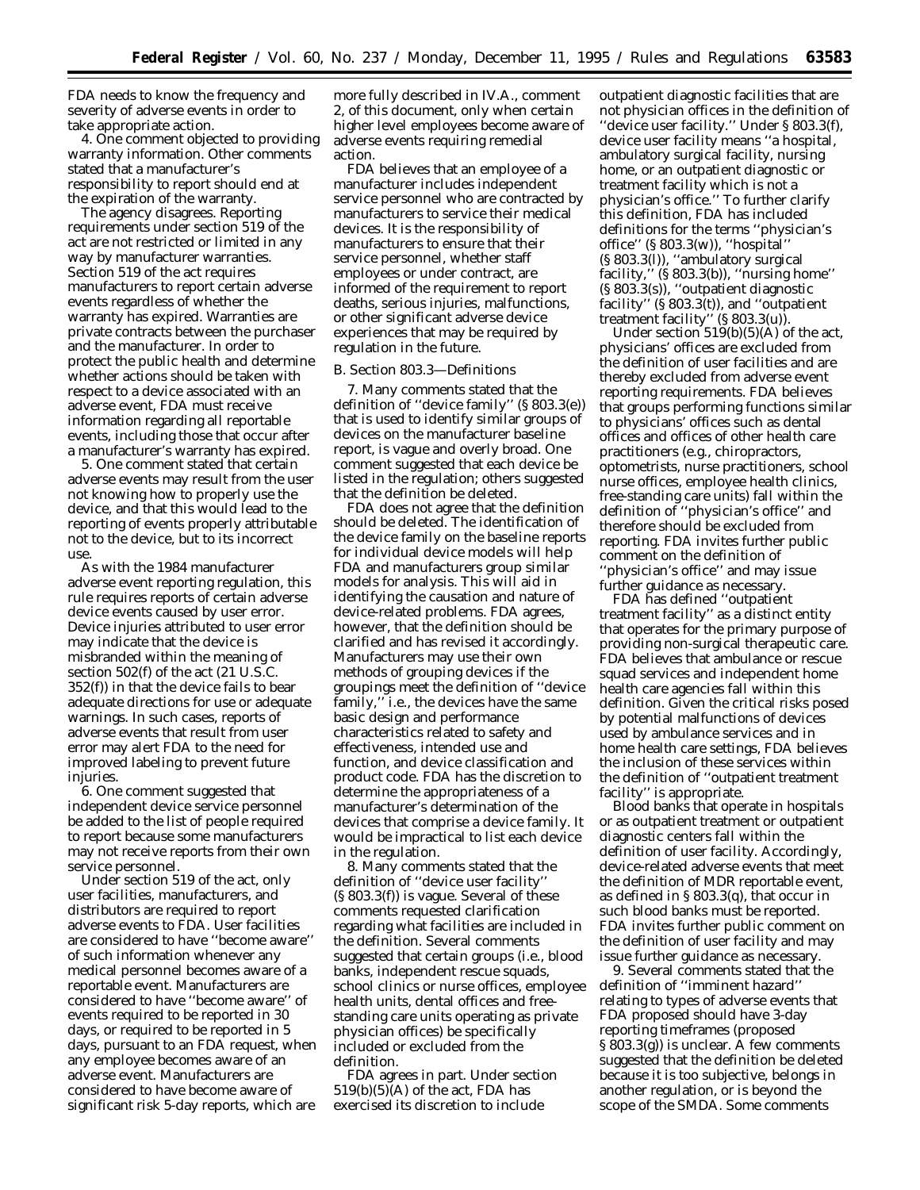FDA needs to know the frequency and severity of adverse events in order to take appropriate action.

4. One comment objected to providing warranty information. Other comments stated that a manufacturer's responsibility to report should end at the expiration of the warranty.

The agency disagrees. Reporting requirements under section 519 of the act are not restricted or limited in any way by manufacturer warranties. Section 519 of the act requires manufacturers to report certain adverse events regardless of whether the warranty has expired. Warranties are private contracts between the purchaser and the manufacturer. In order to protect the public health and determine whether actions should be taken with respect to a device associated with an adverse event, FDA must receive information regarding all reportable events, including those that occur after a manufacturer's warranty has expired.

5. One comment stated that certain adverse events may result from the user not knowing how to properly use the device, and that this would lead to the reporting of events properly attributable not to the device, but to its incorrect use.

As with the 1984 manufacturer adverse event reporting regulation, this rule requires reports of certain adverse device events caused by user error. Device injuries attributed to user error may indicate that the device is misbranded within the meaning of section 502(f) of the act (21 U.S.C. 352(f)) in that the device fails to bear adequate directions for use or adequate warnings. In such cases, reports of adverse events that result from user error may alert FDA to the need for improved labeling to prevent future injuries.

6. One comment suggested that independent device service personnel be added to the list of people required to report because some manufacturers may not receive reports from their own service personnel.

Under section 519 of the act, only user facilities, manufacturers, and distributors are required to report adverse events to FDA. User facilities are considered to have "become aware" of such information whenever any medical personnel becomes aware of a reportable event. Manufacturers are considered to have "become aware" of events required to be reported in 30 days, or required to be reported in 5 days, pursuant to an FDA request, when any employee becomes aware of an adverse event. Manufacturers are considered to have become aware of significant risk 5-day reports, which are more fully described in IV.A., comment 2, of this document, only when certain higher level employees become aware of adverse events requiring remedial action.

FDA believes that an employee of a manufacturer includes independent service personnel who are contracted by manufacturers to service their medical devices. It is the responsibility of manufacturers to ensure that their service personnel, whether staff employees or under contract, are informed of the requirement to report deaths, serious injuries, malfunctions, or other significant adverse device experiences that may be required by regulation in the future.

*B. Section 803.3—Definitions*

7. Many comments stated that the definition of "device family" (§ 803.3(e)) that is used to identify similar groups of devices on the manufacturer baseline report, is vague and overly broad. One comment suggested that each device be listed in the regulation; others suggested that the definition be deleted.

FDA does not agree that the definition should be deleted. The identification of the device family on the baseline reports for individual device models will help FDA and manufacturers group similar models for analysis. This will aid in identifying the causation and nature of device-related problems. FDA agrees, however, that the definition should be clarified and has revised it accordingly. Manufacturers may use their own methods of grouping devices if the groupings meet the definition of "device family," i.e., the devices have the same basic design and performance characteristics related to safety and effectiveness, intended use and function, and device classification and product code. FDA has the discretion to determine the appropriateness of a manufacturer's determination of the devices that comprise a device family. It would be impractical to list each device in the regulation.

8. Many comments stated that the definition of "device user facility" (§ 803.3(f)) is vague. Several of these comments requested clarification regarding what facilities are included in the definition. Several comments suggested that certain groups (i.e., blood banks, independent rescue squads, school clinics or nurse offices, employee health units, dental offices and free-standing care units operating as private physician offices) be specifically included or excluded from the definition.

FDA agrees in part. Under section 519(b)(5)(A) of the act, FDA has exercised its discretion to include outpatient diagnostic facilities that are not physician offices in the definition of "device user facility." Under § 803.3(f), device user facility means "a hospital, ambulatory surgical facility, nursing home, or an outpatient diagnostic or treatment facility which is not a physician's office." To further clarify this definition, FDA has included definitions for the terms "physician's office" (§ 803.3(w)), "hospital" (§ 803.3(l)), "ambulatory surgical facility," (§ 803.3(b)), "nursing home" (§ 803.3(s)), "outpatient diagnostic facility" (§ 803.3(t)), and "outpatient treatment facility" (§ 803.3(u)).

Under section 519(b)(5)(A) of the act, physicians' offices are excluded from the definition of user facilities and are thereby excluded from adverse event reporting requirements. FDA believes that groups performing functions similar to physicians' offices such as dental offices and offices of other health care practitioners (e.g., chiropractors, optometrists, nurse practitioners, school nurse offices, employee health clinics, free-standing care units) fall within the definition of "physician's office" and therefore should be excluded from reporting. FDA invites further public comment on the definition of "physician's office" and may issue further guidance as necessary.

FDA has defined "outpatient treatment facility" as a distinct entity that operates for the primary purpose of providing non-surgical therapeutic care. FDA believes that ambulance or rescue squad services and independent home health care agencies fall within this definition. Given the critical risks posed by potential malfunctions of devices used by ambulance services and in home health care settings, FDA believes the inclusion of these services within the definition of "outpatient treatment facility" is appropriate.

Blood banks that operate in hospitals or as outpatient treatment or outpatient diagnostic centers fall within the definition of user facility. Accordingly, device-related adverse events that meet the definition of MDR reportable event, as defined in § 803.3(q), that occur in such blood banks must be reported. FDA invites further public comment on the definition of user facility and may issue further guidance as necessary.

9. Several comments stated that the definition of "imminent hazard" relating to types of adverse events that FDA proposed should have 3-day reporting timeframes (proposed § 803.3(g)) is unclear. A few comments suggested that the definition be deleted because it is too subjective, belongs in another regulation, or is beyond the scope of the SMDA. Some comments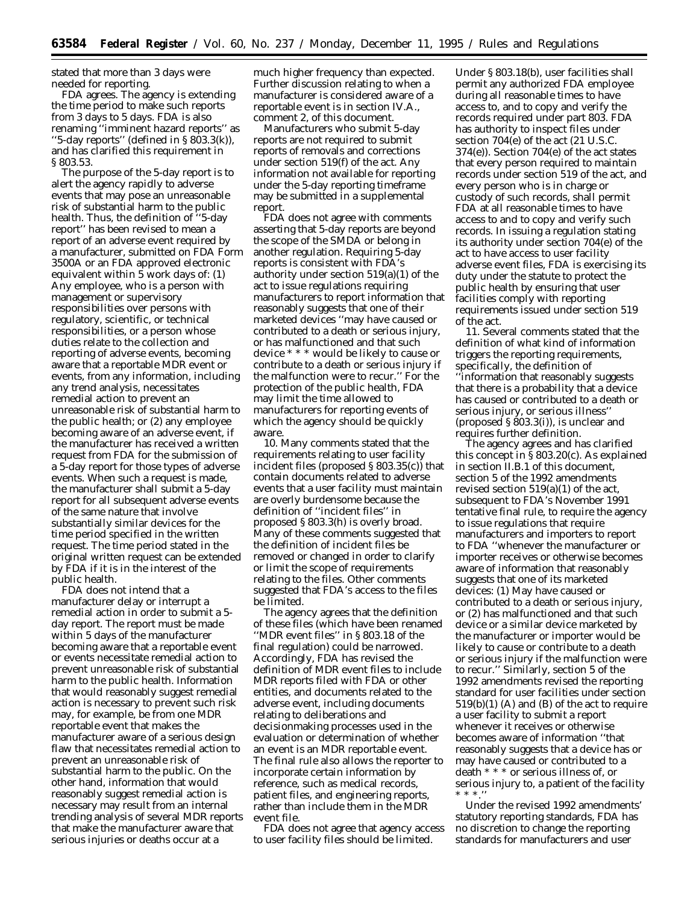stated that more than 3 days were needed for reporting.

FDA agrees. The agency is extending the time period to make such reports from 3 days to 5 days. FDA is also renaming ''imminent hazard reports'' as ''5-day reports'' (defined in § 803.3(k)), and has clarified this requirement in § 803.53.

The purpose of the 5-day report is to alert the agency rapidly to adverse events that may pose an unreasonable risk of substantial harm to the public health. Thus, the definition of ''5-day report'' has been revised to mean a report of an adverse event required by a manufacturer, submitted on FDA Form 3500A or an FDA approved electronic equivalent within 5 work days of: (1) Any employee, who is a person with management or supervisory responsibilities over persons with regulatory, scientific, or technical responsibilities, or a person whose duties relate to the collection and reporting of adverse events, becoming aware that a reportable MDR event or events, from any information, including any trend analysis, necessitates remedial action to prevent an unreasonable risk of substantial harm to the public health; or (2) any employee becoming aware of an adverse event, if the manufacturer has received a written request from FDA for the submission of a 5-day report for those types of adverse events. When such a request is made, the manufacturer shall submit a 5-day report for all subsequent adverse events of the same nature that involve substantially similar devices for the time period specified in the written request. The time period stated in the original written request can be extended by FDA if it is in the interest of the public health.

FDA does not intend that a manufacturer delay or interrupt a remedial action in order to submit a 5-day report. The report must be made within 5 days of the manufacturer becoming aware that a reportable event or events necessitate remedial action to prevent unreasonable risk of substantial harm to the public health. Information that would reasonably suggest remedial action is necessary to prevent such risk may, for example, be from one MDR reportable event that makes the manufacturer aware of a serious design flaw that necessitates remedial action to prevent an unreasonable risk of substantial harm to the public. On the other hand, information that would reasonably suggest remedial action is necessary may result from an internal trending analysis of several MDR reports that make the manufacturer aware that serious injuries or deaths occur at a much higher frequency than expected. Further discussion relating to when a manufacturer is considered aware of a reportable event is in section IV.A., comment 2, of this document.

Manufacturers who submit 5-day reports are not required to submit reports of removals and corrections under section 519(f) of the act. Any information not available for reporting under the 5-day reporting timeframe may be submitted in a supplemental report.

FDA does not agree with comments asserting that 5-day reports are beyond the scope of the SMDA or belong in another regulation. Requiring 5-day reports is consistent with FDA's authority under section 519(a)(1) of the act to issue regulations requiring manufacturers to report information that reasonably suggests that one of their marketed devices ''may have caused or contributed to a death or serious injury, or has malfunctioned and that such device * * * would be likely to cause or contribute to a death or serious injury if the malfunction were to recur.'' For the protection of the public health, FDA may limit the time allowed to manufacturers for reporting events of which the agency should be quickly aware.

10. Many comments stated that the requirements relating to user facility incident files (proposed § 803.35(c)) that contain documents related to adverse events that a user facility must maintain are overly burdensome because the definition of ''incident files'' in proposed § 803.3(h) is overly broad. Many of these comments suggested that the definition of incident files be removed or changed in order to clarify or limit the scope of requirements relating to the files. Other comments suggested that FDA's access to the files be limited.

The agency agrees that the definition of these files (which have been renamed ''MDR event files'' in § 803.18 of the final regulation) could be narrowed. Accordingly, FDA has revised the definition of MDR event files to include MDR reports filed with FDA or other entities, and documents related to the adverse event, including documents relating to deliberations and decisionmaking processes used in the evaluation or determination of whether an event is an MDR reportable event. The final rule also allows the reporter to incorporate certain information by reference, such as medical records, patient files, and engineering reports, rather than include them in the MDR event file.

FDA does not agree that agency access to user facility files should be limited. Under § 803.18(b), user facilities shall permit any authorized FDA employee during all reasonable times to have access to, and to copy and verify the records required under part 803. FDA has authority to inspect files under section 704(e) of the act (21 U.S.C. 374(e)). Section 704(e) of the act states that every person required to maintain records under section 519 of the act, and every person who is in charge or custody of such records, shall permit FDA at all reasonable times to have access to and to copy and verify such records. In issuing a regulation stating its authority under section 704(e) of the act to have access to user facility adverse event files, FDA is exercising its duty under the statute to protect the public health by ensuring that user facilities comply with reporting requirements issued under section 519 of the act.

11. Several comments stated that the definition of what kind of information triggers the reporting requirements, specifically, the definition of ''information that reasonably suggests that there is a probability that a device has caused or contributed to a death or serious injury, or serious illness'' (proposed § 803.3(i)), is unclear and requires further definition.

The agency agrees and has clarified this concept in § 803.20(c). As explained in section II.B.1 of this document, section 5 of the 1992 amendments revised section 519(a)(1) of the act, subsequent to FDA's November 1991 tentative final rule, to require the agency to issue regulations that require manufacturers and importers to report to FDA ''whenever the manufacturer or importer receives or otherwise becomes aware of information that reasonably suggests that one of its marketed devices: (1) May have caused or contributed to a death or serious injury, or (2) has malfunctioned and that such device or a similar device marketed by the manufacturer or importer would be likely to cause or contribute to a death or serious injury if the malfunction were to recur.'' Similarly, section 5 of the 1992 amendments revised the reporting standard for user facilities under section 519(b)(1) (A) and (B) of the act to require a user facility to submit a report whenever it receives or otherwise becomes aware of information ''that reasonably suggests that a device has or may have caused or contributed to a death * * * or serious illness of, or serious injury to, a patient of the facility * * *.''

Under the revised 1992 amendments' statutory reporting standards, FDA has no discretion to change the reporting standards for manufacturers and user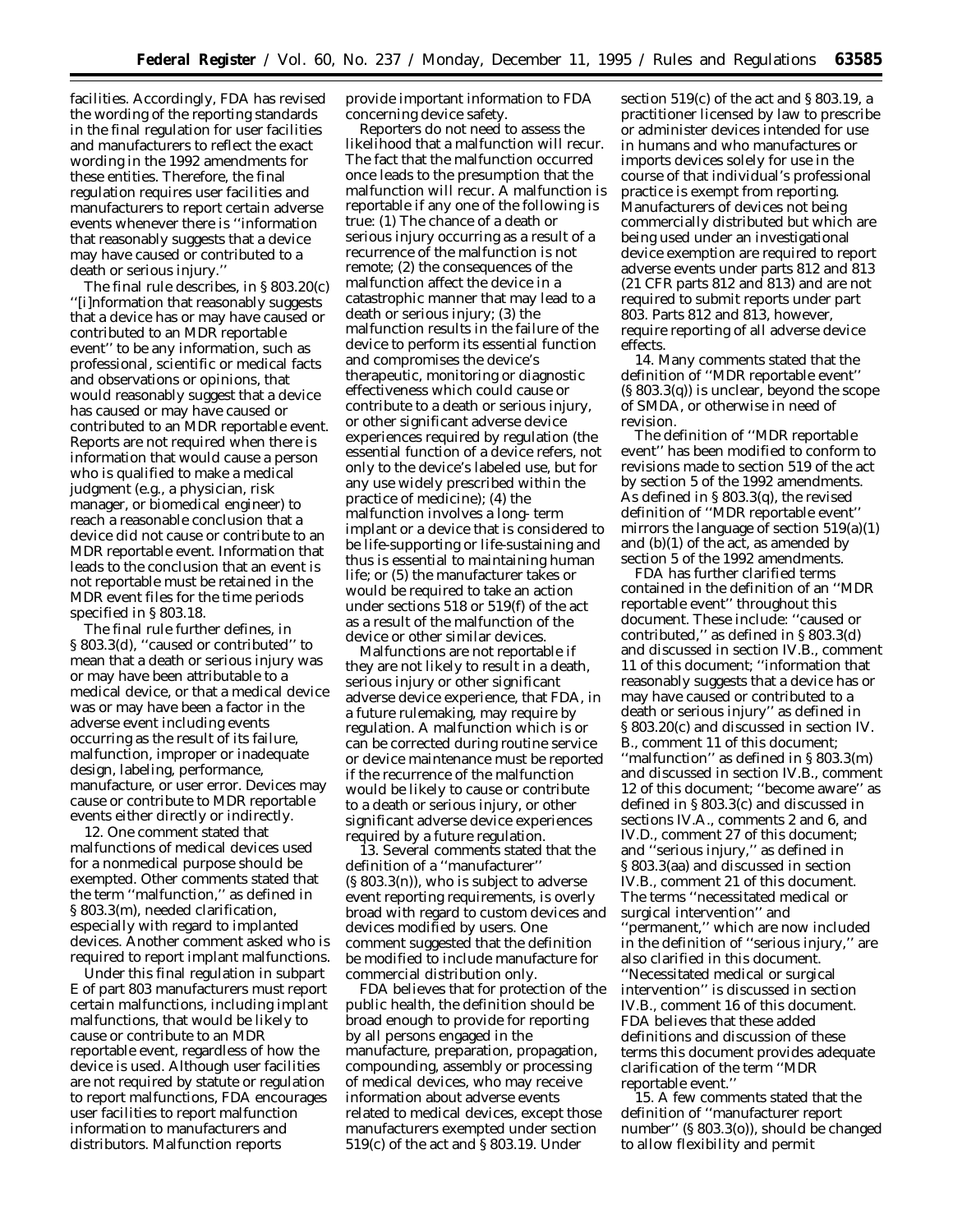facilities. Accordingly, FDA has revised the wording of the reporting standards in the final regulation for user facilities and manufacturers to reflect the exact wording in the 1992 amendments for these entities. Therefore, the final regulation requires user facilities and manufacturers to report certain adverse events whenever there is ''information that reasonably suggests that a device may have caused or contributed to a death or serious injury.''

The final rule describes, in § 803.20(c) ''[i]nformation that reasonably suggests that a device has or may have caused or contributed to an MDR reportable event'' to be any information, such as professional, scientific or medical facts and observations or opinions, that would reasonably suggest that a device has caused or may have caused or contributed to an MDR reportable event. Reports are not required when there is information that would cause a person who is qualified to make a medical judgment (e.g., a physician, risk manager, or biomedical engineer) to reach a reasonable conclusion that a device did not cause or contribute to an MDR reportable event. Information that leads to the conclusion that an event is not reportable must be retained in the MDR event files for the time periods specified in § 803.18.

The final rule further defines, in § 803.3(d), ''caused or contributed'' to mean that a death or serious injury was or may have been attributable to a medical device, or that a medical device was or may have been a factor in the adverse event including events occurring as the result of its failure, malfunction, improper or inadequate design, labeling, performance, manufacture, or user error. Devices may cause or contribute to MDR reportable events either directly or indirectly.

12. One comment stated that malfunctions of medical devices used for a nonmedical purpose should be exempted. Other comments stated that the term ''malfunction,'' as defined in § 803.3(m), needed clarification, especially with regard to implanted devices. Another comment asked who is required to report implant malfunctions.

Under this final regulation in subpart E of part 803 manufacturers must report certain malfunctions, including implant malfunctions, that would be likely to cause or contribute to an MDR reportable event, regardless of how the device is used. Although user facilities are not required by statute or regulation to report malfunctions, FDA encourages user facilities to report malfunction information to manufacturers and distributors. Malfunction reports provide important information to FDA concerning device safety.

Reporters do not need to assess the likelihood that a malfunction will recur. The fact that the malfunction occurred once leads to the presumption that the malfunction will recur. A malfunction is reportable if any one of the following is true: (1) The chance of a death or serious injury occurring as a result of a recurrence of the malfunction is not remote; (2) the consequences of the malfunction affect the device in a catastrophic manner that may lead to a death or serious injury; (3) the malfunction results in the failure of the device to perform its essential function and compromises the device's therapeutic, monitoring or diagnostic effectiveness which could cause or contribute to a death or serious injury, or other significant adverse device experiences required by regulation (the essential function of a device refers, not only to the device's labeled use, but for any use widely prescribed within the practice of medicine); (4) the malfunction involves a long- term implant or a device that is considered to be life-supporting or life-sustaining and thus is essential to maintaining human life; or (5) the manufacturer takes or would be required to take an action under sections 518 or 519(f) of the act as a result of the malfunction of the device or other similar devices.

Malfunctions are not reportable if they are not likely to result in a death, serious injury or other significant adverse device experience, that FDA, in a future rulemaking, may require by regulation. A malfunction which is or can be corrected during routine service or device maintenance must be reported if the recurrence of the malfunction would be likely to cause or contribute to a death or serious injury, or other significant adverse device experiences required by a future regulation.

13. Several comments stated that the definition of a ''manufacturer'' (§ 803.3(n)), who is subject to adverse event reporting requirements, is overly broad with regard to custom devices and devices modified by users. One comment suggested that the definition be modified to include manufacture for commercial distribution only.

FDA believes that for protection of the public health, the definition should be broad enough to provide for reporting by all persons engaged in the manufacture, preparation, propagation, compounding, assembly or processing of medical devices, who may receive information about adverse events related to medical devices, except those manufacturers exempted under section 519(c) of the act and § 803.19. Under section 519(c) of the act and § 803.19, a practitioner licensed by law to prescribe or administer devices intended for use in humans and who manufactures or imports devices solely for use in the course of that individual's professional practice is exempt from reporting. Manufacturers of devices not being commercially distributed but which are being used under an investigational device exemption are required to report adverse events under parts 812 and 813 (21 CFR parts 812 and 813) and are not required to submit reports under part 803. Parts 812 and 813, however, require reporting of all adverse device effects.

14. Many comments stated that the definition of ''MDR reportable event'' (§ 803.3(q)) is unclear, beyond the scope of SMDA, or otherwise in need of revision.

The definition of ''MDR reportable event'' has been modified to conform to revisions made to section 519 of the act by section 5 of the 1992 amendments. As defined in § 803.3(q), the revised definition of ''MDR reportable event'' mirrors the language of section 519(a)(1) and (b)(1) of the act, as amended by section 5 of the 1992 amendments.

FDA has further clarified terms contained in the definition of an ''MDR reportable event'' throughout this document. These include: ''caused or contributed,'' as defined in § 803.3(d) and discussed in section IV.B., comment 11 of this document; ''information that reasonably suggests that a device has or may have caused or contributed to a death or serious injury'' as defined in § 803.20(c) and discussed in section IV. B., comment 11 of this document; ''malfunction'' as defined in § 803.3(m) and discussed in section IV.B., comment 12 of this document; ''become aware'' as defined in § 803.3(c) and discussed in sections IV.A., comments 2 and 6, and IV.D., comment 27 of this document; and ''serious injury,'' as defined in § 803.3(aa) and discussed in section IV.B., comment 21 of this document. The terms ''necessitated medical or surgical intervention'' and ''permanent,'' which are now included in the definition of ''serious injury,'' are also clarified in this document. ''Necessitated medical or surgical intervention'' is discussed in section IV.B., comment 16 of this document. FDA believes that these added definitions and discussion of these terms this document provides adequate clarification of the term ''MDR reportable event.''

15. A few comments stated that the definition of ''manufacturer report number'' (§ 803.3(o)), should be changed to allow flexibility and permit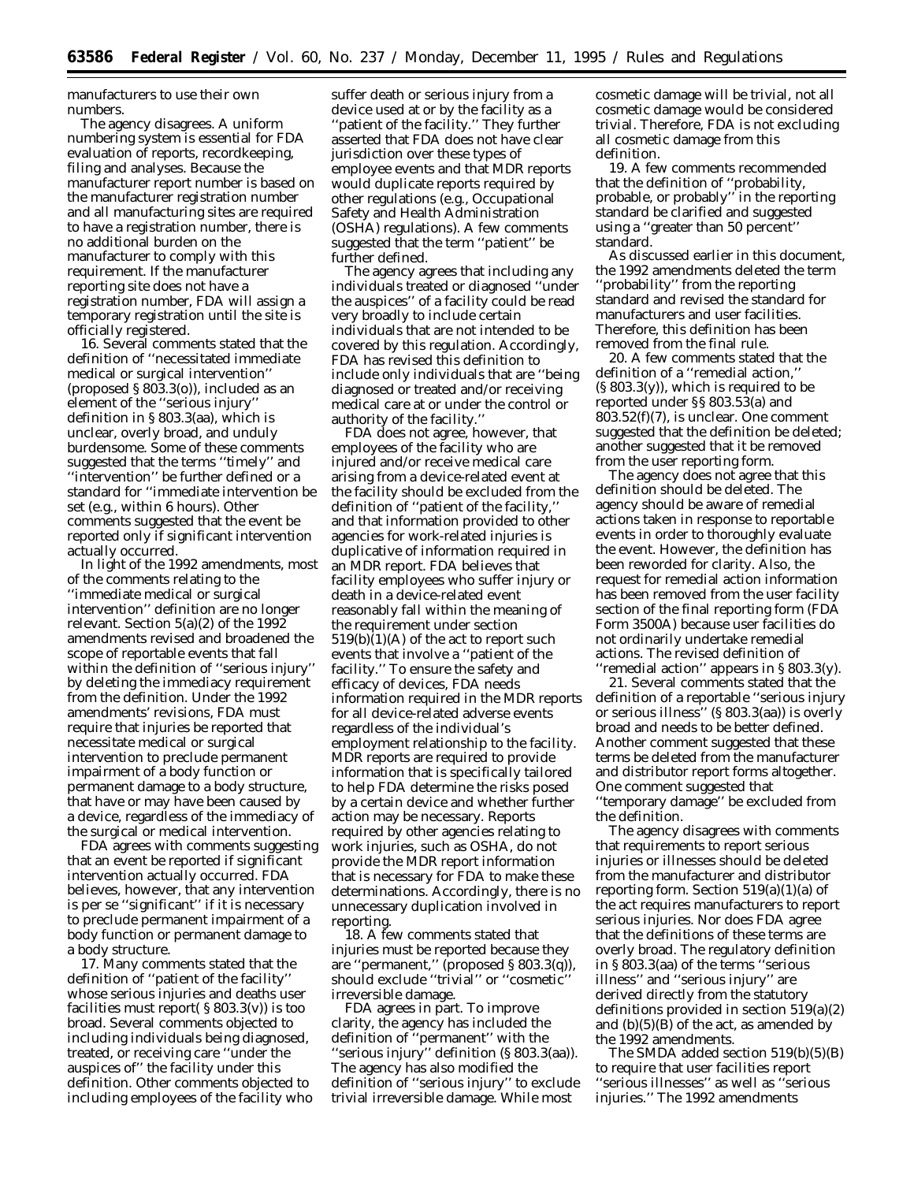manufacturers to use their own numbers.

The agency disagrees. A uniform numbering system is essential for FDA evaluation of reports, recordkeeping, filing and analyses. Because the manufacturer report number is based on the manufacturer registration number and all manufacturing sites are required to have a registration number, there is no additional burden on the manufacturer to comply with this requirement. If the manufacturer reporting site does not have a registration number, FDA will assign a temporary registration until the site is officially registered.

16. Several comments stated that the definition of ''necessitated immediate medical or surgical intervention'' (proposed § 803.3(o)), included as an element of the ''serious injury'' definition in § 803.3(aa), which is unclear, overly broad, and unduly burdensome. Some of these comments suggested that the terms ''timely'' and ''intervention'' be further defined or a standard for ''immediate intervention be set (e.g., within 6 hours). Other comments suggested that the event be reported only if significant intervention actually occurred.

In light of the 1992 amendments, most of the comments relating to the ''immediate medical or surgical intervention'' definition are no longer relevant. Section 5(a)(2) of the 1992 amendments revised and broadened the scope of reportable events that fall within the definition of ''serious injury'' by deleting the immediacy requirement from the definition. Under the 1992 amendments' revisions, FDA must require that injuries be reported that necessitate medical or surgical intervention to preclude permanent impairment of a body function or permanent damage to a body structure, that have or may have been caused by a device, regardless of the immediacy of the surgical or medical intervention.

FDA agrees with comments suggesting that an event be reported if significant intervention actually occurred. FDA believes, however, that any intervention is per se ''significant'' if it is necessary to preclude permanent impairment of a body function or permanent damage to a body structure.

17. Many comments stated that the definition of ''patient of the facility'' whose serious injuries and deaths user facilities must report( § 803.3(v)) is too broad. Several comments objected to including individuals being diagnosed, treated, or receiving care ''under the auspices of'' the facility under this definition. Other comments objected to including employees of the facility who suffer death or serious injury from a device used at or by the facility as a ''patient of the facility.'' They further asserted that FDA does not have clear jurisdiction over these types of employee events and that MDR reports would duplicate reports required by other regulations (e.g., Occupational Safety and Health Administration (OSHA) regulations). A few comments suggested that the term ''patient'' be further defined.

The agency agrees that including any individuals treated or diagnosed ''under the auspices'' of a facility could be read very broadly to include certain individuals that are not intended to be covered by this regulation. Accordingly, FDA has revised this definition to include only individuals that are ''being diagnosed or treated and/or receiving medical care at or under the control or authority of the facility.''

FDA does not agree, however, that employees of the facility who are injured and/or receive medical care arising from a device-related event at the facility should be excluded from the definition of ''patient of the facility,'' and that information provided to other agencies for work-related injuries is duplicative of information required in an MDR report. FDA believes that facility employees who suffer injury or death in a device-related event reasonably fall within the meaning of the requirement under section 519(b)(1)(A) of the act to report such events that involve a ''patient of the facility.'' To ensure the safety and efficacy of devices, FDA needs information required in the MDR reports for all device-related adverse events regardless of the individual's employment relationship to the facility. MDR reports are required to provide information that is specifically tailored to help FDA determine the risks posed by a certain device and whether further action may be necessary. Reports required by other agencies relating to work injuries, such as OSHA, do not provide the MDR report information that is necessary for FDA to make these determinations. Accordingly, there is no unnecessary duplication involved in reporting.

18. A few comments stated that injuries must be reported because they are ''permanent,'' (proposed § 803.3(q)), should exclude ''trivial'' or ''cosmetic'' irreversible damage.

FDA agrees in part. To improve clarity, the agency has included the definition of ''permanent'' with the ''serious injury'' definition (§ 803.3(aa)). The agency has also modified the definition of ''serious injury'' to exclude trivial irreversible damage. While most cosmetic damage will be trivial, not all cosmetic damage would be considered trivial. Therefore, FDA is not excluding all cosmetic damage from this definition.

19. A few comments recommended that the definition of ''probability, probable, or probably'' in the reporting standard be clarified and suggested using a ''greater than 50 percent'' standard.

As discussed earlier in this document, the 1992 amendments deleted the term ''probability'' from the reporting standard and revised the standard for manufacturers and user facilities. Therefore, this definition has been removed from the final rule.

20. A few comments stated that the definition of a ''remedial action,'' (§ 803.3(y)), which is required to be reported under §§ 803.53(a) and 803.52(f)(7), is unclear. One comment suggested that the definition be deleted; another suggested that it be removed from the user reporting form.

The agency does not agree that this definition should be deleted. The agency should be aware of remedial actions taken in response to reportable events in order to thoroughly evaluate the event. However, the definition has been reworded for clarity. Also, the request for remedial action information has been removed from the user facility section of the final reporting form (FDA Form 3500A) because user facilities do not ordinarily undertake remedial actions. The revised definition of ''remedial action'' appears in § 803.3(y).

21. Several comments stated that the definition of a reportable ''serious injury or serious illness'' (§ 803.3(aa)) is overly broad and needs to be better defined. Another comment suggested that these terms be deleted from the manufacturer and distributor report forms altogether. One comment suggested that ''temporary damage'' be excluded from the definition.

The agency disagrees with comments that requirements to report serious injuries or illnesses should be deleted from the manufacturer and distributor reporting form. Section 519(a)(1)(a) of the act requires manufacturers to report serious injuries. Nor does FDA agree that the definitions of these terms are overly broad. The regulatory definition in § 803.3(aa) of the terms ''serious illness'' and ''serious injury'' are derived directly from the statutory definitions provided in section 519(a)(2) and (b)(5)(B) of the act, as amended by the 1992 amendments.

The SMDA added section 519(b)(5)(B) to require that user facilities report ''serious illnesses'' as well as ''serious injuries.'' The 1992 amendments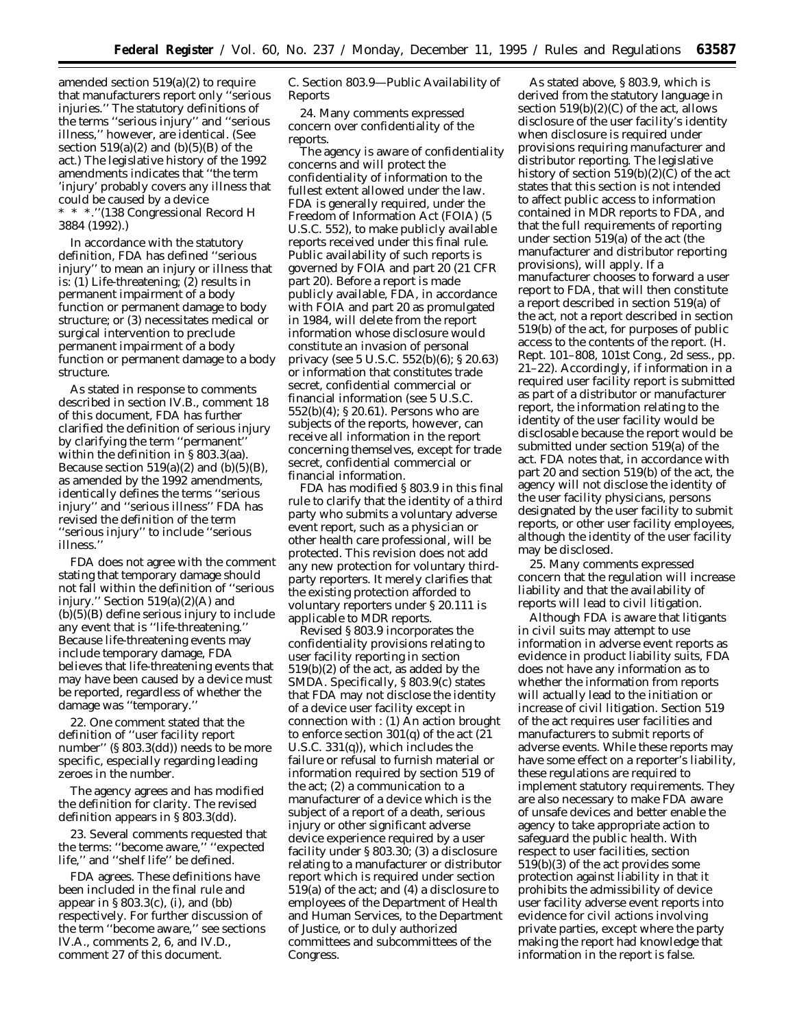amended section 519(a)(2) to require that manufacturers report only ''serious injuries.'' The statutory definitions of the terms ''serious injury'' and ''serious illness,'' however, are identical. (See section 519(a)(2) and (b)(5)(B) of the act.) The legislative history of the 1992 amendments indicates that ''the term 'injury' probably covers any illness that could be caused by a device * * *.''(138 Congressional Record H 3884 (1992).)

In accordance with the statutory definition, FDA has defined ''serious injury'' to mean an injury or illness that is: (1) Life-threatening; (2) results in permanent impairment of a body function or permanent damage to body structure; or (3) necessitates medical or surgical intervention to preclude permanent impairment of a body function or permanent damage to a body structure.

As stated in response to comments described in section IV.B., comment 18 of this document, FDA has further clarified the definition of serious injury by clarifying the term ''permanent'' within the definition in § 803.3(aa). Because section 519(a)(2) and (b)(5)(B), as amended by the 1992 amendments, identically defines the terms ''serious injury'' and ''serious illness'' FDA has revised the definition of the term ''serious injury'' to include ''serious illness.''

FDA does not agree with the comment stating that temporary damage should not fall within the definition of ''serious injury.'' Section 519(a)(2)(A) and (b)(5)(B) define serious injury to include any event that is ''life-threatening.'' Because life-threatening events may include temporary damage, FDA believes that life-threatening events that may have been caused by a device must be reported, regardless of whether the damage was ''temporary.''

22. One comment stated that the definition of ''user facility report number'' (§ 803.3(dd)) needs to be more specific, especially regarding leading zeroes in the number.

The agency agrees and has modified the definition for clarity. The revised definition appears in § 803.3(dd).

23. Several comments requested that the terms: ''become aware,'' ''expected life,'' and ''shelf life'' be defined.

FDA agrees. These definitions have been included in the final rule and appear in § 803.3(c), (i), and (bb) respectively. For further discussion of the term ''become aware,'' see sections IV.A., comments 2, 6, and IV.D., comment 27 of this document.

## C. Section 803.9—Public Availability of Reports

24. Many comments expressed concern over confidentiality of the reports.

The agency is aware of confidentiality concerns and will protect the confidentiality of information to the fullest extent allowed under the law. FDA is generally required, under the Freedom of Information Act (FOIA) (5 U.S.C. 552), to make publicly available reports received under this final rule. Public availability of such reports is governed by FOIA and part 20 (21 CFR part 20). Before a report is made publicly available, FDA, in accordance with FOIA and part 20 as promulgated in 1984, will delete from the report information whose disclosure would constitute an invasion of personal privacy (see 5 U.S.C. 552(b)(6); § 20.63) or information that constitutes trade secret, confidential commercial or financial information (see 5 U.S.C. 552(b)(4); § 20.61). Persons who are subjects of the reports, however, can receive all information in the report concerning themselves, except for trade secret, confidential commercial or financial information.

FDA has modified § 803.9 in this final rule to clarify that the identity of a third party who submits a voluntary adverse event report, such as a physician or other health care professional, will be protected. This revision does not add any new protection for voluntary third-party reporters. It merely clarifies that the existing protection afforded to voluntary reporters under § 20.111 is applicable to MDR reports.

Revised § 803.9 incorporates the confidentiality provisions relating to user facility reporting in section 519(b)(2) of the act, as added by the SMDA. Specifically, § 803.9(c) states that FDA may not disclose the identity of a device user facility except in connection with : (1) An action brought to enforce section 301(q) of the act (21 U.S.C. 331(q)), which includes the failure or refusal to furnish material or information required by section 519 of the act; (2) a communication to a manufacturer of a device which is the subject of a report of a death, serious injury or other significant adverse device experience required by a user facility under § 803.30; (3) a disclosure relating to a manufacturer or distributor report which is required under section 519(a) of the act; and (4) a disclosure to employees of the Department of Health and Human Services, to the Department of Justice, or to duly authorized committees and subcommittees of the Congress.

As stated above, § 803.9, which is derived from the statutory language in section 519(b)(2)(C) of the act, allows disclosure of the user facility's identity when disclosure is required under provisions requiring manufacturer and distributor reporting. The legislative history of section 519(b)(2)(C) of the act states that this section is not intended to affect public access to information contained in MDR reports to FDA, and that the full requirements of reporting under section 519(a) of the act (the manufacturer and distributor reporting provisions), will apply. If a manufacturer chooses to forward a user report to FDA, that will then constitute a report described in section 519(a) of the act, not a report described in section 519(b) of the act, for purposes of public access to the contents of the report. (H. Rept. 101–808, 101st Cong., 2d sess., pp. 21–22). Accordingly, if information in a required user facility report is submitted as part of a distributor or manufacturer report, the information relating to the identity of the user facility would be disclosable because the report would be submitted under section 519(a) of the act. FDA notes that, in accordance with part 20 and section 519(b) of the act, the agency will not disclose the identity of the user facility physicians, persons designated by the user facility to submit reports, or other user facility employees, although the identity of the user facility may be disclosed.

25. Many comments expressed concern that the regulation will increase liability and that the availability of reports will lead to civil litigation.

Although FDA is aware that litigants in civil suits may attempt to use information in adverse event reports as evidence in product liability suits, FDA does not have any information as to whether the information from reports will actually lead to the initiation or increase of civil litigation. Section 519 of the act requires user facilities and manufacturers to submit reports of adverse events. While these reports may have some effect on a reporter's liability, these regulations are required to implement statutory requirements. They are also necessary to make FDA aware of unsafe devices and better enable the agency to take appropriate action to safeguard the public health. With respect to user facilities, section 519(b)(3) of the act provides some protection against liability in that it prohibits the admissibility of device user facility adverse event reports into evidence for civil actions involving private parties, except where the party making the report had knowledge that information in the report is false.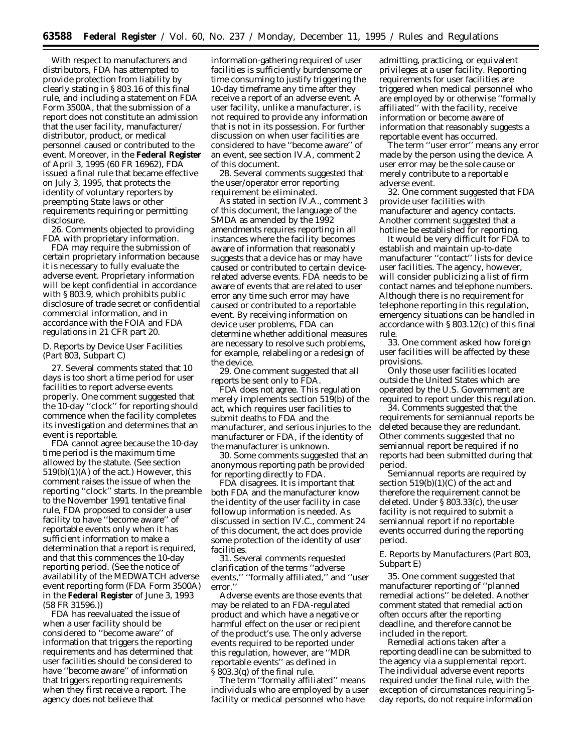With respect to manufacturers and distributors, FDA has attempted to provide protection from liability by clearly stating in § 803.16 of this final rule, and including a statement on FDA Form 3500A, that the submission of a report does not constitute an admission that the user facility, manufacturer/distributor, product, or medical personnel caused or contributed to the event. Moreover, in the **Federal Register** of April 3, 1995 (60 FR 16962), FDA issued a final rule that became effective on July 3, 1995, that protects the identity of voluntary reporters by preempting State laws or other requirements requiring or permitting disclosure.

26. Comments objected to providing FDA with proprietary information.

FDA may require the submission of certain proprietary information because it is necessary to fully evaluate the adverse event. Proprietary information will be kept confidential in accordance with § 803.9, which prohibits public disclosure of trade secret or confidential commercial information, and in accordance with the FOIA and FDA regulations in 21 CFR part 20.

### *D. Reports by Device User Facilities (Part 803, Subpart C)*

27. Several comments stated that 10 days is too short a time period for user facilities to report adverse events properly. One comment suggested that the 10-day ''clock'' for reporting should commence when the facility completes its investigation and determines that an event is reportable.

FDA cannot agree because the 10-day time period is the maximum time allowed by the statute. (See section 519(b)(1)(A) of the act.) However, this comment raises the issue of when the reporting ''clock'' starts. In the preamble to the November 1991 tentative final rule, FDA proposed to consider a user facility to have ''become aware'' of reportable events only when it has sufficient information to make a determination that a report is required, and that this commences the 10-day reporting period. (See the notice of availability of the MEDWATCH adverse event reporting form (FDA Form 3500A) in the **Federal Register** of June 3, 1993 (58 FR 31596.))

FDA has reevaluated the issue of when a user facility should be considered to ''become aware'' of information that triggers the reporting requirements and has determined that user facilities should be considered to have ''become aware'' of information that triggers reporting requirements when they first receive a report. The agency does not believe that information-gathering required of user facilities is sufficiently burdensome or time consuming to justify triggering the 10-day timeframe any time after they receive a report of an adverse event. A user facility, unlike a manufacturer, is not required to provide any information that is not in its possession. For further discussion on when user facilities are considered to have ''become aware'' of an event, see section IV.A, comment 2 of this document.

28. Several comments suggested that the user/operator error reporting requirement be eliminated.

As stated in section IV.A., comment 3 of this document, the language of the SMDA as amended by the 1992 amendments requires reporting in all instances where the facility becomes aware of information that reasonably suggests that a device has or may have caused or contributed to certain device-related adverse events. FDA needs to be aware of events that are related to user error any time such error may have caused or contributed to a reportable event. By receiving information on device user problems, FDA can determine whether additional measures are necessary to resolve such problems, for example, relabeling or a redesign of the device.

29. One comment suggested that all reports be sent only to FDA.

FDA does not agree. This regulation merely implements section 519(b) of the act, which requires user facilities to submit deaths to FDA and the manufacturer, and serious injuries to the manufacturer or FDA, if the identity of the manufacturer is unknown.

30. Some comments suggested that an anonymous reporting path be provided for reporting directly to FDA.

FDA disagrees. It is important that both FDA and the manufacturer know the identity of the user facility in case followup information is needed. As discussed in section IV.C., comment 24 of this document, the act does provide some protection of the identity of user facilities.

31. Several comments requested clarification of the terms ''adverse events,'' ''formally affiliated,'' and ''user error.''

Adverse events are those events that may be related to an FDA-regulated product and which have a negative or harmful effect on the user or recipient of the product's use. The only adverse events required to be reported under this regulation, however, are ''MDR reportable events'' as defined in § 803.3(q) of the final rule.

The term ''formally affiliated'' means individuals who are employed by a user facility or medical personnel who have admitting, practicing, or equivalent privileges at a user facility. Reporting requirements for user facilities are triggered when medical personnel who are employed by or otherwise ''formally affiliated'' with the facility, receive information or become aware of information that reasonably suggests a reportable event has occurred.

The term ''user error'' means any error made by the person using the device. A user error may be the sole cause or merely contribute to a reportable adverse event.

32. One comment suggested that FDA provide user facilities with manufacturer and agency contacts. Another comment suggested that a hotline be established for reporting.

It would be very difficult for FDA to establish and maintain up-to-date manufacturer ''contact'' lists for device user facilities. The agency, however, will consider publicizing a list of firm contact names and telephone numbers. Although there is no requirement for telephone reporting in this regulation, emergency situations can be handled in accordance with § 803.12(c) of this final rule.

33. One comment asked how foreign user facilities will be affected by these provisions.

Only those user facilities located outside the United States which are operated by the U.S. Government are required to report under this regulation.

34. Comments suggested that the requirements for semiannual reports be deleted because they are redundant. Other comments suggested that no semiannual report be required if no reports had been submitted during that period.

Semiannual reports are required by section 519(b)(1)(C) of the act and therefore the requirement cannot be deleted. Under § 803.33(c), the user facility is not required to submit a semiannual report if no reportable events occurred during the reporting period.

### *E. Reports by Manufacturers (Part 803, Subpart E)*

35. One comment suggested that manufacturer reporting of ''planned remedial actions'' be deleted. Another comment stated that remedial action often occurs after the reporting deadline, and therefore cannot be included in the report.

Remedial actions taken after a reporting deadline can be submitted to the agency via a supplemental report. The individual adverse event reports required under the final rule, with the exception of circumstances requiring 5-day reports, do not require information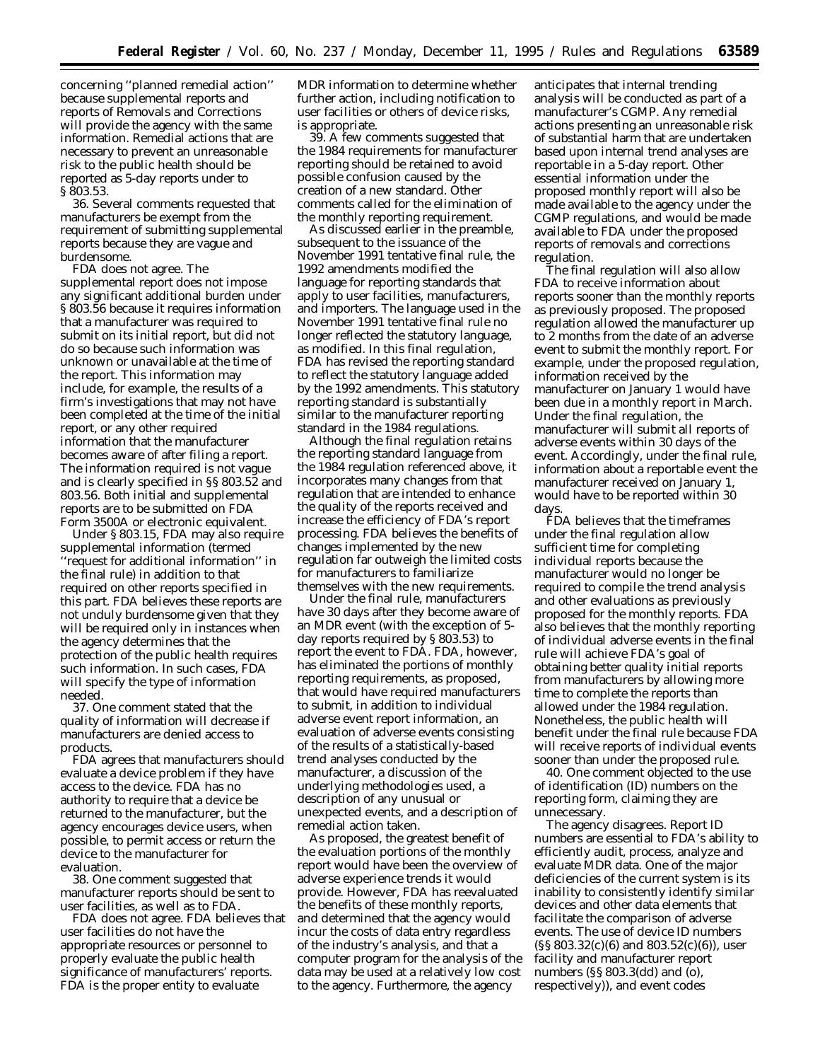concerning ''planned remedial action'' because supplemental reports and reports of Removals and Corrections will provide the agency with the same information. Remedial actions that are necessary to prevent an unreasonable risk to the public health should be reported as 5-day reports under to § 803.53.

36. Several comments requested that manufacturers be exempt from the requirement of submitting supplemental reports because they are vague and burdensome.

FDA does not agree. The supplemental report does not impose any significant additional burden under § 803.56 because it requires information that a manufacturer was required to submit on its initial report, but did not do so because such information was unknown or unavailable at the time of the report. This information may include, for example, the results of a firm's investigations that may not have been completed at the time of the initial report, or any other required information that the manufacturer becomes aware of after filing a report. The information required is not vague and is clearly specified in §§ 803.52 and 803.56. Both initial and supplemental reports are to be submitted on FDA Form 3500A or electronic equivalent.

Under § 803.15, FDA may also require supplemental information (termed ''request for additional information'' in the final rule) in addition to that required on other reports specified in this part. FDA believes these reports are not unduly burdensome given that they will be required only in instances when the agency determines that the protection of the public health requires such information. In such cases, FDA will specify the type of information needed.

37. One comment stated that the quality of information will decrease if manufacturers are denied access to products.

FDA agrees that manufacturers should evaluate a device problem if they have access to the device. FDA has no authority to require that a device be returned to the manufacturer, but the agency encourages device users, when possible, to permit access or return the device to the manufacturer for evaluation.

38. One comment suggested that manufacturer reports should be sent to user facilities, as well as to FDA.

FDA does not agree. FDA believes that user facilities do not have the appropriate resources or personnel to properly evaluate the public health significance of manufacturers' reports. FDA is the proper entity to evaluate MDR information to determine whether further action, including notification to user facilities or others of device risks, is appropriate.

39. A few comments suggested that the 1984 requirements for manufacturer reporting should be retained to avoid possible confusion caused by the creation of a new standard. Other comments called for the elimination of the monthly reporting requirement.

As discussed earlier in the preamble, subsequent to the issuance of the November 1991 tentative final rule, the 1992 amendments modified the language for reporting standards that apply to user facilities, manufacturers, and importers. The language used in the November 1991 tentative final rule no longer reflected the statutory language, as modified. In this final regulation, FDA has revised the reporting standard to reflect the statutory language added by the 1992 amendments. This statutory reporting standard is substantially similar to the manufacturer reporting standard in the 1984 regulations.

Although the final regulation retains the reporting standard language from the 1984 regulation referenced above, it incorporates many changes from that regulation that are intended to enhance the quality of the reports received and increase the efficiency of FDA's report processing. FDA believes the benefits of changes implemented by the new regulation far outweigh the limited costs for manufacturers to familiarize themselves with the new requirements.

Under the final rule, manufacturers have 30 days after they become aware of an MDR event (with the exception of 5-day reports required by § 803.53) to report the event to FDA. FDA, however, has eliminated the portions of monthly reporting requirements, as proposed, that would have required manufacturers to submit, in addition to individual adverse event report information, an evaluation of adverse events consisting of the results of a statistically-based trend analyses conducted by the manufacturer, a discussion of the underlying methodologies used, a description of any unusual or unexpected events, and a description of remedial action taken.

As proposed, the greatest benefit of the evaluation portions of the monthly report would have been the overview of adverse experience trends it would provide. However, FDA has reevaluated the benefits of these monthly reports, and determined that the agency would incur the costs of data entry regardless of the industry's analysis, and that a computer program for the analysis of the data may be used at a relatively low cost to the agency. Furthermore, the agency anticipates that internal trending analysis will be conducted as part of a manufacturer's CGMP. Any remedial actions presenting an unreasonable risk of substantial harm that are undertaken based upon internal trend analyses are reportable in a 5-day report. Other essential information under the proposed monthly report will also be made available to the agency under the CGMP regulations, and would be made available to FDA under the proposed reports of removals and corrections regulation.

The final regulation will also allow FDA to receive information about reports sooner than the monthly reports as previously proposed. The proposed regulation allowed the manufacturer up to 2 months from the date of an adverse event to submit the monthly report. For example, under the proposed regulation, information received by the manufacturer on January 1 would have been due in a monthly report in March. Under the final regulation, the manufacturer will submit all reports of adverse events within 30 days of the event. Accordingly, under the final rule, information about a reportable event the manufacturer received on January 1, would have to be reported within 30 days.

FDA believes that the timeframes under the final regulation allow sufficient time for completing individual reports because the manufacturer would no longer be required to compile the trend analysis and other evaluations as previously proposed for the monthly reports. FDA also believes that the monthly reporting of individual adverse events in the final rule will achieve FDA's goal of obtaining better quality initial reports from manufacturers by allowing more time to complete the reports than allowed under the 1984 regulation. Nonetheless, the public health will benefit under the final rule because FDA will receive reports of individual events sooner than under the proposed rule.

40. One comment objected to the use of identification (ID) numbers on the reporting form, claiming they are unnecessary.

The agency disagrees. Report ID numbers are essential to FDA's ability to efficiently audit, process, analyze and evaluate MDR data. One of the major deficiencies of the current system is its inability to consistently identify similar devices and other data elements that facilitate the comparison of adverse events. The use of device ID numbers (§§ 803.32(c)(6) and 803.52(c)(6)), user facility and manufacturer report numbers (§§ 803.3(dd) and (o), respectively)), and event codes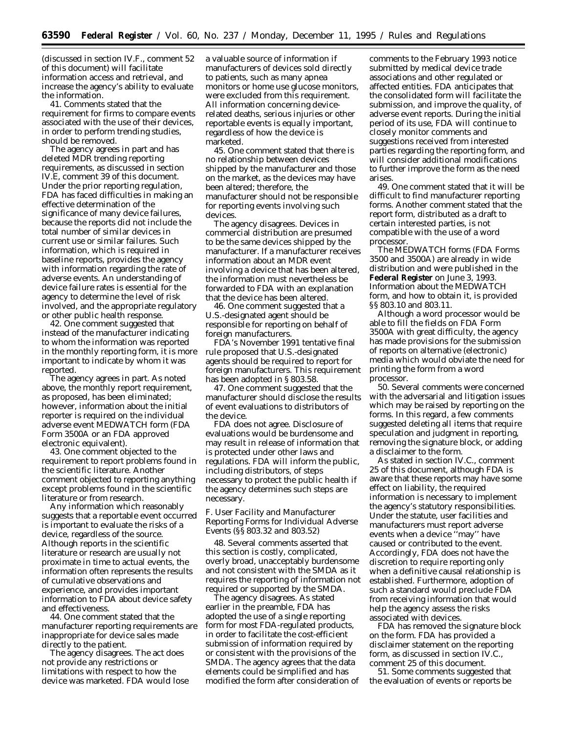(discussed in section IV.F., comment 52 of this document) will facilitate information access and retrieval, and increase the agency's ability to evaluate the information.

41. Comments stated that the requirement for firms to compare events associated with the use of their devices, in order to perform trending studies, should be removed.

The agency agrees in part and has deleted MDR trending reporting requirements, as discussed in section IV.E, comment 39 of this document. Under the prior reporting regulation, FDA has faced difficulties in making an effective determination of the significance of many device failures, because the reports did not include the total number of similar devices in current use or similar failures. Such information, which is required in baseline reports, provides the agency with information regarding the rate of adverse events. An understanding of device failure rates is essential for the agency to determine the level of risk involved, and the appropriate regulatory or other public health response.

42. One comment suggested that instead of the manufacturer indicating to whom the information was reported in the monthly reporting form, it is more important to indicate by whom it was reported.

The agency agrees in part. As noted above, the monthly report requirement, as proposed, has been eliminated; however, information about the initial reporter is required on the individual adverse event MEDWATCH form (FDA Form 3500A or an FDA approved electronic equivalent).

43. One comment objected to the requirement to report problems found in the scientific literature. Another comment objected to reporting anything except problems found in the scientific literature or from research.

Any information which reasonably suggests that a reportable event occurred is important to evaluate the risks of a device, regardless of the source. Although reports in the scientific literature or research are usually not proximate in time to actual events, the information often represents the results of cumulative observations and experience, and provides important information to FDA about device safety and effectiveness.

44. One comment stated that the manufacturer reporting requirements are inappropriate for device sales made directly to the patient.

The agency disagrees. The act does not provide any restrictions or limitations with respect to how the device was marketed. FDA would lose a valuable source of information if manufacturers of devices sold directly to patients, such as many apnea monitors or home use glucose monitors, were excluded from this requirement. All information concerning device-related deaths, serious injuries or other reportable events is equally important, regardless of how the device is marketed.

45. One comment stated that there is no relationship between devices shipped by the manufacturer and those on the market, as the devices may have been altered; therefore, the manufacturer should not be responsible for reporting events involving such devices.

The agency disagrees. Devices in commercial distribution are presumed to be the same devices shipped by the manufacturer. If a manufacturer receives information about an MDR event involving a device that has been altered, the information must nevertheless be forwarded to FDA with an explanation that the device has been altered.

46. One comment suggested that a U.S.-designated agent should be responsible for reporting on behalf of foreign manufacturers.

FDA's November 1991 tentative final rule proposed that U.S.-designated agents should be required to report for foreign manufacturers. This requirement has been adopted in § 803.58.

47. One comment suggested that the manufacturer should disclose the results of event evaluations to distributors of the device.

FDA does not agree. Disclosure of evaluations would be burdensome and may result in release of information that is protected under other laws and regulations. FDA will inform the public, including distributors, of steps necessary to protect the public health if the agency determines such steps are necessary.

### *F. User Facility and Manufacturer Reporting Forms for Individual Adverse Events (§§ 803.32 and 803.52)*

48. Several comments asserted that this section is costly, complicated, overly broad, unacceptably burdensome and not consistent with the SMDA as it requires the reporting of information not required or supported by the SMDA.

The agency disagrees. As stated earlier in the preamble, FDA has adopted the use of a single reporting form for most FDA-regulated products, in order to facilitate the cost-efficient submission of information required by or consistent with the provisions of the SMDA. The agency agrees that the data elements could be simplified and has modified the form after consideration of comments to the February 1993 notice submitted by medical device trade associations and other regulated or affected entities. FDA anticipates that the consolidated form will facilitate the submission, and improve the quality, of adverse event reports. During the initial period of its use, FDA will continue to closely monitor comments and suggestions received from interested parties regarding the reporting form, and will consider additional modifications to further improve the form as the need arises.

49. One comment stated that it will be difficult to find manufacturer reporting forms. Another comment stated that the report form, distributed as a draft to certain interested parties, is not compatible with the use of a word processor.

The MEDWATCH forms (FDA Forms 3500 and 3500A) are already in wide distribution and were published in the **Federal Register** on June 3, 1993. Information about the MEDWATCH form, and how to obtain it, is provided §§ 803.10 and 803.11.

Although a word processor would be able to fill the fields on FDA Form 3500A with great difficulty, the agency has made provisions for the submission of reports on alternative (electronic) media which would obviate the need for printing the form from a word processor.

50. Several comments were concerned with the adversarial and litigation issues which may be raised by reporting on the forms. In this regard, a few comments suggested deleting all items that require speculation and judgment in reporting, removing the signature block, or adding a disclaimer to the form.

As stated in section IV.C., comment 25 of this document, although FDA is aware that these reports may have some effect on liability, the required information is necessary to implement the agency's statutory responsibilities. Under the statute, user facilities and manufacturers must report adverse events when a device ''may'' have caused or contributed to the event. Accordingly, FDA does not have the discretion to require reporting only when a definitive causal relationship is established. Furthermore, adoption of such a standard would preclude FDA from receiving information that would help the agency assess the risks associated with devices.

FDA has removed the signature block on the form. FDA has provided a disclaimer statement on the reporting form, as discussed in section IV.C., comment 25 of this document.

51. Some comments suggested that the evaluation of events or reports be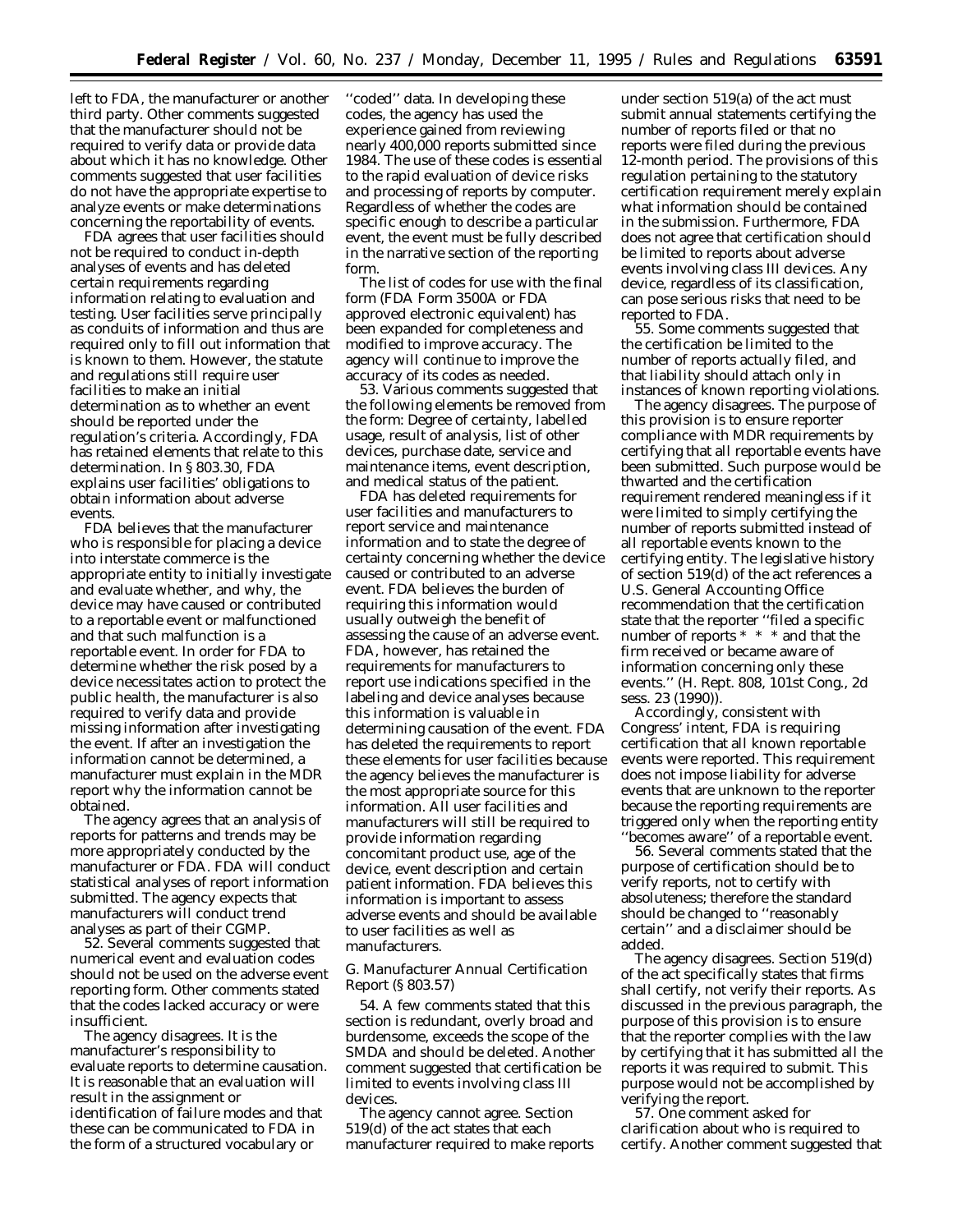left to FDA, the manufacturer or another third party. Other comments suggested that the manufacturer should not be required to verify data or provide data about which it has no knowledge. Other comments suggested that user facilities do not have the appropriate expertise to analyze events or make determinations concerning the reportability of events.

FDA agrees that user facilities should not be required to conduct in-depth analyses of events and has deleted certain requirements regarding information relating to evaluation and testing. User facilities serve principally as conduits of information and thus are required only to fill out information that is known to them. However, the statute and regulations still require user facilities to make an initial determination as to whether an event should be reported under the regulation's criteria. Accordingly, FDA has retained elements that relate to this determination. In § 803.30, FDA explains user facilities' obligations to obtain information about adverse events.

FDA believes that the manufacturer who is responsible for placing a device into interstate commerce is the appropriate entity to initially investigate and evaluate whether, and why, the device may have caused or contributed to a reportable event or malfunctioned and that such malfunction is a reportable event. In order for FDA to determine whether the risk posed by a device necessitates action to protect the public health, the manufacturer is also required to verify data and provide missing information after investigating the event. If after an investigation the information cannot be determined, a manufacturer must explain in the MDR report why the information cannot be obtained.

The agency agrees that an analysis of reports for patterns and trends may be more appropriately conducted by the manufacturer or FDA. FDA will conduct statistical analyses of report information submitted. The agency expects that manufacturers will conduct trend analyses as part of their CGMP.

52. Several comments suggested that numerical event and evaluation codes should not be used on the adverse event reporting form. Other comments stated that the codes lacked accuracy or were insufficient.

The agency disagrees. It is the manufacturer's responsibility to evaluate reports to determine causation. It is reasonable that an evaluation will result in the assignment or identification of failure modes and that these can be communicated to FDA in the form of a structured vocabulary or ''coded'' data. In developing these codes, the agency has used the experience gained from reviewing nearly 400,000 reports submitted since 1984. The use of these codes is essential to the rapid evaluation of device risks and processing of reports by computer. Regardless of whether the codes are specific enough to describe a particular event, the event must be fully described in the narrative section of the reporting form.

The list of codes for use with the final form (FDA Form 3500A or FDA approved electronic equivalent) has been expanded for completeness and modified to improve accuracy. The agency will continue to improve the accuracy of its codes as needed.

53. Various comments suggested that the following elements be removed from the form: Degree of certainty, labelled usage, result of analysis, list of other devices, purchase date, service and maintenance items, event description, and medical status of the patient.

FDA has deleted requirements for user facilities and manufacturers to report service and maintenance information and to state the degree of certainty concerning whether the device caused or contributed to an adverse event. FDA believes the burden of requiring this information would usually outweigh the benefit of assessing the cause of an adverse event. FDA, however, has retained the requirements for manufacturers to report use indications specified in the labeling and device analyses because this information is valuable in determining causation of the event. FDA has deleted the requirements to report these elements for user facilities because the agency believes the manufacturer is the most appropriate source for this information. All user facilities and manufacturers will still be required to provide information regarding concomitant product use, age of the device, event description and certain patient information. FDA believes this information is important to assess adverse events and should be available to user facilities as well as manufacturers.

### *G. Manufacturer Annual Certification Report (§ 803.57)*

54. A few comments stated that this section is redundant, overly broad and burdensome, exceeds the scope of the SMDA and should be deleted. Another comment suggested that certification be limited to events involving class III devices.

The agency cannot agree. Section 519(d) of the act states that each manufacturer required to make reports under section 519(a) of the act must submit annual statements certifying the number of reports filed or that no reports were filed during the previous 12-month period. The provisions of this regulation pertaining to the statutory certification requirement merely explain what information should be contained in the submission. Furthermore, FDA does not agree that certification should be limited to reports about adverse events involving class III devices. Any device, regardless of its classification, can pose serious risks that need to be reported to FDA.

55. Some comments suggested that the certification be limited to the number of reports actually filed, and that liability should attach only in instances of known reporting violations.

The agency disagrees. The purpose of this provision is to ensure reporter compliance with MDR requirements by certifying that all reportable events have been submitted. Such purpose would be thwarted and the certification requirement rendered meaningless if it were limited to simply certifying the number of reports submitted instead of all reportable events known to the certifying entity. The legislative history of section 519(d) of the act references a U.S. General Accounting Office recommendation that the certification state that the reporter ''filed a specific number of reports * * * and that the firm received or became aware of information concerning only these events.'' (H. Rept. 808, 101st Cong., 2d sess. 23 (1990)).

Accordingly, consistent with Congress' intent, FDA is requiring certification that all known reportable events were reported. This requirement does not impose liability for adverse events that are unknown to the reporter because the reporting requirements are triggered only when the reporting entity ''becomes aware'' of a reportable event.

56. Several comments stated that the purpose of certification should be to verify reports, not to certify with absoluteness; therefore the standard should be changed to ''reasonably certain'' and a disclaimer should be added.

The agency disagrees. Section 519(d) of the act specifically states that firms shall certify, not verify their reports. As discussed in the previous paragraph, the purpose of this provision is to ensure that the reporter complies with the law by certifying that it has submitted all the reports it was required to submit. This purpose would not be accomplished by verifying the report.

57. One comment asked for clarification about who is required to certify. Another comment suggested that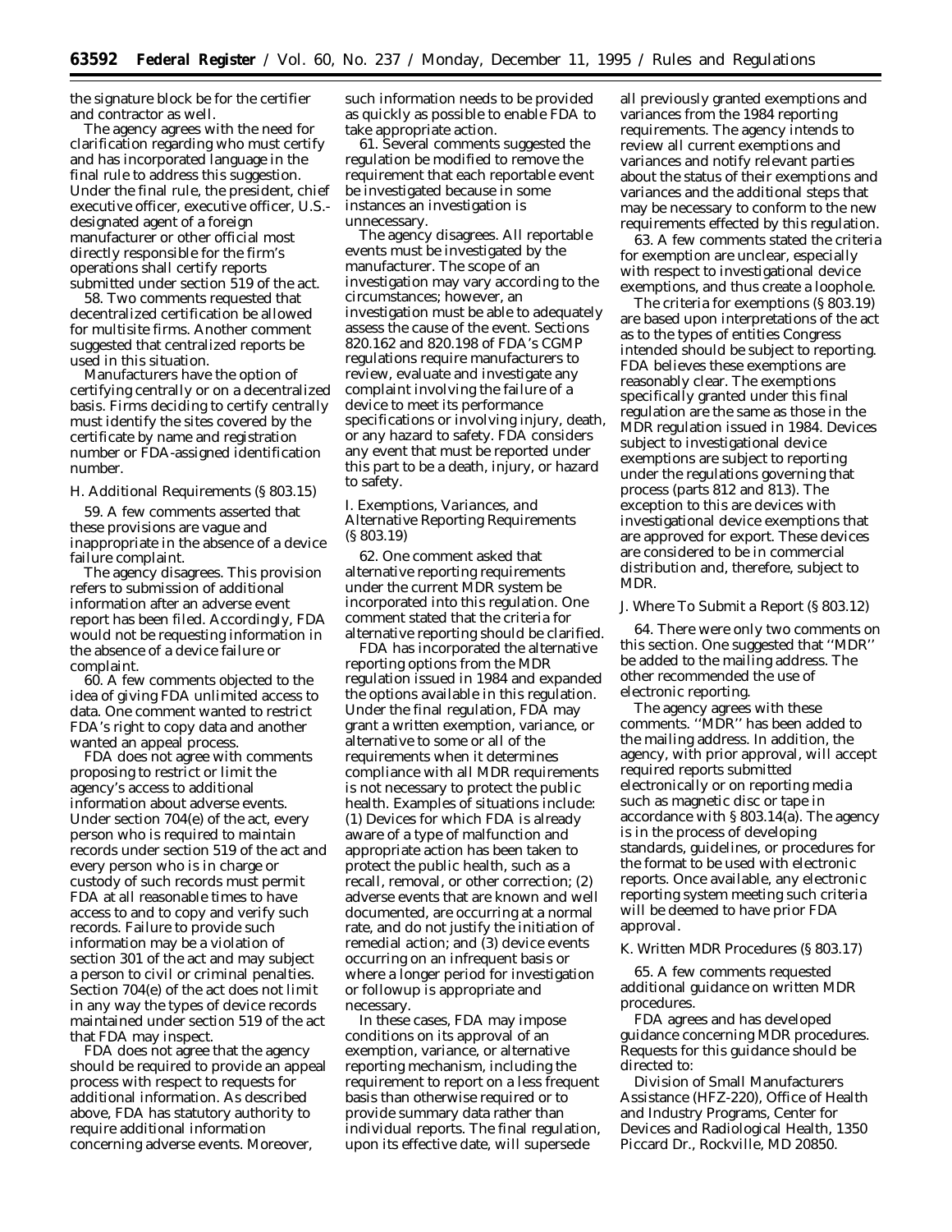the signature block be for the certifier and contractor as well.

The agency agrees with the need for clarification regarding who must certify and has incorporated language in the final rule to address this suggestion. Under the final rule, the president, chief executive officer, executive officer, U.S.-designated agent of a foreign manufacturer or other official most directly responsible for the firm's operations shall certify reports submitted under section 519 of the act.

58. Two comments requested that decentralized certification be allowed for multisite firms. Another comment suggested that centralized reports be used in this situation.

Manufacturers have the option of certifying centrally or on a decentralized basis. Firms deciding to certify centrally must identify the sites covered by the certificate by name and registration number or FDA-assigned identification number.

### *H. Additional Requirements (§ 803.15)*

59. A few comments asserted that these provisions are vague and inappropriate in the absence of a device failure complaint.

The agency disagrees. This provision refers to submission of additional information after an adverse event report has been filed. Accordingly, FDA would not be requesting information in the absence of a device failure or complaint.

60. A few comments objected to the idea of giving FDA unlimited access to data. One comment wanted to restrict FDA's right to copy data and another wanted an appeal process.

FDA does not agree with comments proposing to restrict or limit the agency's access to additional information about adverse events. Under section 704(e) of the act, every person who is required to maintain records under section 519 of the act and every person who is in charge or custody of such records must permit FDA at all reasonable times to have access to and to copy and verify such records. Failure to provide such information may be a violation of section 301 of the act and may subject a person to civil or criminal penalties. Section 704(e) of the act does not limit in any way the types of device records maintained under section 519 of the act that FDA may inspect.

FDA does not agree that the agency should be required to provide an appeal process with respect to requests for additional information. As described above, FDA has statutory authority to require additional information concerning adverse events. Moreover, such information needs to be provided as quickly as possible to enable FDA to take appropriate action.

61. Several comments suggested the regulation be modified to remove the requirement that each reportable event be investigated because in some instances an investigation is unnecessary.

The agency disagrees. All reportable events must be investigated by the manufacturer. The scope of an investigation may vary according to the circumstances; however, an investigation must be able to adequately assess the cause of the event. Sections 820.162 and 820.198 of FDA's CGMP regulations require manufacturers to review, evaluate and investigate any complaint involving the failure of a device to meet its performance specifications or involving injury, death, or any hazard to safety. FDA considers any event that must be reported under this part to be a death, injury, or hazard to safety.

### *I. Exemptions, Variances, and Alternative Reporting Requirements (§ 803.19)*

62. One comment asked that alternative reporting requirements under the current MDR system be incorporated into this regulation. One comment stated that the criteria for alternative reporting should be clarified.

FDA has incorporated the alternative reporting options from the MDR regulation issued in 1984 and expanded the options available in this regulation. Under the final regulation, FDA may grant a written exemption, variance, or alternative to some or all of the requirements when it determines compliance with all MDR requirements is not necessary to protect the public health. Examples of situations include: (1) Devices for which FDA is already aware of a type of malfunction and appropriate action has been taken to protect the public health, such as a recall, removal, or other correction; (2) adverse events that are known and well documented, are occurring at a normal rate, and do not justify the initiation of remedial action; and (3) device events occurring on an infrequent basis or where a longer period for investigation or followup is appropriate and necessary.

In these cases, FDA may impose conditions on its approval of an exemption, variance, or alternative reporting mechanism, including the requirement to report on a less frequent basis than otherwise required or to provide summary data rather than individual reports. The final regulation, upon its effective date, will supersede all previously granted exemptions and variances from the 1984 reporting requirements. The agency intends to review all current exemptions and variances and notify relevant parties about the status of their exemptions and variances and the additional steps that may be necessary to conform to the new requirements effected by this regulation.

63. A few comments stated the criteria for exemption are unclear, especially with respect to investigational device exemptions, and thus create a loophole.

The criteria for exemptions (§ 803.19) are based upon interpretations of the act as to the types of entities Congress intended should be subject to reporting. FDA believes these exemptions are reasonably clear. The exemptions specifically granted under this final regulation are the same as those in the MDR regulation issued in 1984. Devices subject to investigational device exemptions are subject to reporting under the regulations governing that process (parts 812 and 813). The exception to this are devices with investigational device exemptions that are approved for export. These devices are considered to be in commercial distribution and, therefore, subject to MDR.

### *J. Where To Submit a Report (§ 803.12)*

64. There were only two comments on this section. One suggested that "MDR" be added to the mailing address. The other recommended the use of electronic reporting.

The agency agrees with these comments. "MDR" has been added to the mailing address. In addition, the agency, with prior approval, will accept required reports submitted electronically or on reporting media such as magnetic disc or tape in accordance with § 803.14(a). The agency is in the process of developing standards, guidelines, or procedures for the format to be used with electronic reports. Once available, any electronic reporting system meeting such criteria will be deemed to have prior FDA approval.

### *K. Written MDR Procedures (§ 803.17)*

65. A few comments requested additional guidance on written MDR procedures.

FDA agrees and has developed guidance concerning MDR procedures. Requests for this guidance should be directed to:

Division of Small Manufacturers Assistance (HFZ-220), Office of Health and Industry Programs, Center for Devices and Radiological Health, 1350 Piccard Dr., Rockville, MD 20850.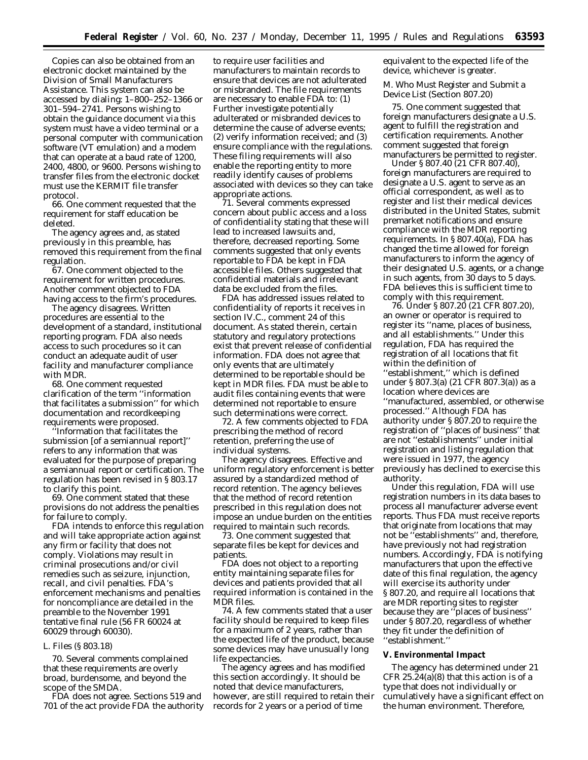Copies can also be obtained from an electronic docket maintained by the Division of Small Manufacturers Assistance. This system can also be accessed by dialing: 1–800–252–1366 or 301–594–2741. Persons wishing to obtain the guidance document via this system must have a video terminal or a personal computer with communication software (VT emulation) and a modem that can operate at a baud rate of 1200, 2400, 4800, or 9600. Persons wishing to transfer files from the electronic docket must use the KERMIT file transfer protocol.

66. One comment requested that the requirement for staff education be deleted.

The agency agrees and, as stated previously in this preamble, has removed this requirement from the final regulation.

67. One comment objected to the requirement for written procedures. Another comment objected to FDA having access to the firm's procedures.

The agency disagrees. Written procedures are essential to the development of a standard, institutional reporting program. FDA also needs access to such procedures so it can conduct an adequate audit of user facility and manufacturer compliance with MDR.

68. One comment requested clarification of the term ''information that facilitates a submission'' for which documentation and recordkeeping requirements were proposed.

''Information that facilitates the submission [of a semiannual report]'' refers to any information that was evaluated for the purpose of preparing a semiannual report or certification. The regulation has been revised in § 803.17 to clarify this point.

69. One comment stated that these provisions do not address the penalties for failure to comply.

FDA intends to enforce this regulation and will take appropriate action against any firm or facility that does not comply. Violations may result in criminal prosecutions and/or civil remedies such as seizure, injunction, recall, and civil penalties. FDA's enforcement mechanisms and penalties for noncompliance are detailed in the preamble to the November 1991 tentative final rule (56 FR 60024 at 60029 through 60030).

*L. Files (§ 803.18)*

70. Several comments complained that these requirements are overly broad, burdensome, and beyond the scope of the SMDA.

FDA does not agree. Sections 519 and 701 of the act provide FDA the authority to require user facilities and manufacturers to maintain records to ensure that devices are not adulterated or misbranded. The file requirements are necessary to enable FDA to: (1) Further investigate potentially adulterated or misbranded devices to determine the cause of adverse events; (2) verify information received; and (3) ensure compliance with the regulations. These filing requirements will also enable the reporting entity to more readily identify causes of problems associated with devices so they can take appropriate actions.

71. Several comments expressed concern about public access and a loss of confidentiality stating that these will lead to increased lawsuits and, therefore, decreased reporting. Some comments suggested that only events reportable to FDA be kept in FDA accessible files. Others suggested that confidential materials and irrelevant data be excluded from the files.

FDA has addressed issues related to confidentiality of reports it receives in section IV.C., comment 24 of this document. As stated therein, certain statutory and regulatory protections exist that prevent release of confidential information. FDA does not agree that only events that are ultimately determined to be reportable should be kept in MDR files. FDA must be able to audit files containing events that were determined not reportable to ensure such determinations were correct.

72. A few comments objected to FDA prescribing the method of record retention, preferring the use of individual systems.

The agency disagrees. Effective and uniform regulatory enforcement is better assured by a standardized method of record retention. The agency believes that the method of record retention prescribed in this regulation does not impose an undue burden on the entities required to maintain such records.

73. One comment suggested that separate files be kept for devices and patients.

FDA does not object to a reporting entity maintaining separate files for devices and patients provided that all required information is contained in the MDR files.

74. A few comments stated that a user facility should be required to keep files for a maximum of 2 years, rather than the expected life of the product, because some devices may have unusually long life expectancies.

The agency agrees and has modified this section accordingly. It should be noted that device manufacturers, however, are still required to retain their records for 2 years or a period of time equivalent to the expected life of the device, whichever is greater.

*M. Who Must Register and Submit a Device List (Section 807.20)*

75. One comment suggested that foreign manufacturers designate a U.S. agent to fulfill the registration and certification requirements. Another comment suggested that foreign manufacturers be permitted to register.

Under § 807.40 (21 CFR 807.40), foreign manufacturers are required to designate a U.S. agent to serve as an official correspondent, as well as to register and list their medical devices distributed in the United States, submit premarket notifications and ensure compliance with the MDR reporting requirements. In § 807.40(a), FDA has changed the time allowed for foreign manufacturers to inform the agency of their designated U.S. agents, or a change in such agents, from 30 days to 5 days. FDA believes this is sufficient time to comply with this requirement.

76. Under § 807.20 (21 CFR 807.20), an owner or operator is required to register its ''name, places of business, and all establishments.'' Under this regulation, FDA has required the registration of all locations that fit within the definition of ''establishment,'' which is defined under § 807.3(a) (21 CFR 807.3(a)) as a location where devices are ''manufactured, assembled, or otherwise processed.'' Although FDA has authority under § 807.20 to require the registration of ''places of business'' that are not ''establishments'' under initial registration and listing regulation that were issued in 1977, the agency previously has declined to exercise this authority.

Under this regulation, FDA will use registration numbers in its data bases to process all manufacturer adverse event reports. Thus FDA must receive reports that originate from locations that may not be ''establishments'' and, therefore, have previously not had registration numbers. Accordingly, FDA is notifying manufacturers that upon the effective date of this final regulation, the agency will exercise its authority under § 807.20, and require all locations that are MDR reporting sites to register because they are ''places of business'' under § 807.20, regardless of whether they fit under the definition of ''establishment.''

**V. Environmental Impact**

The agency has determined under 21 CFR 25.24(a)(8) that this action is of a type that does not individually or cumulatively have a significant effect on the human environment. Therefore,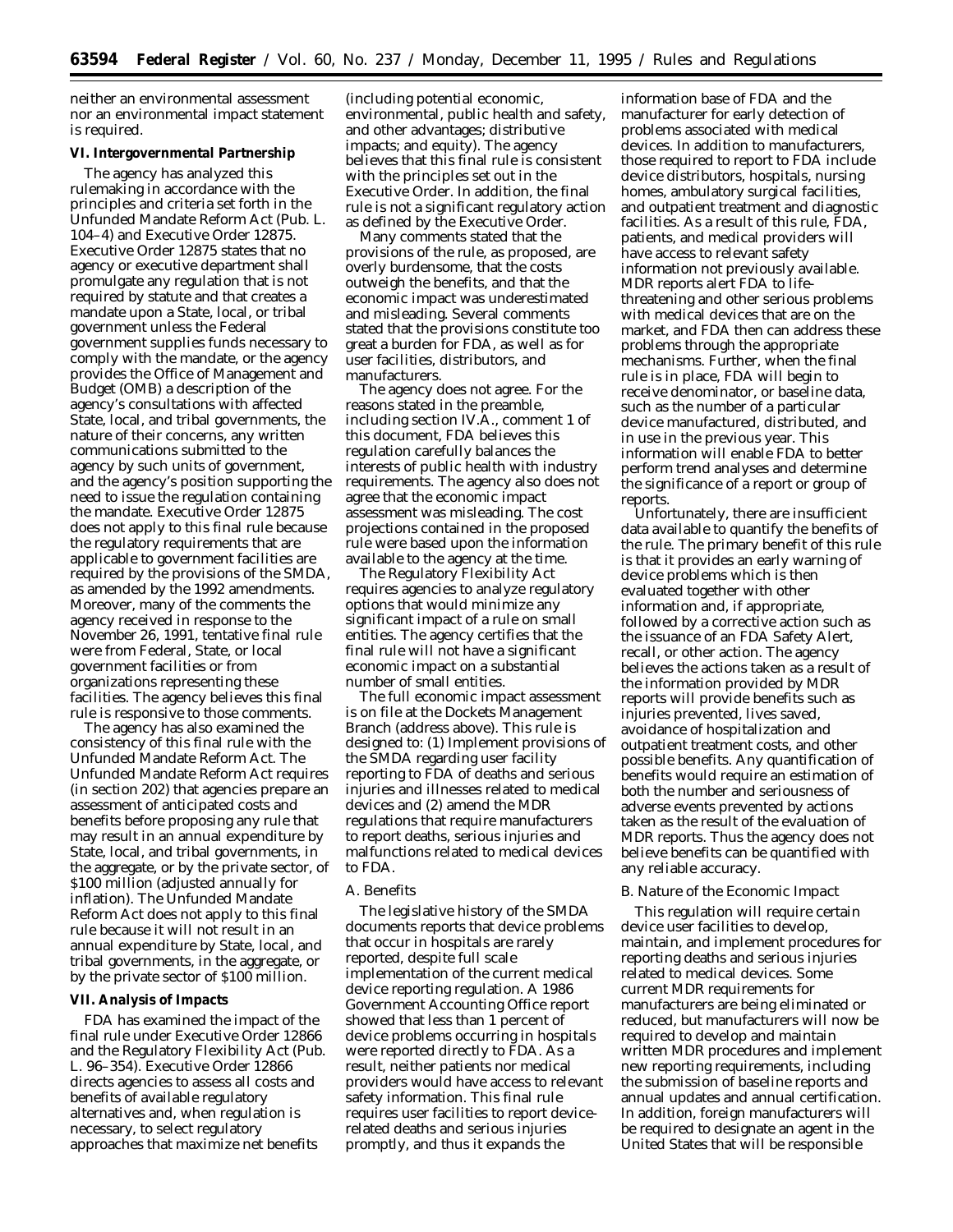neither an environmental assessment nor an environmental impact statement is required.

**VI. Intergovernmental Partnership**

The agency has analyzed this rulemaking in accordance with the principles and criteria set forth in the Unfunded Mandate Reform Act (Pub. L. 104–4) and Executive Order 12875. Executive Order 12875 states that no agency or executive department shall promulgate any regulation that is not required by statute and that creates a mandate upon a State, local, or tribal government unless the Federal government supplies funds necessary to comply with the mandate, or the agency provides the Office of Management and Budget (OMB) a description of the agency's consultations with affected State, local, and tribal governments, the nature of their concerns, any written communications submitted to the agency by such units of government, and the agency's position supporting the need to issue the regulation containing the mandate. Executive Order 12875 does not apply to this final rule because the regulatory requirements that are applicable to government facilities are required by the provisions of the SMDA, as amended by the 1992 amendments. Moreover, many of the comments the agency received in response to the November 26, 1991, tentative final rule were from Federal, State, or local government facilities or from organizations representing these facilities. The agency believes this final rule is responsive to those comments.

The agency has also examined the consistency of this final rule with the Unfunded Mandate Reform Act. The Unfunded Mandate Reform Act requires (in section 202) that agencies prepare an assessment of anticipated costs and benefits before proposing any rule that may result in an annual expenditure by State, local, and tribal governments, in the aggregate, or by the private sector, of $100 million (adjusted annually for inflation). The Unfunded Mandate Reform Act does not apply to this final rule because it will not result in an annual expenditure by State, local, and tribal governments, in the aggregate, or by the private sector of $100 million.

**VII. Analysis of Impacts**

FDA has examined the impact of the final rule under Executive Order 12866 and the Regulatory Flexibility Act (Pub. L. 96–354). Executive Order 12866 directs agencies to assess all costs and benefits of available regulatory alternatives and, when regulation is necessary, to select regulatory approaches that maximize net benefits (including potential economic, environmental, public health and safety, and other advantages; distributive impacts; and equity). The agency believes that this final rule is consistent with the principles set out in the Executive Order. In addition, the final rule is not a significant regulatory action as defined by the Executive Order.

Many comments stated that the provisions of the rule, as proposed, are overly burdensome, that the costs outweigh the benefits, and that the economic impact was underestimated and misleading. Several comments stated that the provisions constitute too great a burden for FDA, as well as for user facilities, distributors, and manufacturers.

The agency does not agree. For the reasons stated in the preamble, including section IV.A., comment 1 of this document, FDA believes this regulation carefully balances the interests of public health with industry requirements. The agency also does not agree that the economic impact assessment was misleading. The cost projections contained in the proposed rule were based upon the information available to the agency at the time.

The Regulatory Flexibility Act requires agencies to analyze regulatory options that would minimize any significant impact of a rule on small entities. The agency certifies that the final rule will not have a significant economic impact on a substantial number of small entities.

The full economic impact assessment is on file at the Dockets Management Branch (address above). This rule is designed to: (1) Implement provisions of the SMDA regarding user facility reporting to FDA of deaths and serious injuries and illnesses related to medical devices and (2) amend the MDR regulations that require manufacturers to report deaths, serious injuries and malfunctions related to medical devices to FDA.

*A. Benefits*

The legislative history of the SMDA documents reports that device problems that occur in hospitals are rarely reported, despite full scale implementation of the current medical device reporting regulation. A 1986 Government Accounting Office report showed that less than 1 percent of device problems occurring in hospitals were reported directly to FDA. As a result, neither patients nor medical providers would have access to relevant safety information. This final rule requires user facilities to report device-related deaths and serious injuries promptly, and thus it expands the information base of FDA and the manufacturer for early detection of problems associated with medical devices. In addition to manufacturers, those required to report to FDA include device distributors, hospitals, nursing homes, ambulatory surgical facilities, and outpatient treatment and diagnostic facilities. As a result of this rule, FDA, patients, and medical providers will have access to relevant safety information not previously available. MDR reports alert FDA to life-threatening and other serious problems with medical devices that are on the market, and FDA then can address these problems through the appropriate mechanisms. Further, when the final rule is in place, FDA will begin to receive denominator, or baseline data, such as the number of a particular device manufactured, distributed, and in use in the previous year. This information will enable FDA to better perform trend analyses and determine the significance of a report or group of reports.

Unfortunately, there are insufficient data available to quantify the benefits of the rule. The primary benefit of this rule is that it provides an early warning of device problems which is then evaluated together with other information and, if appropriate, followed by a corrective action such as the issuance of an FDA Safety Alert, recall, or other action. The agency believes the actions taken as a result of the information provided by MDR reports will provide benefits such as injuries prevented, lives saved, avoidance of hospitalization and outpatient treatment costs, and other possible benefits. Any quantification of benefits would require an estimation of both the number and seriousness of adverse events prevented by actions taken as the result of the evaluation of MDR reports. Thus the agency does not believe benefits can be quantified with any reliable accuracy.

*B. Nature of the Economic Impact*

This regulation will require certain device user facilities to develop, maintain, and implement procedures for reporting deaths and serious injuries related to medical devices. Some current MDR requirements for manufacturers are being eliminated or reduced, but manufacturers will now be required to develop and maintain written MDR procedures and implement new reporting requirements, including the submission of baseline reports and annual updates and annual certification. In addition, foreign manufacturers will be required to designate an agent in the United States that will be responsible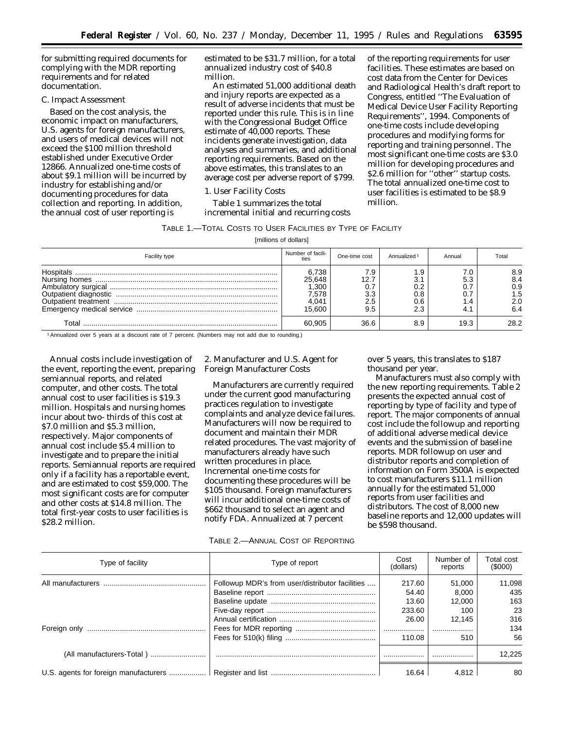for submitting required documents for complying with the MDR reporting requirements and for related documentation.

C. Impact Assessment

Based on the cost analysis, the economic impact on manufacturers, U.S. agents for foreign manufacturers, and users of medical devices will not exceed the $100 million threshold established under Executive Order 12866. Annualized one-time costs of about $9.1 million will be incurred by industry for establishing and/or documenting procedures for data collection and reporting. In addition, the annual cost of user reporting is estimated to be $31.7 million, for a total annualized industry cost of $40.8 million.

An estimated 51,000 additional death and injury reports are expected as a result of adverse incidents that must be reported under this rule. This is in line with the Congressional Budget Office estimate of 40,000 reports. These incidents generate investigation, data analyses and summaries, and additional reporting requirements. Based on the above estimates, this translates to an average cost per adverse report of $799.

1. User Facility Costs

Table 1 summarizes the total incremental initial and recurring costs of the reporting requirements for user facilities. These estimates are based on cost data from the Center for Devices and Radiological Health's draft report to Congress, entitled ''The Evaluation of Medical Device User Facility Reporting Requirements'', 1994. Components of one-time costs include developing procedures and modifying forms for reporting and training personnel. The most significant one-time costs are $3.0 million for developing procedures and $2.6 million for ''other'' startup costs. The total annualized one-time cost to user facilities is estimated to be $8.9 million.

TABLE 1.—TOTAL COSTS TO USER FACILITIES BY TYPE OF FACILITY

[millions of dollars]

| Facility type | Number of facilities | One-time cost | Annualized [1] | Annual | Total |
|---|---|---|---|---|---|
| Hospitals | 6,738 | 7.9 | 1.9 | 7.0 | 8.9 |
| Nursing homes | 25,648 | 12.7 | 3.1 | 5.3 | 8.4 |
| Ambulatory surgical | 1,300 | 0.7 | 0.2 | 0.7 | 0.9 |
| Outpatient diagnostic | 7,578 | 3.3 | 0.8 | 0.7 | 1.5 |
| Outpatient treatment | 4,041 | 2.5 | 0.6 | 1.4 | 2.0 |
| Emergency medical service | 15,600 | 9.5 | 2.3 | 4.1 | 6.4 |
| Total | 60,905 | 36.6 | 8.9 | 19.3 | 28.2 |

[1] Annualized over 5 years at a discount rate of 7 percent. (Numbers may not add due to rounding.)

Annual costs include investigation of the event, reporting the event, preparing semiannual reports, and related computer, and other costs. The total annual cost to user facilities is $19.3 million. Hospitals and nursing homes incur about two- thirds of this cost at $7.0 million and $5.3 million, respectively. Major components of annual cost include $5.4 million to investigate and to prepare the initial reports. Semiannual reports are required only if a facility has a reportable event, and are estimated to cost $59,000. The most significant costs are for computer and other costs at $14.8 million. The total first-year costs to user facilities is $28.2 million.

2. Manufacturer and U.S. Agent for Foreign Manufacturer Costs

Manufacturers are currently required under the current good manufacturing practices regulation to investigate complaints and analyze device failures. Manufacturers will now be required to document and maintain their MDR related procedures. The vast majority of manufacturers already have such written procedures in place. Incremental one-time costs for documenting these procedures will be $105 thousand. Foreign manufacturers will incur additional one-time costs of $662 thousand to select an agent and notify FDA. Annualized at 7 percent over 5 years, this translates to $187 thousand per year.

Manufacturers must also comply with the new reporting requirements. Table 2 presents the expected annual cost of reporting by type of facility and type of report. The major components of annual cost include the followup and reporting of additional adverse medical device events and the submission of baseline reports. MDR followup on user and distributor reports and completion of information on Form 3500A is expected to cost manufacturers $11.1 million annually for the estimated 51,000 reports from user facilities and distributors. The cost of 8,000 new baseline reports and 12,000 updates will be $598 thousand.

TABLE 2.—ANNUAL COST OF REPORTING

| Type of facility | Type of report | Cost (dollars) | Number of reports | Total cost ($000) |
|---|---|---|---|---|
| All manufacturers | Followup MDR's from user/distributor facilities | 217.60 | 51,000 | 11,098 |
| | Baseline report | 54.40 | 8,000 | 435 |
| | Baseline update | 13.60 | 12,000 | 163 |
| | Five-day report | 233.60 | 100 | 23 |
| | Annual certification | 26.00 | 12,145 | 316 |
| Foreign only | Fees for MDR reporting | | | 134 |
| | Fees for 510(k) filing | 110.08 | 510 | 56 |
| (All manufacturers-Total ) | | | | 12,225 |
| U.S. agents for foreign manufacturers | Register and list | 16.64 | 4,812 | 80 |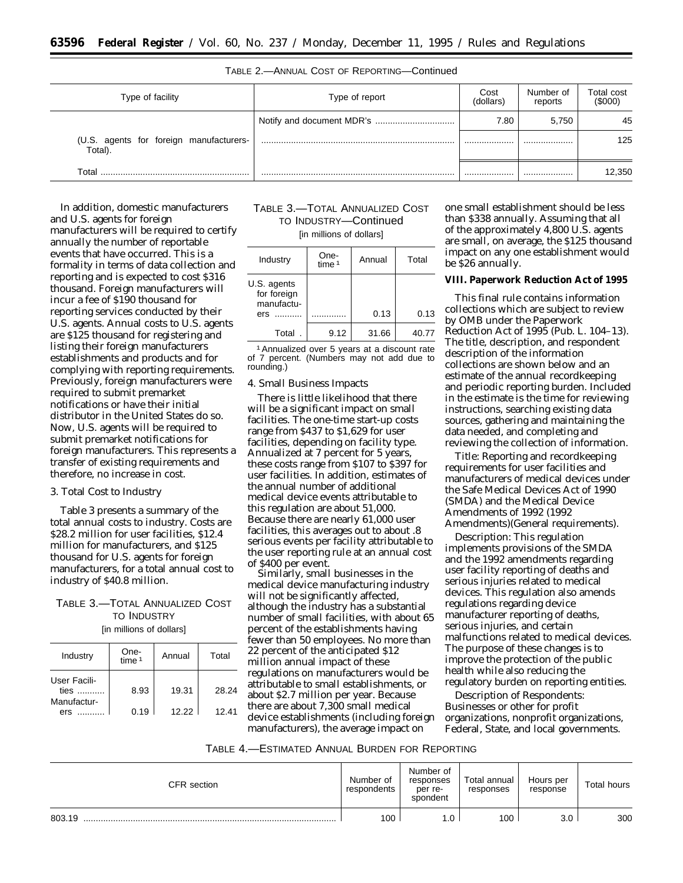TABLE 2.—ANNUAL COST OF REPORTING—Continued

| Type of facility | Type of report | Cost (dollars) | Number of reports | Total cost ($000) |
|---|---|---|---|---|
| | Notify and document MDR's | 7.80 | 5,750 | 45 |
| (U.S. agents for foreign manufacturers-Total). | | | | 125 |
| Total | | | | 12,350 |

In addition, domestic manufacturers and U.S. agents for foreign manufacturers will be required to certify annually the number of reportable events that have occurred. This is a formality in terms of data collection and reporting and is expected to cost $316 thousand. Foreign manufacturers will incur a fee of $190 thousand for reporting services conducted by their U.S. agents. Annual costs to U.S. agents are $125 thousand for registering and listing their foreign manufacturers establishments and products and for complying with reporting requirements. Previously, foreign manufacturers were required to submit premarket notifications or have their initial distributor in the United States do so. Now, U.S. agents will be required to submit premarket notifications for foreign manufacturers. This represents a transfer of existing requirements and therefore, no increase in cost.

3. Total Cost to Industry

Table 3 presents a summary of the total annual costs to industry. Costs are $28.2 million for user facilities, $12.4 million for manufacturers, and $125 thousand for U.S. agents for foreign manufacturers, for a total annual cost to industry of $40.8 million.

TABLE 3.—TOTAL ANNUALIZED COST TO INDUSTRY

[in millions of dollars]

| Industry | One-time [1] | Annual | Total |
|---|---|---|---|
| User Facilities | 8.93 | 19.31 | 28.24 |
| Manufacturers | 0.19 | 12.22 | 12.41 |
| U.S. agents for foreign manufacturers | | 0.13 | 0.13 |
| Total | 9.12 | 31.66 | 40.77 |

[1] Annualized over 5 years at a discount rate of 7 percent. (Numbers may not add due to rounding.)

4. Small Business Impacts

There is little likelihood that there will be a significant impact on small facilities. The one-time start-up costs range from $437 to $1,629 for user facilities, depending on facility type. Annualized at 7 percent for 5 years, these costs range from $107 to $397 for user facilities. In addition, estimates of the annual number of additional medical device events attributable to this regulation are about 51,000. Because there are nearly 61,000 user facilities, this averages out to about .8 serious events per facility attributable to the user reporting rule at an annual cost of $400 per event.

Similarly, small businesses in the medical device manufacturing industry will not be significantly affected, although the industry has a substantial number of small facilities, with about 65 percent of the establishments having fewer than 50 employees. No more than 22 percent of the anticipated $12 million annual impact of these regulations on manufacturers would be attributable to small establishments, or about $2.7 million per year. Because there are about 7,300 small medical device establishments (including foreign manufacturers), the average impact on one small establishment should be less than $338 annually. Assuming that all of the approximately 4,800 U.S. agents are small, on average, the $125 thousand impact on any one establishment would be $26 annually.

## VIII. Paperwork Reduction Act of 1995

This final rule contains information collections which are subject to review by OMB under the Paperwork Reduction Act of 1995 (Pub. L. 104–13). The title, description, and respondent description of the information collections are shown below and an estimate of the annual recordkeeping and periodic reporting burden. Included in the estimate is the time for reviewing instructions, searching existing data sources, gathering and maintaining the data needed, and completing and reviewing the collection of information.

*Title*: Reporting and recordkeeping requirements for user facilities and manufacturers of medical devices under the Safe Medical Devices Act of 1990 (SMDA) and the Medical Device Amendments of 1992 (1992 Amendments)(General requirements).

*Description*: This regulation implements provisions of the SMDA and the 1992 amendments regarding user facility reporting of deaths and serious injuries related to medical devices. This regulation also amends regulations regarding device manufacturer reporting of deaths, serious injuries, and certain malfunctions related to medical devices. The purpose of these changes is to improve the protection of the public health while also reducing the regulatory burden on reporting entities.

*Description of Respondents*: Businesses or other for profit organizations, nonprofit organizations, Federal, State, and local governments.

TABLE 4.—ESTIMATED ANNUAL BURDEN FOR REPORTING

| CFR section | Number of respondents | Number of responses per respondent | Total annual responses | Hours per response | Total hours |
|---|---|---|---|---|---|
| 803.19 | 100 | 1.0 | 100 | 3.0 | 300 |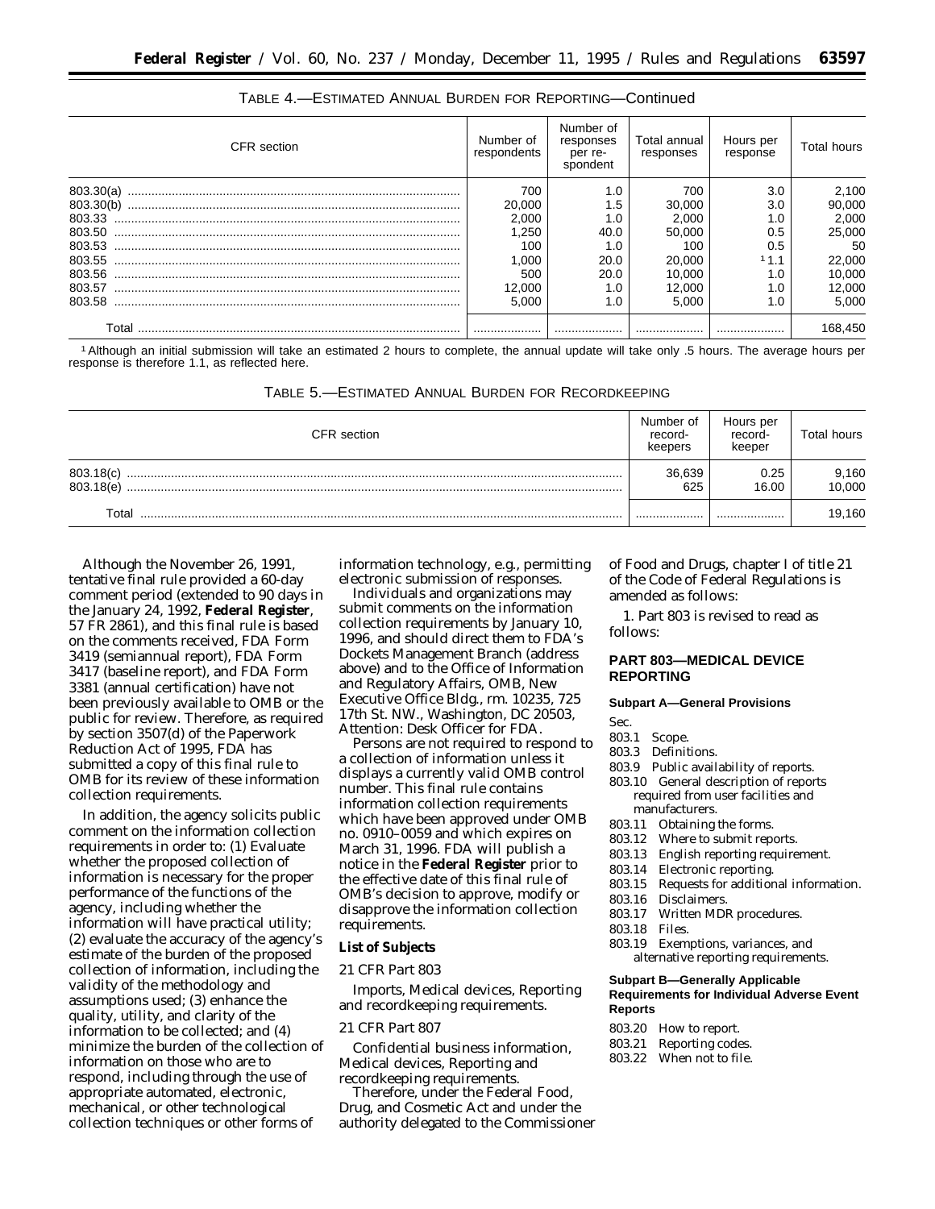TABLE 4.—ESTIMATED ANNUAL BURDEN FOR REPORTING—Continued

| CFR section | Number of respondents | Number of responses per respondent | Total annual responses | Hours per response | Total hours |
|---|---|---|---|---|---|
| 803.30(a) | 700 | 1.0 | 700 | 3.0 | 2,100 |
| 803.30(b) | 20,000 | 1.5 | 30,000 | 3.0 | 90,000 |
| 803.33 | 2,000 | 1.0 | 2,000 | 1.0 | 2,000 |
| 803.50 | 1,250 | 40.0 | 50,000 | 0.5 | 25,000 |
| 803.53 | 100 | 1.0 | 100 | 0.5 | 50 |
| 803.55 | 1,000 | 20.0 | 20,000 | [1] 1.1 | 22,000 |
| 803.56 | 500 | 20.0 | 10,000 | 1.0 | 10,000 |
| 803.57 | 12,000 | 1.0 | 12,000 | 1.0 | 12,000 |
| 803.58 | 5,000 | 1.0 | 5,000 | 1.0 | 5,000 |
| Total | | | | | 168,450 |

[1] Although an initial submission will take an estimated 2 hours to complete, the annual update will take only .5 hours. The average hours per response is therefore 1.1, as reflected here.

TABLE 5.—ESTIMATED ANNUAL BURDEN FOR RECORDKEEPING

| CFR section | Number of record-keepers | Hours per record-keeper | Total hours |
|---|---|---|---|
| 803.18(c) | 36,639 | 0.25 | 9,160 |
| 803.18(e) | 625 | 16.00 | 10,000 |
| Total | | | 19,160 |

Although the November 26, 1991, tentative final rule provided a 60-day comment period (extended to 90 days in the January 24, 1992, **Federal Register**, 57 FR 2861), and this final rule is based on the comments received, FDA Form 3419 (semiannual report), FDA Form 3417 (baseline report), and FDA Form 3381 (annual certification) have not been previously available to OMB or the public for review. Therefore, as required by section 3507(d) of the Paperwork Reduction Act of 1995, FDA has submitted a copy of this final rule to OMB for its review of these information collection requirements.

In addition, the agency solicits public comment on the information collection requirements in order to: (1) Evaluate whether the proposed collection of information is necessary for the proper performance of the functions of the agency, including whether the information will have practical utility; (2) evaluate the accuracy of the agency's estimate of the burden of the proposed collection of information, including the validity of the methodology and assumptions used; (3) enhance the quality, utility, and clarity of the information to be collected; and (4) minimize the burden of the collection of information on those who are to respond, including through the use of appropriate automated, electronic, mechanical, or other technological collection techniques or other forms of information technology, e.g., permitting electronic submission of responses.

Individuals and organizations may submit comments on the information collection requirements by January 10, 1996, and should direct them to FDA's Dockets Management Branch (address above) and to the Office of Information and Regulatory Affairs, OMB, New Executive Office Bldg., rm. 10235, 725 17th St. NW., Washington, DC 20503, Attention: Desk Officer for FDA.

Persons are not required to respond to a collection of information unless it displays a currently valid OMB control number. This final rule contains information collection requirements which have been approved under OMB no. 0910–0059 and which expires on March 31, 1996. FDA will publish a notice in the **Federal Register** prior to the effective date of this final rule of OMB's decision to approve, modify or disapprove the information collection requirements.

**List of Subjects**

*21 CFR Part 803*

Imports, Medical devices, Reporting and recordkeeping requirements.

*21 CFR Part 807*

Confidential business information, Medical devices, Reporting and recordkeeping requirements.

Therefore, under the Federal Food, Drug, and Cosmetic Act and under the authority delegated to the Commissioner of Food and Drugs, chapter I of title 21 of the Code of Federal Regulations is amended as follows:

1. Part 803 is revised to read as follows:

## PART 803—MEDICAL DEVICE REPORTING

### Subpart A—General Provisions

Sec.
- 803.1 Scope.
- 803.3 Definitions.
- 803.9 Public availability of reports.
- 803.10 General description of reports required from user facilities and manufacturers.
- 803.11 Obtaining the forms.
- 803.12 Where to submit reports.
- 803.13 English reporting requirement.
- 803.14 Electronic reporting.
- 803.15 Requests for additional information.
- 803.16 Disclaimers.
- 803.17 Written MDR procedures.
- 803.18 Files.
- 803.19 Exemptions, variances, and alternative reporting requirements.

### Subpart B—Generally Applicable Requirements for Individual Adverse Event Reports

- 803.20 How to report.
- 803.21 Reporting codes.
- 803.22 When not to file.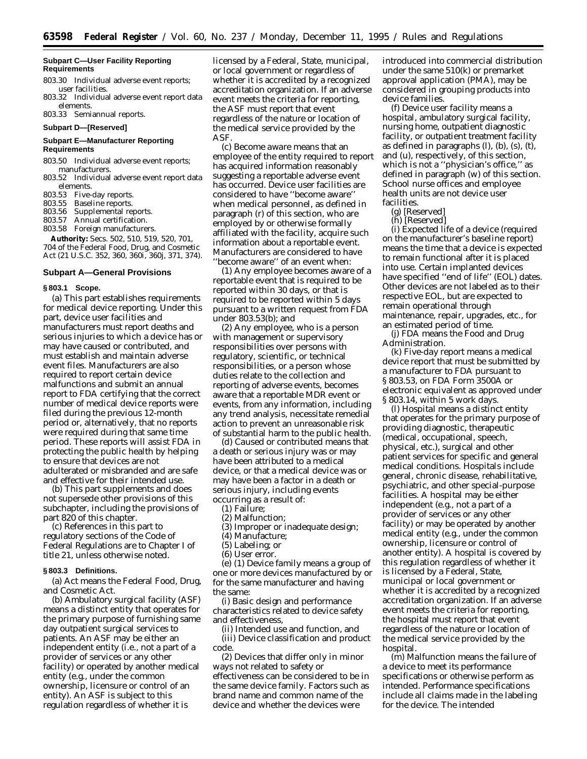**Subpart C—User Facility Reporting Requirements**

803.30 Individual adverse event reports; user facilities.

803.32 Individual adverse event report data elements.

803.33 Semiannual reports.

**Subpart D—[Reserved]**

**Subpart E—Manufacturer Reporting Requirements**

803.50 Individual adverse event reports; manufacturers.

803.52 Individual adverse event report data elements.

803.53 Five-day reports.

803.55 Baseline reports.

803.56 Supplemental reports.

803.57 Annual certification.

803.58 Foreign manufacturers.

**Authority:** Secs. 502, 510, 519, 520, 701, 704 of the Federal Food, Drug, and Cosmetic Act (21 U.S.C. 352, 360, 360i, 360j, 371, 374).

## Subpart A—General Provisions

### § 803.1 Scope.

(a) This part establishes requirements for medical device reporting. Under this part, device user facilities and manufacturers must report deaths and serious injuries to which a device has or may have caused or contributed, and must establish and maintain adverse event files. Manufacturers are also required to report certain device malfunctions and submit an annual report to FDA certifying that the correct number of medical device reports were filed during the previous 12-month period or, alternatively, that no reports were required during that same time period. These reports will assist FDA in protecting the public health by helping to ensure that devices are not adulterated or misbranded and are safe and effective for their intended use.

(b) This part supplements and does not supersede other provisions of this subchapter, including the provisions of part 820 of this chapter.

(c) References in this part to regulatory sections of the Code of Federal Regulations are to Chapter I of title 21, unless otherwise noted.

### § 803.3 Definitions.

(a) *Act* means the Federal Food, Drug, and Cosmetic Act.

(b) *Ambulatory surgical facility* (ASF) means a distinct entity that operates for the primary purpose of furnishing same day outpatient surgical services to patients. An ASF may be either an independent entity (i.e., not a part of a provider of services or any other facility) or operated by another medical entity (e.g., under the common ownership, licensure or control of an entity). An ASF is subject to this regulation regardless of whether it is licensed by a Federal, State, municipal, or local government or regardless of whether it is accredited by a recognized accreditation organization. If an adverse event meets the criteria for reporting, the ASF must report that event regardless of the nature or location of the medical service provided by the ASF.

(c) *Become aware* means that an employee of the entity required to report has acquired information reasonably suggesting a reportable adverse event has occurred. Device user facilities are considered to have "become aware" when medical personnel, as defined in paragraph (r) of this section, who are employed by or otherwise formally affiliated with the facility, acquire such information about a reportable event. Manufacturers are considered to have "become aware" of an event when:

(1) Any employee becomes aware of a reportable event that is required to be reported within 30 days, or that is required to be reported within 5 days pursuant to a written request from FDA under 803.53(b); and

(2) Any employee, who is a person with management or supervisory responsibilities over persons with regulatory, scientific, or technical responsibilities, or a person whose duties relate to the collection and reporting of adverse events, becomes aware that a reportable MDR event or events, from any information, including any trend analysis, necessitate remedial action to prevent an unreasonable risk of substantial harm to the public health.

(d) *Caused or contributed* means that a death or serious injury was or may have been attributed to a medical device, or that a medical device was or may have been a factor in a death or serious injury, including events occurring as a result of:

(1) Failure;

(2) Malfunction;

(3) Improper or inadequate design;

(4) Manufacture;

(5) Labeling; or

(6) User error.

(e) (1) *Device family* means a group of one or more devices manufactured by or for the same manufacturer and having the same:

(i) Basic design and performance characteristics related to device safety and effectiveness,

(ii) Intended use and function, and

(iii) Device classification and product code.

(2) Devices that differ only in minor ways not related to safety or effectiveness can be considered to be in the same device family. Factors such as brand name and common name of the device and whether the devices were introduced into commercial distribution under the same 510(k) or premarket approval application (PMA), may be considered in grouping products into device families.

(f) *Device user facility* means a hospital, ambulatory surgical facility, nursing home, outpatient diagnostic facility, or outpatient treatment facility as defined in paragraphs (l), (b), (s), (t), and (u), respectively, of this section, which is not a "physician's office," as defined in paragraph (w) of this section. School nurse offices and employee health units are not device user facilities.

(g) [Reserved]

(h) [Reserved]

(i) *Expected life of a device* (required on the manufacturer's baseline report) means the time that a device is expected to remain functional after it is placed into use. Certain implanted devices have specified "end of life" (EOL) dates. Other devices are not labeled as to their respective EOL, but are expected to remain operational through maintenance, repair, upgrades, etc., for an estimated period of time.

(j) *FDA* means the Food and Drug Administration.

(k) *Five-day report* means a medical device report that must be submitted by a manufacturer to FDA pursuant to § 803.53, on FDA Form 3500A or electronic equivalent as approved under § 803.14, within 5 work days.

(l) *Hospital* means a distinct entity that operates for the primary purpose of providing diagnostic, therapeutic (medical, occupational, speech, physical, etc.), surgical and other patient services for specific and general medical conditions. Hospitals include general, chronic disease, rehabilitative, psychiatric, and other special-purpose facilities. A hospital may be either independent (e.g., not a part of a provider of services or any other facility) or may be operated by another medical entity (e.g., under the common ownership, licensure or control of another entity). A hospital is covered by this regulation regardless of whether it is licensed by a Federal, State, municipal or local government or whether it is accredited by a recognized accreditation organization. If an adverse event meets the criteria for reporting, the hospital must report that event regardless of the nature or location of the medical service provided by the hospital.

(m) *Malfunction* means the failure of a device to meet its performance specifications or otherwise perform as intended. Performance specifications include all claims made in the labeling for the device. The intended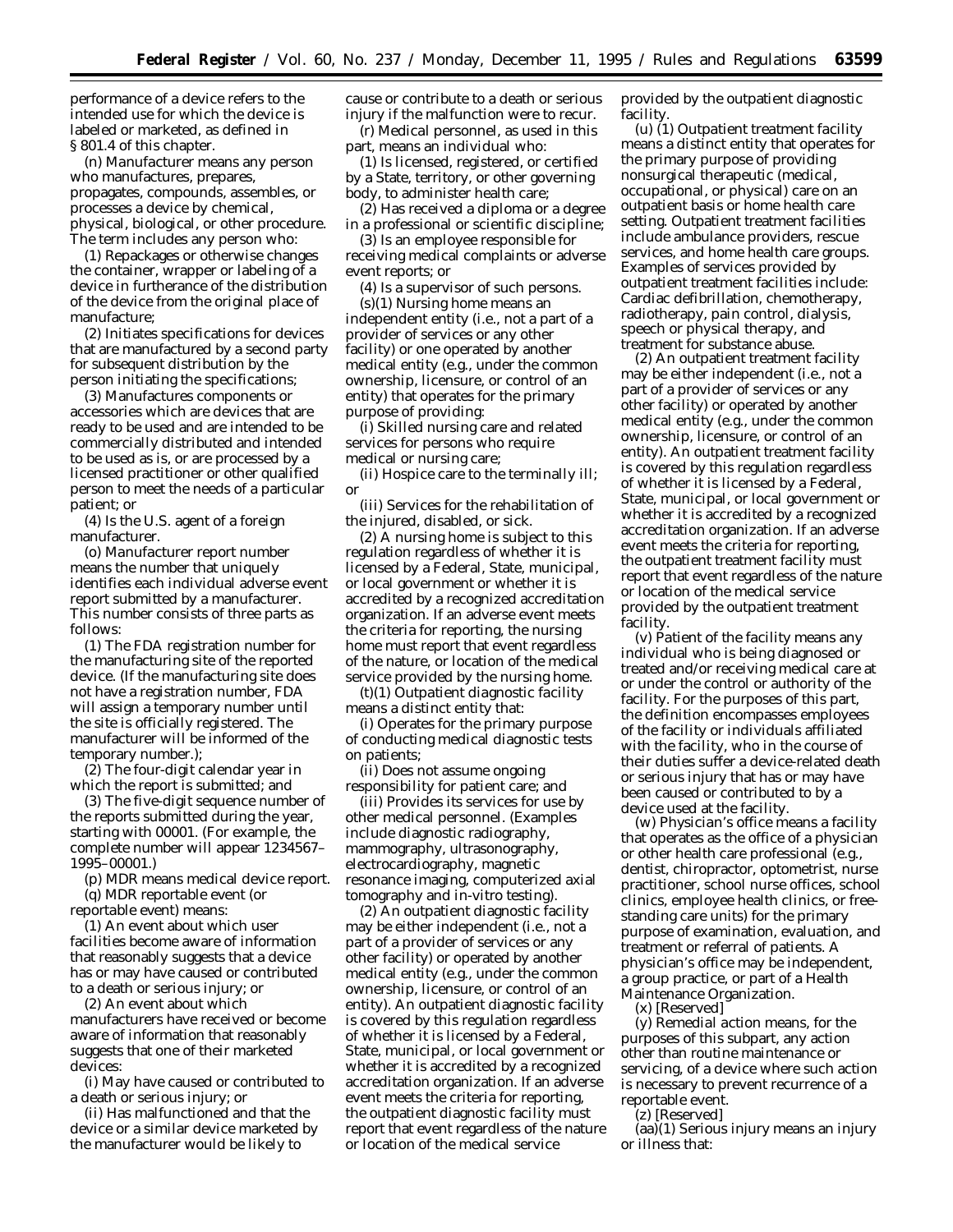performance of a device refers to the intended use for which the device is labeled or marketed, as defined in § 801.4 of this chapter.

(n) *Manufacturer* means any person who manufactures, prepares, propagates, compounds, assembles, or processes a device by chemical, physical, biological, or other procedure. The term includes any person who:

(1) Repackages or otherwise changes the container, wrapper or labeling of a device in furtherance of the distribution of the device from the original place of manufacture;

(2) Initiates specifications for devices that are manufactured by a second party for subsequent distribution by the person initiating the specifications;

(3) Manufactures components or accessories which are devices that are ready to be used and are intended to be commercially distributed and intended to be used as is, or are processed by a licensed practitioner or other qualified person to meet the needs of a particular patient; or

(4) Is the U.S. agent of a foreign manufacturer.

(o) *Manufacturer report number* means the number that uniquely identifies each individual adverse event report submitted by a manufacturer. This number consists of three parts as follows:

(1) The FDA registration number for the manufacturing site of the reported device. (If the manufacturing site does not have a registration number, FDA will assign a temporary number until the site is officially registered. The manufacturer will be informed of the temporary number.);

(2) The four-digit calendar year in which the report is submitted; and

(3) The five-digit sequence number of the reports submitted during the year, starting with 00001. (For example, the complete number will appear 1234567–1995–00001.)

(p) *MDR* means medical device report.

(q) *MDR reportable event* (or *reportable event*) means:

(1) An event about which user facilities become aware of information that reasonably suggests that a device has or may have caused or contributed to a death or serious injury; or

(2) An event about which manufacturers have received or become aware of information that reasonably suggests that one of their marketed devices:

(i) May have caused or contributed to a death or serious injury; or

(ii) Has malfunctioned and that the device or a similar device marketed by the manufacturer would be likely to cause or contribute to a death or serious injury if the malfunction were to recur.

(r) *Medical personnel*, as used in this part, means an individual who:

(1) Is licensed, registered, or certified by a State, territory, or other governing body, to administer health care;

(2) Has received a diploma or a degree in a professional or scientific discipline;

(3) Is an employee responsible for receiving medical complaints or adverse event reports; or

(4) Is a supervisor of such persons.

(s)(1) *Nursing home* means an independent entity (i.e., not a part of a provider of services or any other facility) or one operated by another medical entity (e.g., under the common ownership, licensure, or control of an entity) that operates for the primary purpose of providing:

(i) Skilled nursing care and related services for persons who require medical or nursing care;

(ii) Hospice care to the terminally ill; or

(iii) Services for the rehabilitation of the injured, disabled, or sick.

(2) A nursing home is subject to this regulation regardless of whether it is licensed by a Federal, State, municipal, or local government or whether it is accredited by a recognized accreditation organization. If an adverse event meets the criteria for reporting, the nursing home must report that event regardless of the nature, or location of the medical service provided by the nursing home.

(t)(1) *Outpatient diagnostic facility* means a distinct entity that:

(i) Operates for the primary purpose of conducting medical diagnostic tests on patients;

(ii) Does not assume ongoing responsibility for patient care; and

(iii) Provides its services for use by other medical personnel. (Examples include diagnostic radiography, mammography, ultrasonography, electrocardiography, magnetic resonance imaging, computerized axial tomography and in-vitro testing).

(2) An outpatient diagnostic facility may be either independent (i.e., not a part of a provider of services or any other facility) or operated by another medical entity (e.g., under the common ownership, licensure, or control of an entity). An outpatient diagnostic facility is covered by this regulation regardless of whether it is licensed by a Federal, State, municipal, or local government or whether it is accredited by a recognized accreditation organization. If an adverse event meets the criteria for reporting, the outpatient diagnostic facility must report that event regardless of the nature or location of the medical service provided by the outpatient diagnostic facility.

(u) (1) *Outpatient treatment facility* means a distinct entity that operates for the primary purpose of providing nonsurgical therapeutic (medical, occupational, or physical) care on an outpatient basis or home health care setting. Outpatient treatment facilities include ambulance providers, rescue services, and home health care groups. Examples of services provided by outpatient treatment facilities include: Cardiac defibrillation, chemotherapy, radiotherapy, pain control, dialysis, speech or physical therapy, and treatment for substance abuse.

(2) An outpatient treatment facility may be either independent (i.e., not a part of a provider of services or any other facility) or operated by another medical entity (e.g., under the common ownership, licensure, or control of an entity). An outpatient treatment facility is covered by this regulation regardless of whether it is licensed by a Federal, State, municipal, or local government or whether it is accredited by a recognized accreditation organization. If an adverse event meets the criteria for reporting, the outpatient treatment facility must report that event regardless of the nature or location of the medical service provided by the outpatient treatment facility.

(v) *Patient of the facility* means any individual who is being diagnosed or treated and/or receiving medical care at or under the control or authority of the facility. For the purposes of this part, the definition encompasses employees of the facility or individuals affiliated with the facility, who in the course of their duties suffer a device-related death or serious injury that has or may have been caused or contributed to by a device used at the facility.

(w) *Physician's office* means a facility that operates as the office of a physician or other health care professional (e.g., dentist, chiropractor, optometrist, nurse practitioner, school nurse offices, school clinics, employee health clinics, or free-standing care units) for the primary purpose of examination, evaluation, and treatment or referral of patients. A physician's office may be independent, a group practice, or part of a Health Maintenance Organization.

(x) [Reserved]

(y) *Remedial action* means, for the purposes of this subpart, any action other than routine maintenance or servicing, of a device where such action is necessary to prevent recurrence of a reportable event.

(z) [Reserved]

(aa)(1) *Serious injury* means an injury or illness that: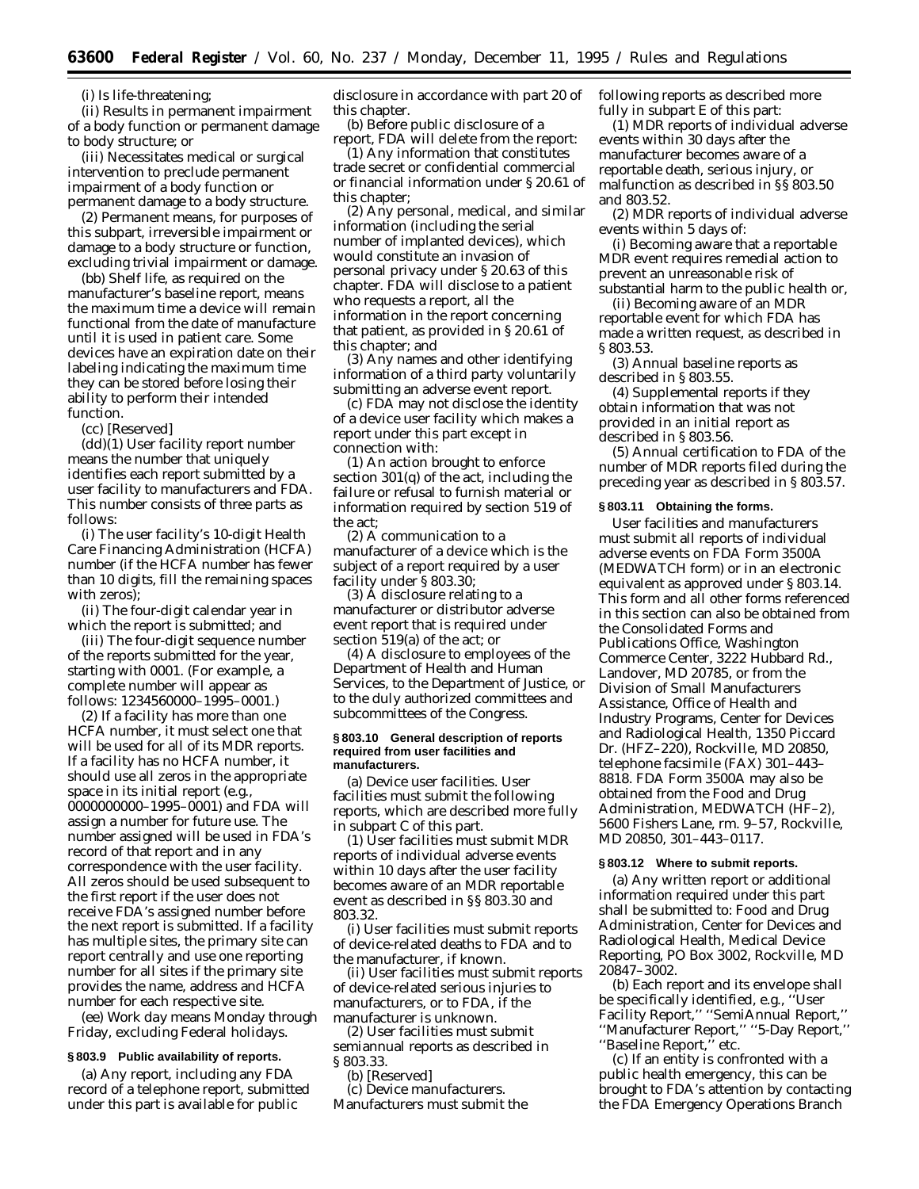(i) Is life-threatening;

(ii) Results in permanent impairment of a body function or permanent damage to body structure; or

(iii) Necessitates medical or surgical intervention to preclude permanent impairment of a body function or permanent damage to a body structure.

(2) *Permanent* means, for purposes of this subpart, irreversible impairment or damage to a body structure or function, excluding trivial impairment or damage.

(bb) *Shelf life*, as required on the manufacturer's baseline report, means the maximum time a device will remain functional from the date of manufacture until it is used in patient care. Some devices have an expiration date on their labeling indicating the maximum time they can be stored before losing their ability to perform their intended function.

(cc) [Reserved]

(dd)(1) *User facility report number* means the number that uniquely identifies each report submitted by a user facility to manufacturers and FDA. This number consists of three parts as follows:

(i) The user facility's 10-digit Health Care Financing Administration (HCFA) number (if the HCFA number has fewer than 10 digits, fill the remaining spaces with zeros);

(ii) The four-digit calendar year in which the report is submitted; and

(iii) The four-digit sequence number of the reports submitted for the year, starting with 0001. (For example, a complete number will appear as follows: 1234560000–1995–0001.)

(2) If a facility has more than one HCFA number, it must select one that will be used for all of its MDR reports. If a facility has no HCFA number, it should use all zeros in the appropriate space in its initial report (e.g., 0000000000–1995–0001) and FDA will assign a number for future use. The number assigned will be used in FDA's record of that report and in any correspondence with the user facility. All zeros should be used subsequent to the first report if the user does not receive FDA's assigned number before the next report is submitted. If a facility has multiple sites, the primary site can report centrally and use one reporting number for all sites if the primary site provides the name, address and HCFA number for each respective site.

(ee) *Work day* means Monday through Friday, excluding Federal holidays.

**§ 803.9 Public availability of reports.**

(a) Any report, including any FDA record of a telephone report, submitted under this part is available for public disclosure in accordance with part 20 of this chapter.

(b) Before public disclosure of a report, FDA will delete from the report:

(1) Any information that constitutes trade secret or confidential commercial or financial information under § 20.61 of this chapter;

(2) Any personal, medical, and similar information (including the serial number of implanted devices), which would constitute an invasion of personal privacy under § 20.63 of this chapter. FDA will disclose to a patient who requests a report, all the information in the report concerning that patient, as provided in § 20.61 of this chapter; and

(3) Any names and other identifying information of a third party voluntarily submitting an adverse event report.

(c) FDA may not disclose the identity of a device user facility which makes a report under this part except in connection with:

(1) An action brought to enforce section 301(q) of the act, including the failure or refusal to furnish material or information required by section 519 of the act;

(2) A communication to a manufacturer of a device which is the subject of a report required by a user facility under § 803.30;

(3) A disclosure relating to a manufacturer or distributor adverse event report that is required under section 519(a) of the act; or

(4) A disclosure to employees of the Department of Health and Human Services, to the Department of Justice, or to the duly authorized committees and subcommittees of the Congress.

**§ 803.10 General description of reports required from user facilities and manufacturers.**

(a) *Device user facilities.* User facilities must submit the following reports, which are described more fully in subpart C of this part.

(1) User facilities must submit MDR reports of individual adverse events within 10 days after the user facility becomes aware of an MDR reportable event as described in §§ 803.30 and 803.32.

(i) User facilities must submit reports of device-related deaths to FDA and to the manufacturer, if known.

(ii) User facilities must submit reports of device-related serious injuries to manufacturers, or to FDA, if the manufacturer is unknown.

(2) User facilities must submit semiannual reports as described in § 803.33.

(b) [Reserved]

(c) *Device manufacturers.* Manufacturers must submit the following reports as described more fully in subpart E of this part:

(1) MDR reports of individual adverse events within 30 days after the manufacturer becomes aware of a reportable death, serious injury, or malfunction as described in §§ 803.50 and 803.52.

(2) MDR reports of individual adverse events within 5 days of:

(i) Becoming aware that a reportable MDR event requires remedial action to prevent an unreasonable risk of substantial harm to the public health or,

(ii) Becoming aware of an MDR reportable event for which FDA has made a written request, as described in § 803.53.

(3) Annual baseline reports as described in § 803.55.

(4) Supplemental reports if they obtain information that was not provided in an initial report as described in § 803.56.

(5) Annual certification to FDA of the number of MDR reports filed during the preceding year as described in § 803.57.

**§ 803.11 Obtaining the forms.**

User facilities and manufacturers must submit all reports of individual adverse events on FDA Form 3500A (MEDWATCH form) or in an electronic equivalent as approved under § 803.14. This form and all other forms referenced in this section can also be obtained from the Consolidated Forms and Publications Office, Washington Commerce Center, 3222 Hubbard Rd., Landover, MD 20785, or from the Division of Small Manufacturers Assistance, Office of Health and Industry Programs, Center for Devices and Radiological Health, 1350 Piccard Dr. (HFZ–220), Rockville, MD 20850, telephone facsimile (FAX) 301–443–8818. FDA Form 3500A may also be obtained from the Food and Drug Administration, MEDWATCH (HF–2), 5600 Fishers Lane, rm. 9–57, Rockville, MD 20850, 301–443–0117.

**§ 803.12 Where to submit reports.**

(a) Any written report or additional information required under this part shall be submitted to: Food and Drug Administration, Center for Devices and Radiological Health, Medical Device Reporting, PO Box 3002, Rockville, MD 20847–3002.

(b) Each report and its envelope shall be specifically identified, e.g., ''User Facility Report,'' ''SemiAnnual Report,'' ''Manufacturer Report,'' ''5-Day Report,'' ''Baseline Report,'' etc.

(c) If an entity is confronted with a public health emergency, this can be brought to FDA's attention by contacting the FDA Emergency Operations Branch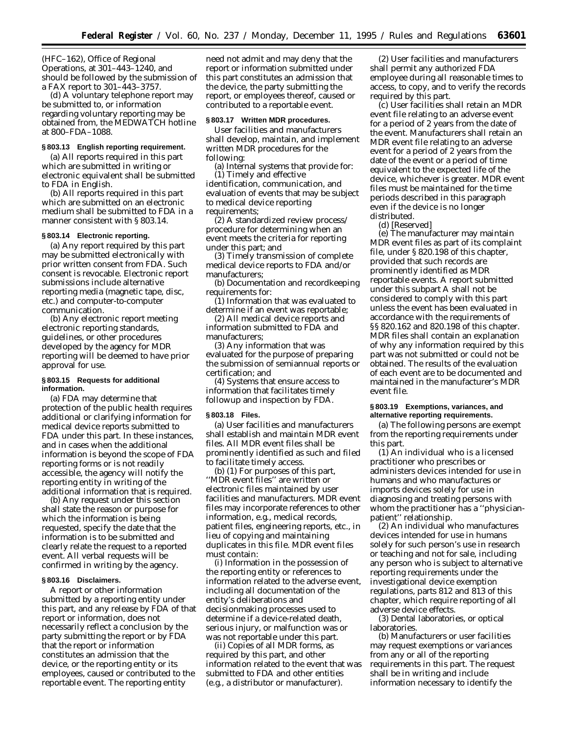(HFC–162), Office of Regional Operations, at 301–443–1240, and should be followed by the submission of a FAX report to 301–443–3757.

(d) A voluntary telephone report may be submitted to, or information regarding voluntary reporting may be obtained from, the MEDWATCH hotline at 800–FDA–1088.

**§ 803.13 English reporting requirement.**

(a) All reports required in this part which are submitted in writing or electronic equivalent shall be submitted to FDA in English.

(b) All reports required in this part which are submitted on an electronic medium shall be submitted to FDA in a manner consistent with § 803.14.

**§ 803.14 Electronic reporting.**

(a) Any report required by this part may be submitted electronically with prior written consent from FDA. Such consent is revocable. Electronic report submissions include alternative reporting media (magnetic tape, disc, etc.) and computer-to-computer communication.

(b) Any electronic report meeting electronic reporting standards, guidelines, or other procedures developed by the agency for MDR reporting will be deemed to have prior approval for use.

**§ 803.15 Requests for additional information.**

(a) FDA may determine that protection of the public health requires additional or clarifying information for medical device reports submitted to FDA under this part. In these instances, and in cases when the additional information is beyond the scope of FDA reporting forms or is not readily accessible, the agency will notify the reporting entity in writing of the additional information that is required.

(b) Any request under this section shall state the reason or purpose for which the information is being requested, specify the date that the information is to be submitted and clearly relate the request to a reported event. All verbal requests will be confirmed in writing by the agency.

**§ 803.16 Disclaimers.**

A report or other information submitted by a reporting entity under this part, and any release by FDA of that report or information, does not necessarily reflect a conclusion by the party submitting the report or by FDA that the report or information constitutes an admission that the device, or the reporting entity or its employees, caused or contributed to the reportable event. The reporting entity need not admit and may deny that the report or information submitted under this part constitutes an admission that the device, the party submitting the report, or employees thereof, caused or contributed to a reportable event.

**§ 803.17 Written MDR procedures.**

User facilities and manufacturers shall develop, maintain, and implement written MDR procedures for the following:

(a) Internal systems that provide for:

(1) Timely and effective identification, communication, and evaluation of events that may be subject to medical device reporting requirements;

(2) A standardized review process/procedure for determining when an event meets the criteria for reporting under this part; and

(3) Timely transmission of complete medical device reports to FDA and/or manufacturers;

(b) Documentation and recordkeeping requirements for:

(1) Information that was evaluated to determine if an event was reportable;

(2) All medical device reports and information submitted to FDA and manufacturers;

(3) Any information that was evaluated for the purpose of preparing the submission of semiannual reports or certification; and

(4) Systems that ensure access to information that facilitates timely followup and inspection by FDA.

**§ 803.18 Files.**

(a) User facilities and manufacturers shall establish and maintain MDR event files. All MDR event files shall be prominently identified as such and filed to facilitate timely access.

(b) (1) For purposes of this part, ''MDR event files'' are written or electronic files maintained by user facilities and manufacturers. MDR event files may incorporate references to other information, e.g., medical records, patient files, engineering reports, etc., in lieu of copying and maintaining duplicates in this file. MDR event files must contain:

(i) Information in the possession of the reporting entity or references to information related to the adverse event, including all documentation of the entity's deliberations and decisionmaking processes used to determine if a device-related death, serious injury, or malfunction was or was not reportable under this part.

(ii) Copies of all MDR forms, as required by this part, and other information related to the event that was submitted to FDA and other entities (e.g., a distributor or manufacturer).

(2) User facilities and manufacturers shall permit any authorized FDA employee during all reasonable times to access, to copy, and to verify the records required by this part.

(c) User facilities shall retain an MDR event file relating to an adverse event for a period of 2 years from the date of the event. Manufacturers shall retain an MDR event file relating to an adverse event for a period of 2 years from the date of the event or a period of time equivalent to the expected life of the device, whichever is greater. MDR event files must be maintained for the time periods described in this paragraph even if the device is no longer distributed.

(d) [Reserved]

(e) The manufacturer may maintain MDR event files as part of its complaint file, under § 820.198 of this chapter, provided that such records are prominently identified as MDR reportable events. A report submitted under this subpart A shall not be considered to comply with this part unless the event has been evaluated in accordance with the requirements of §§ 820.162 and 820.198 of this chapter. MDR files shall contain an explanation of why any information required by this part was not submitted or could not be obtained. The results of the evaluation of each event are to be documented and maintained in the manufacturer's MDR event file.

**§ 803.19 Exemptions, variances, and alternative reporting requirements.**

(a) The following persons are exempt from the reporting requirements under this part.

(1) An individual who is a licensed practitioner who prescribes or administers devices intended for use in humans and who manufactures or imports devices solely for use in diagnosing and treating persons with whom the practitioner has a ''physician-patient'' relationship.

(2) An individual who manufactures devices intended for use in humans solely for such person's use in research or teaching and not for sale, including any person who is subject to alternative reporting requirements under the investigational device exemption regulations, parts 812 and 813 of this chapter, which require reporting of all adverse device effects.

(3) Dental laboratories, or optical laboratories.

(b) Manufacturers or user facilities may request exemptions or variances from any or all of the reporting requirements in this part. The request shall be in writing and include information necessary to identify the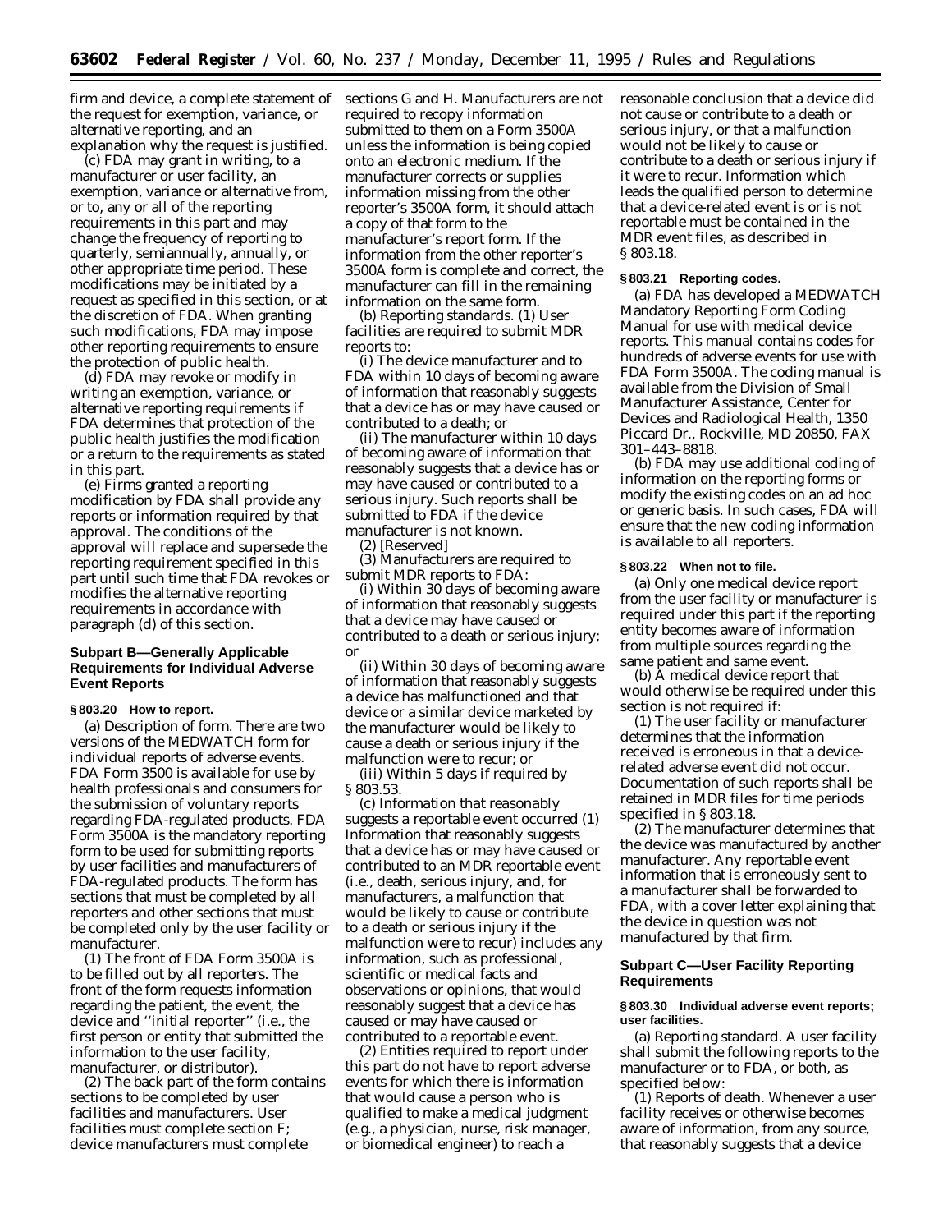firm and device, a complete statement of the request for exemption, variance, or alternative reporting, and an explanation why the request is justified.

(c) FDA may grant in writing, to a manufacturer or user facility, an exemption, variance or alternative from, or to, any or all of the reporting requirements in this part and may change the frequency of reporting to quarterly, semiannually, annually, or other appropriate time period. These modifications may be initiated by a request as specified in this section, or at the discretion of FDA. When granting such modifications, FDA may impose other reporting requirements to ensure the protection of public health.

(d) FDA may revoke or modify in writing an exemption, variance, or alternative reporting requirements if FDA determines that protection of the public health justifies the modification or a return to the requirements as stated in this part.

(e) Firms granted a reporting modification by FDA shall provide any reports or information required by that approval. The conditions of the approval will replace and supersede the reporting requirement specified in this part until such time that FDA revokes or modifies the alternative reporting requirements in accordance with paragraph (d) of this section.

## Subpart B—Generally Applicable Requirements for Individual Adverse Event Reports

### § 803.20 How to report.

(a) *Description of form.* There are two versions of the MEDWATCH form for individual reports of adverse events. FDA Form 3500 is available for use by health professionals and consumers for the submission of voluntary reports regarding FDA-regulated products. FDA Form 3500A is the mandatory reporting form to be used for submitting reports by user facilities and manufacturers of FDA-regulated products. The form has sections that must be completed by all reporters and other sections that must be completed only by the user facility or manufacturer.

(1) The front of FDA Form 3500A is to be filled out by all reporters. The front of the form requests information regarding the patient, the event, the device and ''initial reporter'' (i.e., the first person or entity that submitted the information to the user facility, manufacturer, or distributor).

(2) The back part of the form contains sections to be completed by user facilities and manufacturers. User facilities must complete section F; device manufacturers must complete sections G and H. Manufacturers are not required to recopy information submitted to them on a Form 3500A unless the information is being copied onto an electronic medium. If the manufacturer corrects or supplies information missing from the other reporter's 3500A form, it should attach a copy of that form to the manufacturer's report form. If the information from the other reporter's 3500A form is complete and correct, the manufacturer can fill in the remaining information on the same form.

(b) *Reporting standards.* (1) User facilities are required to submit MDR reports to:

(i) The device manufacturer and to FDA within 10 days of becoming aware of information that reasonably suggests that a device has or may have caused or contributed to a death; or

(ii) The manufacturer within 10 days of becoming aware of information that reasonably suggests that a device has or may have caused or contributed to a serious injury. Such reports shall be submitted to FDA if the device manufacturer is not known.

(2) [Reserved]

(3) Manufacturers are required to submit MDR reports to FDA:

(i) Within 30 days of becoming aware of information that reasonably suggests that a device may have caused or contributed to a death or serious injury; or

(ii) Within 30 days of becoming aware of information that reasonably suggests a device has malfunctioned and that device or a similar device marketed by the manufacturer would be likely to cause a death or serious injury if the malfunction were to recur; or

(iii) Within 5 days if required by § 803.53.

(c) *Information that reasonably suggests a reportable event occurred* (1) Information that reasonably suggests that a device has or may have caused or contributed to an MDR reportable event (i.e., death, serious injury, and, for manufacturers, a malfunction that would be likely to cause or contribute to a death or serious injury if the malfunction were to recur) includes any information, such as professional, scientific or medical facts and observations or opinions, that would reasonably suggest that a device has caused or may have caused or contributed to a reportable event.

(2) Entities required to report under this part do not have to report adverse events for which there is information that would cause a person who is qualified to make a medical judgment (e.g., a physician, nurse, risk manager, or biomedical engineer) to reach a reasonable conclusion that a device did not cause or contribute to a death or serious injury, or that a malfunction would not be likely to cause or contribute to a death or serious injury if it were to recur. Information which leads the qualified person to determine that a device-related event is or is not reportable must be contained in the MDR event files, as described in § 803.18.

### § 803.21 Reporting codes.

(a) FDA has developed a MEDWATCH Mandatory Reporting Form Coding Manual for use with medical device reports. This manual contains codes for hundreds of adverse events for use with FDA Form 3500A. The coding manual is available from the Division of Small Manufacturer Assistance, Center for Devices and Radiological Health, 1350 Piccard Dr., Rockville, MD 20850, FAX 301–443–8818.

(b) FDA may use additional coding of information on the reporting forms or modify the existing codes on an ad hoc or generic basis. In such cases, FDA will ensure that the new coding information is available to all reporters.

### § 803.22 When not to file.

(a) Only one medical device report from the user facility or manufacturer is required under this part if the reporting entity becomes aware of information from multiple sources regarding the same patient and same event.

(b) A medical device report that would otherwise be required under this section is not required if:

(1) The user facility or manufacturer determines that the information received is erroneous in that a device-related adverse event did not occur. Documentation of such reports shall be retained in MDR files for time periods specified in § 803.18.

(2) The manufacturer determines that the device was manufactured by another manufacturer. Any reportable event information that is erroneously sent to a manufacturer shall be forwarded to FDA, with a cover letter explaining that the device in question was not manufactured by that firm.

## Subpart C—User Facility Reporting Requirements

### § 803.30 Individual adverse event reports; user facilities.

(a) *Reporting standard.* A user facility shall submit the following reports to the manufacturer or to FDA, or both, as specified below:

(1) *Reports of death.* Whenever a user facility receives or otherwise becomes aware of information, from any source, that reasonably suggests that a device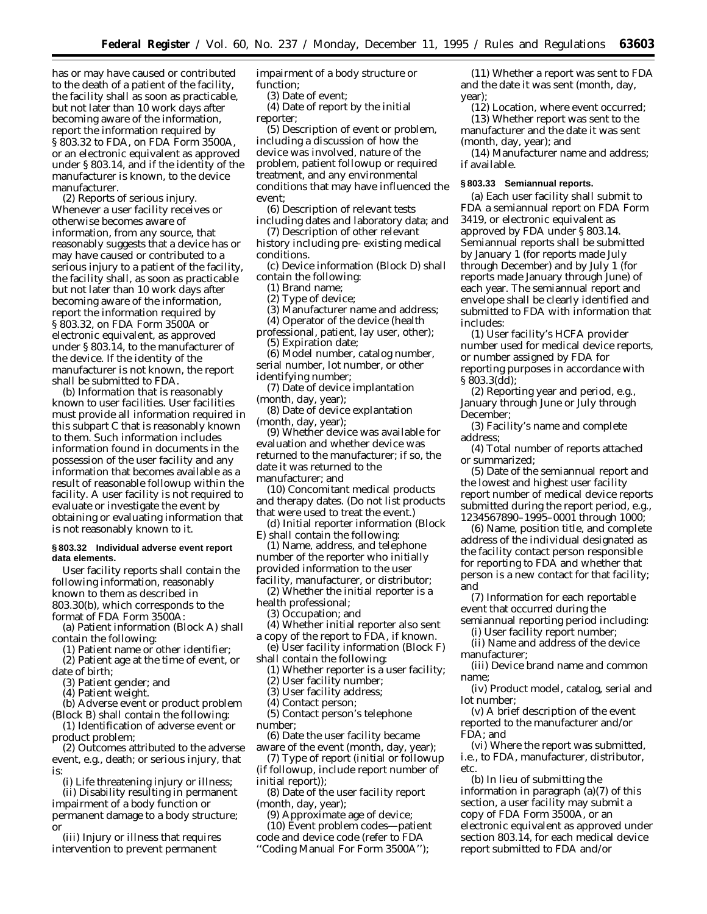has or may have caused or contributed to the death of a patient of the facility, the facility shall as soon as practicable, but not later than 10 work days after becoming aware of the information, report the information required by § 803.32 to FDA, on FDA Form 3500A, or an electronic equivalent as approved under § 803.14, and if the identity of the manufacturer is known, to the device manufacturer.

(2) *Reports of serious injury.* Whenever a user facility receives or otherwise becomes aware of information, from any source, that reasonably suggests that a device has or may have caused or contributed to a serious injury to a patient of the facility, the facility shall, as soon as practicable but not later than 10 work days after becoming aware of the information, report the information required by § 803.32, on FDA Form 3500A or electronic equivalent, as approved under § 803.14, to the manufacturer of the device. If the identity of the manufacturer is not known, the report shall be submitted to FDA.

(b) *Information that is reasonably known to user facilities.* User facilities must provide all information required in this subpart C that is reasonably known to them. Such information includes information found in documents in the possession of the user facility and any information that becomes available as a result of reasonable followup within the facility. A user facility is not required to evaluate or investigate the event by obtaining or evaluating information that is not reasonably known to it.

**§ 803.32 Individual adverse event report data elements.**

User facility reports shall contain the following information, reasonably known to them as described in 803.30(b), which corresponds to the format of FDA Form 3500A:

(a) Patient information (Block A) shall contain the following:

(1) Patient name or other identifier;

(2) Patient age at the time of event, or date of birth;

(3) Patient gender; and

(4) Patient weight.

(b) Adverse event or product problem (Block B) shall contain the following:

(1) Identification of adverse event or product problem;

(2) Outcomes attributed to the adverse event, e.g., death; or serious injury, that is:

(i) Life threatening injury or illness;

(ii) Disability resulting in permanent impairment of a body function or permanent damage to a body structure; or

(iii) Injury or illness that requires intervention to prevent permanent impairment of a body structure or function;

(3) Date of event;

(4) Date of report by the initial reporter;

(5) Description of event or problem, including a discussion of how the device was involved, nature of the problem, patient followup or required treatment, and any environmental conditions that may have influenced the event;

(6) Description of relevant tests including dates and laboratory data; and

(7) Description of other relevant history including pre- existing medical conditions.

(c) Device information (Block D) shall contain the following:

(1) Brand name;

(2) Type of device;

(3) Manufacturer name and address;

(4) Operator of the device (health professional, patient, lay user, other);

(5) Expiration date;

(6) Model number, catalog number, serial number, lot number, or other identifying number;

(7) Date of device implantation (month, day, year);

(8) Date of device explantation (month, day, year);

(9) Whether device was available for evaluation and whether device was returned to the manufacturer; if so, the date it was returned to the manufacturer; and

(10) Concomitant medical products and therapy dates. (Do not list products that were used to treat the event.)

(d) Initial reporter information (Block E) shall contain the following:

(1) Name, address, and telephone number of the reporter who initially provided information to the user facility, manufacturer, or distributor;

(2) Whether the initial reporter is a health professional;

(3) Occupation; and

(4) Whether initial reporter also sent a copy of the report to FDA, if known.

(e) User facility information (Block F) shall contain the following:

(1) Whether reporter is a user facility;

(2) User facility number;

(3) User facility address;

(4) Contact person;

(5) Contact person's telephone number;

(6) Date the user facility became aware of the event (month, day, year);

(7) Type of report (initial or followup (if followup, include report number of initial report));

(8) Date of the user facility report (month, day, year);

(9) Approximate age of device;

(10) Event problem codes—patient code and device code (refer to FDA ''Coding Manual For Form 3500A'');

(11) Whether a report was sent to FDA and the date it was sent (month, day, year);

(12) Location, where event occurred;

(13) Whether report was sent to the manufacturer and the date it was sent (month, day, year); and

(14) Manufacturer name and address; if available.

**§ 803.33 Semiannual reports.**

(a) Each user facility shall submit to FDA a semiannual report on FDA Form 3419, or electronic equivalent as approved by FDA under § 803.14. Semiannual reports shall be submitted by January 1 (for reports made July through December) and by July 1 (for reports made January through June) of each year. The semiannual report and envelope shall be clearly identified and submitted to FDA with information that includes:

(1) User facility's HCFA provider number used for medical device reports, or number assigned by FDA for reporting purposes in accordance with § 803.3(dd);

(2) Reporting year and period, e.g., January through June or July through December;

(3) Facility's name and complete address;

(4) Total number of reports attached or summarized;

(5) Date of the semiannual report and the lowest and highest user facility report number of medical device reports submitted during the report period, e.g., 1234567890–1995–0001 through 1000;

(6) Name, position title, and complete address of the individual designated as the facility contact person responsible for reporting to FDA and whether that person is a new contact for that facility; and

(7) Information for each reportable event that occurred during the semiannual reporting period including:

(i) User facility report number;

(ii) Name and address of the device manufacturer;

(iii) Device brand name and common name;

(iv) Product model, catalog, serial and lot number;

(v) A brief description of the event reported to the manufacturer and/or FDA; and

(vi) Where the report was submitted, i.e., to FDA, manufacturer, distributor, etc.

(b) In lieu of submitting the information in paragraph (a)(7) of this section, a user facility may submit a copy of FDA Form 3500A, or an electronic equivalent as approved under section 803.14, for each medical device report submitted to FDA and/or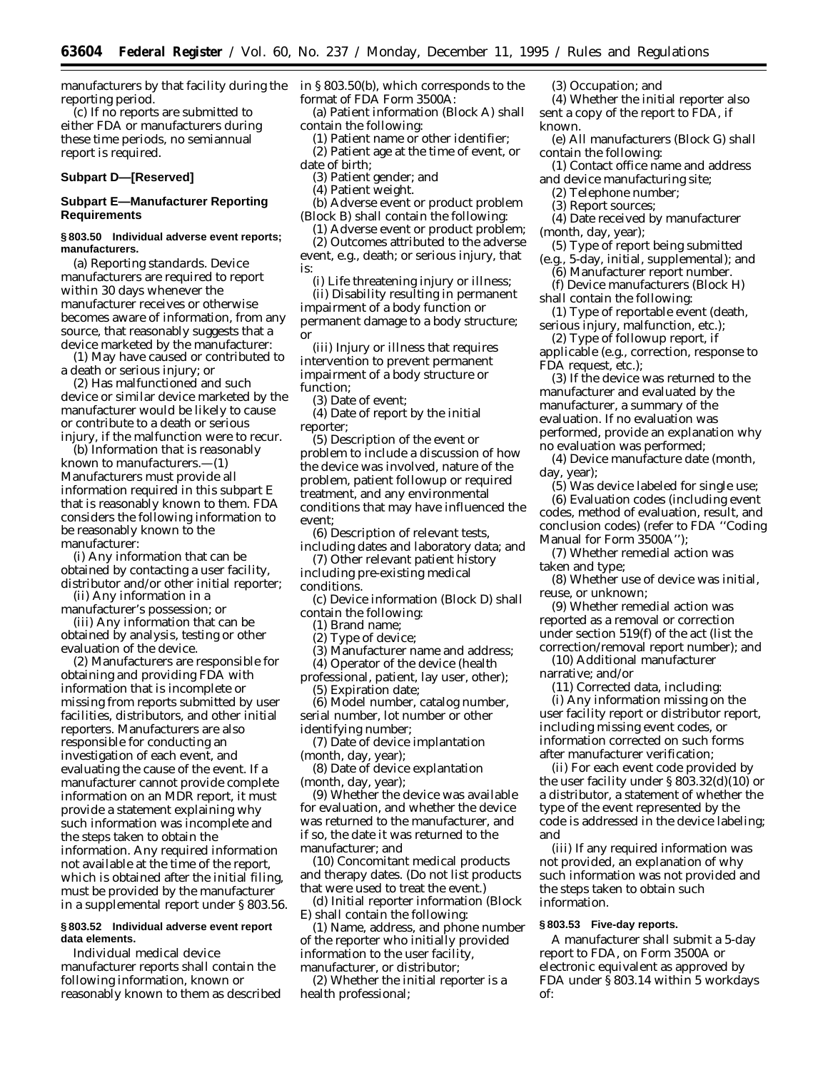manufacturers by that facility during the reporting period.

(c) If no reports are submitted to either FDA or manufacturers during these time periods, no semiannual report is required.

## Subpart D—[Reserved]

## Subpart E—Manufacturer Reporting Requirements

### § 803.50 Individual adverse event reports; manufacturers.

(a) *Reporting standards*. Device manufacturers are required to report within 30 days whenever the manufacturer receives or otherwise becomes aware of information, from any source, that reasonably suggests that a device marketed by the manufacturer:

(1) May have caused or contributed to a death or serious injury; or

(2) Has malfunctioned and such device or similar device marketed by the manufacturer would be likely to cause or contribute to a death or serious injury, if the malfunction were to recur.

(b) *Information that is reasonably known to manufacturers*.—(1) Manufacturers must provide all information required in this subpart E that is reasonably known to them. FDA considers the following information to be reasonably known to the manufacturer:

(i) Any information that can be obtained by contacting a user facility, distributor and/or other initial reporter;

(ii) Any information in a manufacturer's possession; or

(iii) Any information that can be obtained by analysis, testing or other evaluation of the device.

(2) Manufacturers are responsible for obtaining and providing FDA with information that is incomplete or missing from reports submitted by user facilities, distributors, and other initial reporters. Manufacturers are also responsible for conducting an investigation of each event, and evaluating the cause of the event. If a manufacturer cannot provide complete information on an MDR report, it must provide a statement explaining why such information was incomplete and the steps taken to obtain the information. Any required information not available at the time of the report, which is obtained after the initial filing, must be provided by the manufacturer in a supplemental report under § 803.56.

### § 803.52 Individual adverse event report data elements.

Individual medical device manufacturer reports shall contain the following information, known or reasonably known to them as described in § 803.50(b), which corresponds to the format of FDA Form 3500A:

(a) Patient information (Block A) shall contain the following:

(1) Patient name or other identifier;

(2) Patient age at the time of event, or date of birth;

(3) Patient gender; and

(4) Patient weight.

(b) Adverse event or product problem (Block B) shall contain the following:

(1) Adverse event or product problem;

(2) Outcomes attributed to the adverse event, e.g., death; or serious injury, that is:

(i) Life threatening injury or illness;

(ii) Disability resulting in permanent impairment of a body function or permanent damage to a body structure; or

(iii) Injury or illness that requires intervention to prevent permanent impairment of a body structure or function;

(3) Date of event;

(4) Date of report by the initial reporter;

(5) Description of the event or problem to include a discussion of how the device was involved, nature of the problem, patient followup or required treatment, and any environmental conditions that may have influenced the event;

(6) Description of relevant tests, including dates and laboratory data; and

(7) Other relevant patient history including pre-existing medical conditions.

(c) Device information (Block D) shall contain the following:

(1) Brand name;

(2) Type of device;

(3) Manufacturer name and address;

(4) Operator of the device (health professional, patient, lay user, other);

(5) Expiration date;

(6) Model number, catalog number, serial number, lot number or other identifying number;

(7) Date of device implantation (month, day, year);

(8) Date of device explantation (month, day, year);

(9) Whether the device was available for evaluation, and whether the device was returned to the manufacturer, and if so, the date it was returned to the manufacturer; and

(10) Concomitant medical products and therapy dates. (Do not list products that were used to treat the event.)

(d) Initial reporter information (Block E) shall contain the following:

(1) Name, address, and phone number of the reporter who initially provided information to the user facility, manufacturer, or distributor;

(2) Whether the initial reporter is a health professional;

(3) Occupation; and

(4) Whether the initial reporter also sent a copy of the report to FDA, if known.

(e) All manufacturers (Block G) shall contain the following:

(1) Contact office name and address and device manufacturing site;

(2) Telephone number;

(3) Report sources;

(4) Date received by manufacturer (month, day, year);

(5) Type of report being submitted (e.g., 5-day, initial, supplemental); and

(6) Manufacturer report number.

(f) Device manufacturers (Block H) shall contain the following:

(1) Type of reportable event (death, serious injury, malfunction, etc.);

(2) Type of followup report, if applicable (e.g., correction, response to FDA request, etc.);

(3) If the device was returned to the manufacturer and evaluated by the manufacturer, a summary of the evaluation. If no evaluation was performed, provide an explanation why no evaluation was performed;

(4) Device manufacture date (month, day, year);

(5) Was device labeled for single use;

(6) Evaluation codes (including event codes, method of evaluation, result, and conclusion codes) (refer to FDA ''Coding Manual for Form 3500A'');

(7) Whether remedial action was taken and type;

(8) Whether use of device was initial, reuse, or unknown;

(9) Whether remedial action was reported as a removal or correction under section 519(f) of the act (list the correction/removal report number); and

(10) Additional manufacturer narrative; and/or

(11) Corrected data, including:

(i) Any information missing on the user facility report or distributor report, including missing event codes, or information corrected on such forms after manufacturer verification;

(ii) For each event code provided by the user facility under § 803.32(d)(10) or a distributor, a statement of whether the type of the event represented by the code is addressed in the device labeling; and

(iii) If any required information was not provided, an explanation of why such information was not provided and the steps taken to obtain such information.

### § 803.53 Five-day reports.

A manufacturer shall submit a 5-day report to FDA, on Form 3500A or electronic equivalent as approved by FDA under § 803.14 within 5 workdays of: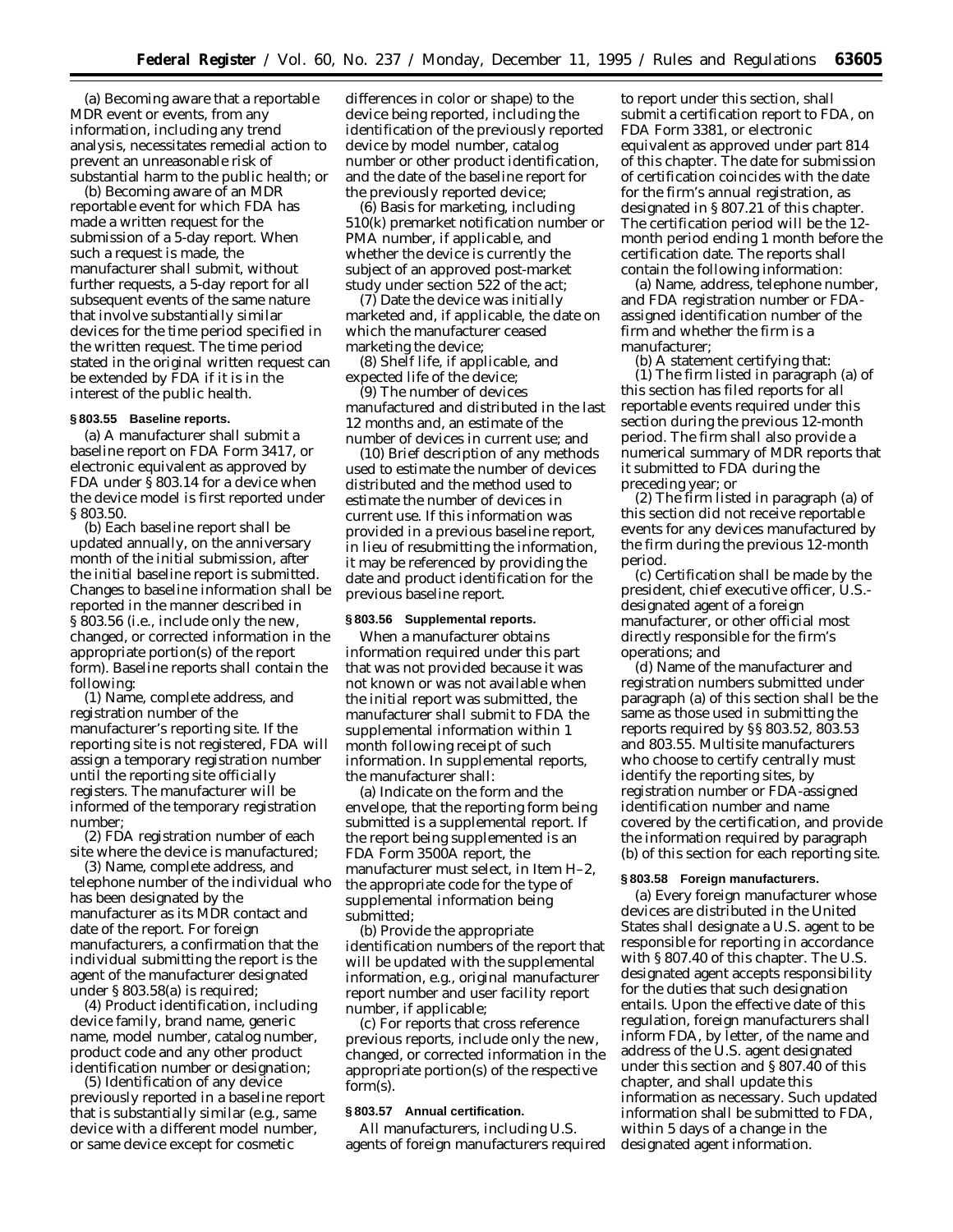(a) Becoming aware that a reportable MDR event or events, from any information, including any trend analysis, necessitates remedial action to prevent an unreasonable risk of substantial harm to the public health; or

(b) Becoming aware of an MDR reportable event for which FDA has made a written request for the submission of a 5-day report. When such a request is made, the manufacturer shall submit, without further requests, a 5-day report for all subsequent events of the same nature that involve substantially similar devices for the time period specified in the written request. The time period stated in the original written request can be extended by FDA if it is in the interest of the public health.

**§ 803.55 Baseline reports.**

(a) A manufacturer shall submit a baseline report on FDA Form 3417, or electronic equivalent as approved by FDA under § 803.14 for a device when the device model is first reported under § 803.50.

(b) Each baseline report shall be updated annually, on the anniversary month of the initial submission, after the initial baseline report is submitted. Changes to baseline information shall be reported in the manner described in § 803.56 (i.e., include only the new, changed, or corrected information in the appropriate portion(s) of the report form). Baseline reports shall contain the following:

(1) Name, complete address, and registration number of the manufacturer's reporting site. If the reporting site is not registered, FDA will assign a temporary registration number until the reporting site officially registers. The manufacturer will be informed of the temporary registration number;

(2) FDA registration number of each site where the device is manufactured;

(3) Name, complete address, and telephone number of the individual who has been designated by the manufacturer as its MDR contact and date of the report. For foreign manufacturers, a confirmation that the individual submitting the report is the agent of the manufacturer designated under § 803.58(a) is required;

(4) Product identification, including device family, brand name, generic name, model number, catalog number, product code and any other product identification number or designation;

(5) Identification of any device previously reported in a baseline report that is substantially similar (e.g., same device with a different model number, or same device except for cosmetic differences in color or shape) to the device being reported, including the identification of the previously reported device by model number, catalog number or other product identification, and the date of the baseline report for the previously reported device;

(6) Basis for marketing, including 510(k) premarket notification number or PMA number, if applicable, and whether the device is currently the subject of an approved post-market study under section 522 of the act;

(7) Date the device was initially marketed and, if applicable, the date on which the manufacturer ceased marketing the device;

(8) Shelf life, if applicable, and expected life of the device;

(9) The number of devices manufactured and distributed in the last 12 months and, an estimate of the number of devices in current use; and

(10) Brief description of any methods used to estimate the number of devices distributed and the method used to estimate the number of devices in current use. If this information was provided in a previous baseline report, in lieu of resubmitting the information, it may be referenced by providing the date and product identification for the previous baseline report.

**§ 803.56 Supplemental reports.**

When a manufacturer obtains information required under this part that was not provided because it was not known or was not available when the initial report was submitted, the manufacturer shall submit to FDA the supplemental information within 1 month following receipt of such information. In supplemental reports, the manufacturer shall:

(a) Indicate on the form and the envelope, that the reporting form being submitted is a supplemental report. If the report being supplemented is an FDA Form 3500A report, the manufacturer must select, in Item H–2, the appropriate code for the type of supplemental information being submitted;

(b) Provide the appropriate identification numbers of the report that will be updated with the supplemental information, e.g., original manufacturer report number and user facility report number, if applicable;

(c) For reports that cross reference previous reports, include only the new, changed, or corrected information in the appropriate portion(s) of the respective form(s).

**§ 803.57 Annual certification.**

All manufacturers, including U.S. agents of foreign manufacturers required to report under this section, shall submit a certification report to FDA, on FDA Form 3381, or electronic equivalent as approved under part 814 of this chapter. The date for submission of certification coincides with the date for the firm's annual registration, as designated in § 807.21 of this chapter. The certification period will be the 12-month period ending 1 month before the certification date. The reports shall contain the following information:

(a) Name, address, telephone number, and FDA registration number or FDA-assigned identification number of the firm and whether the firm is a manufacturer;

(b) A statement certifying that:

(1) The firm listed in paragraph (a) of this section has filed reports for all reportable events required under this section during the previous 12-month period. The firm shall also provide a numerical summary of MDR reports that it submitted to FDA during the preceding year; or

(2) The firm listed in paragraph (a) of this section did not receive reportable events for any devices manufactured by the firm during the previous 12-month period.

(c) Certification shall be made by the president, chief executive officer, U.S.-designated agent of a foreign manufacturer, or other official most directly responsible for the firm's operations; and

(d) Name of the manufacturer and registration numbers submitted under paragraph (a) of this section shall be the same as those used in submitting the reports required by §§ 803.52, 803.53 and 803.55. Multisite manufacturers who choose to certify centrally must identify the reporting sites, by registration number or FDA-assigned identification number and name covered by the certification, and provide the information required by paragraph (b) of this section for each reporting site.

**§ 803.58 Foreign manufacturers.**

(a) Every foreign manufacturer whose devices are distributed in the United States shall designate a U.S. agent to be responsible for reporting in accordance with § 807.40 of this chapter. The U.S. designated agent accepts responsibility for the duties that such designation entails. Upon the effective date of this regulation, foreign manufacturers shall inform FDA, by letter, of the name and address of the U.S. agent designated under this section and § 807.40 of this chapter, and shall update this information as necessary. Such updated information shall be submitted to FDA, within 5 days of a change in the designated agent information.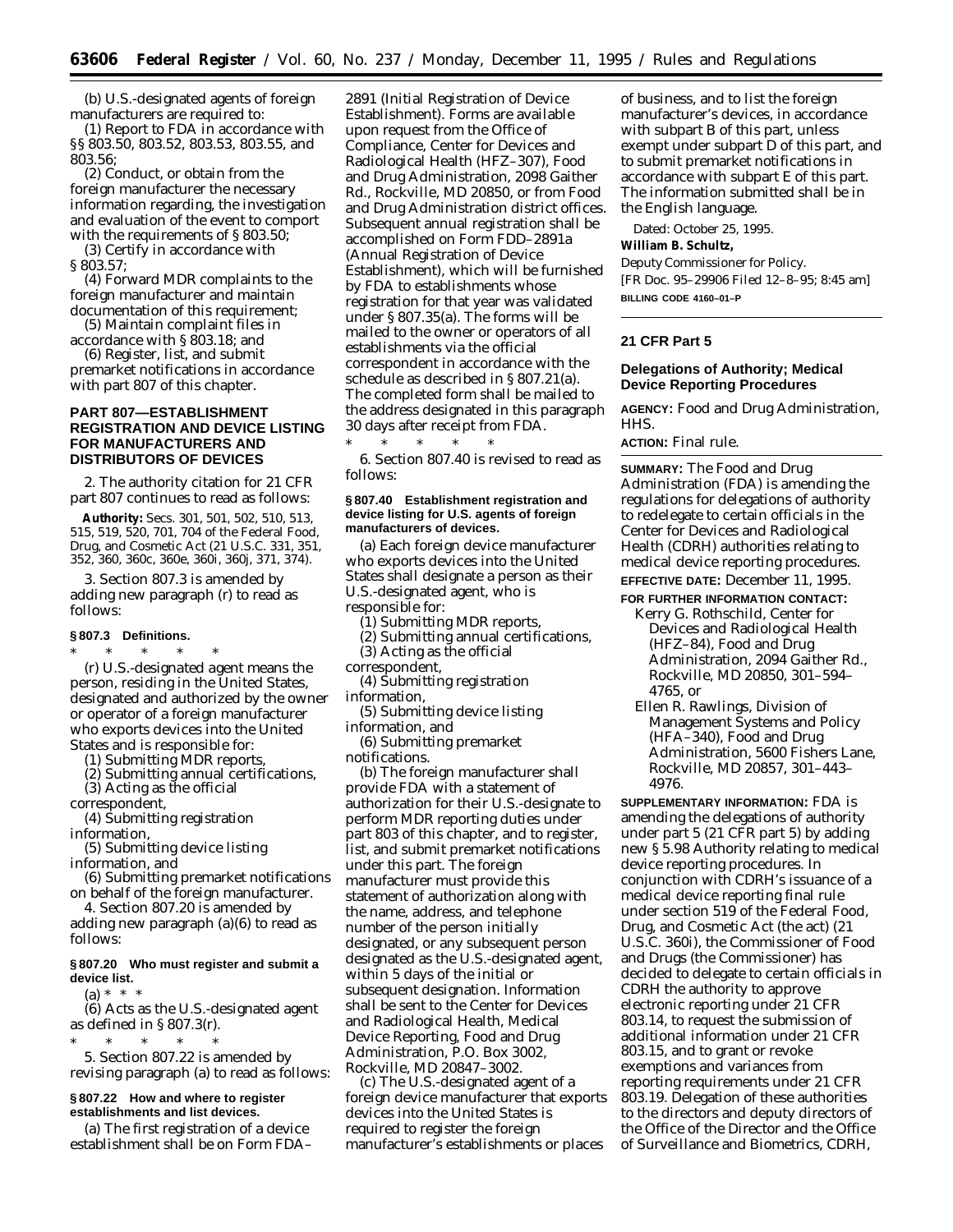(b) U.S.-designated agents of foreign manufacturers are required to:

(1) Report to FDA in accordance with §§ 803.50, 803.52, 803.53, 803.55, and 803.56;

(2) Conduct, or obtain from the foreign manufacturer the necessary information regarding, the investigation and evaluation of the event to comport with the requirements of § 803.50;

(3) Certify in accordance with § 803.57;

(4) Forward MDR complaints to the foreign manufacturer and maintain documentation of this requirement;

(5) Maintain complaint files in accordance with § 803.18; and

(6) Register, list, and submit premarket notifications in accordance with part 807 of this chapter.

## PART 807—ESTABLISHMENT REGISTRATION AND DEVICE LISTING FOR MANUFACTURERS AND DISTRIBUTORS OF DEVICES

2. The authority citation for 21 CFR part 807 continues to read as follows:

**Authority:** Secs. 301, 501, 502, 510, 513, 515, 519, 520, 701, 704 of the Federal Food, Drug, and Cosmetic Act (21 U.S.C. 331, 351, 352, 360, 360c, 360e, 360i, 360j, 371, 374).

3. Section 807.3 is amended by adding new paragraph (r) to read as follows:

### § 807.3 Definitions.

\* \* \* \* \*

(r) *U.S.-designated agent* means the person, residing in the United States, designated and authorized by the owner or operator of a foreign manufacturer who exports devices into the United States and is responsible for:

(1) Submitting MDR reports,

(2) Submitting annual certifications,

(3) Acting as the official correspondent,

(4) Submitting registration information,

(5) Submitting device listing information, and

(6) Submitting premarket notifications on behalf of the foreign manufacturer.

4. Section 807.20 is amended by adding new paragraph (a)(6) to read as follows:

### § 807.20 Who must register and submit a device list.

(a) \* \* \*

(6) Acts as the U.S.-designated agent as defined in § 807.3(r).

\* \* \* \* \*

5. Section 807.22 is amended by revising paragraph (a) to read as follows:

### § 807.22 How and where to register establishments and list devices.

(a) The first registration of a device establishment shall be on Form FDA–2891 (Initial Registration of Device Establishment). Forms are available upon request from the Office of Compliance, Center for Devices and Radiological Health (HFZ–307), Food and Drug Administration, 2098 Gaither Rd., Rockville, MD 20850, or from Food and Drug Administration district offices. Subsequent annual registration shall be accomplished on Form FDD–2891a (Annual Registration of Device Establishment), which will be furnished by FDA to establishments whose registration for that year was validated under § 807.35(a). The forms will be mailed to the owner or operators of all establishments via the official correspondent in accordance with the schedule as described in § 807.21(a). The completed form shall be mailed to the address designated in this paragraph 30 days after receipt from FDA.

\* \* \* \* \*

6. Section 807.40 is revised to read as follows:

### § 807.40 Establishment registration and device listing for U.S. agents of foreign manufacturers of devices.

(a) Each foreign device manufacturer who exports devices into the United States shall designate a person as their U.S.-designated agent, who is responsible for:

(1) Submitting MDR reports,

(2) Submitting annual certifications,

(3) Acting as the official correspondent,

(4) Submitting registration information,

(5) Submitting device listing information, and

(6) Submitting premarket notifications.

(b) The foreign manufacturer shall provide FDA with a statement of authorization for their U.S.-designate to perform MDR reporting duties under part 803 of this chapter, and to register, list, and submit premarket notifications under this part. The foreign manufacturer must provide this statement of authorization along with the name, address, and telephone number of the person initially designated, or any subsequent person designated as the U.S.-designated agent, within 5 days of the initial or subsequent designation. Information shall be sent to the Center for Devices and Radiological Health, Medical Device Reporting, Food and Drug Administration, P.O. Box 3002, Rockville, MD 20847–3002.

(c) The U.S.-designated agent of a foreign device manufacturer that exports devices into the United States is required to register the foreign manufacturer's establishments or places of business, and to list the foreign manufacturer's devices, in accordance with subpart B of this part, unless exempt under subpart D of this part, and to submit premarket notifications in accordance with subpart E of this part. The information submitted shall be in the English language.

Dated: October 25, 1995.

**William B. Schultz,**

*Deputy Commissioner for Policy.*

[FR Doc. 95–29906 Filed 12–8–95; 8:45 am]

**BILLING CODE 4160–01–P**

---

## 21 CFR Part 5

## Delegations of Authority; Medical Device Reporting Procedures

**AGENCY:** Food and Drug Administration, HHS.

**ACTION:** Final rule.

**SUMMARY:** The Food and Drug Administration (FDA) is amending the regulations for delegations of authority to redelegate to certain officials in the Center for Devices and Radiological Health (CDRH) authorities relating to medical device reporting procedures.

**EFFECTIVE DATE:** December 11, 1995.

**FOR FURTHER INFORMATION CONTACT:**

Kerry G. Rothschild, Center for Devices and Radiological Health (HFZ–84), Food and Drug Administration, 2094 Gaither Rd., Rockville, MD 20850, 301–594–4765, or

Ellen R. Rawlings, Division of Management Systems and Policy (HFA–340), Food and Drug Administration, 5600 Fishers Lane, Rockville, MD 20857, 301–443–4976.

**SUPPLEMENTARY INFORMATION:** FDA is amending the delegations of authority under part 5 (21 CFR part 5) by adding new § 5.98 Authority relating to medical device reporting procedures. In conjunction with CDRH's issuance of a medical device reporting final rule under section 519 of the Federal Food, Drug, and Cosmetic Act (the act) (21 U.S.C. 360i), the Commissioner of Food and Drugs (the Commissioner) has decided to delegate to certain officials in CDRH the authority to approve electronic reporting under 21 CFR 803.14, to request the submission of additional information under 21 CFR 803.15, and to grant or revoke exemptions and variances from reporting requirements under 21 CFR 803.19. Delegation of these authorities to the directors and deputy directors of the Office of the Director and the Office of Surveillance and Biometrics, CDRH,